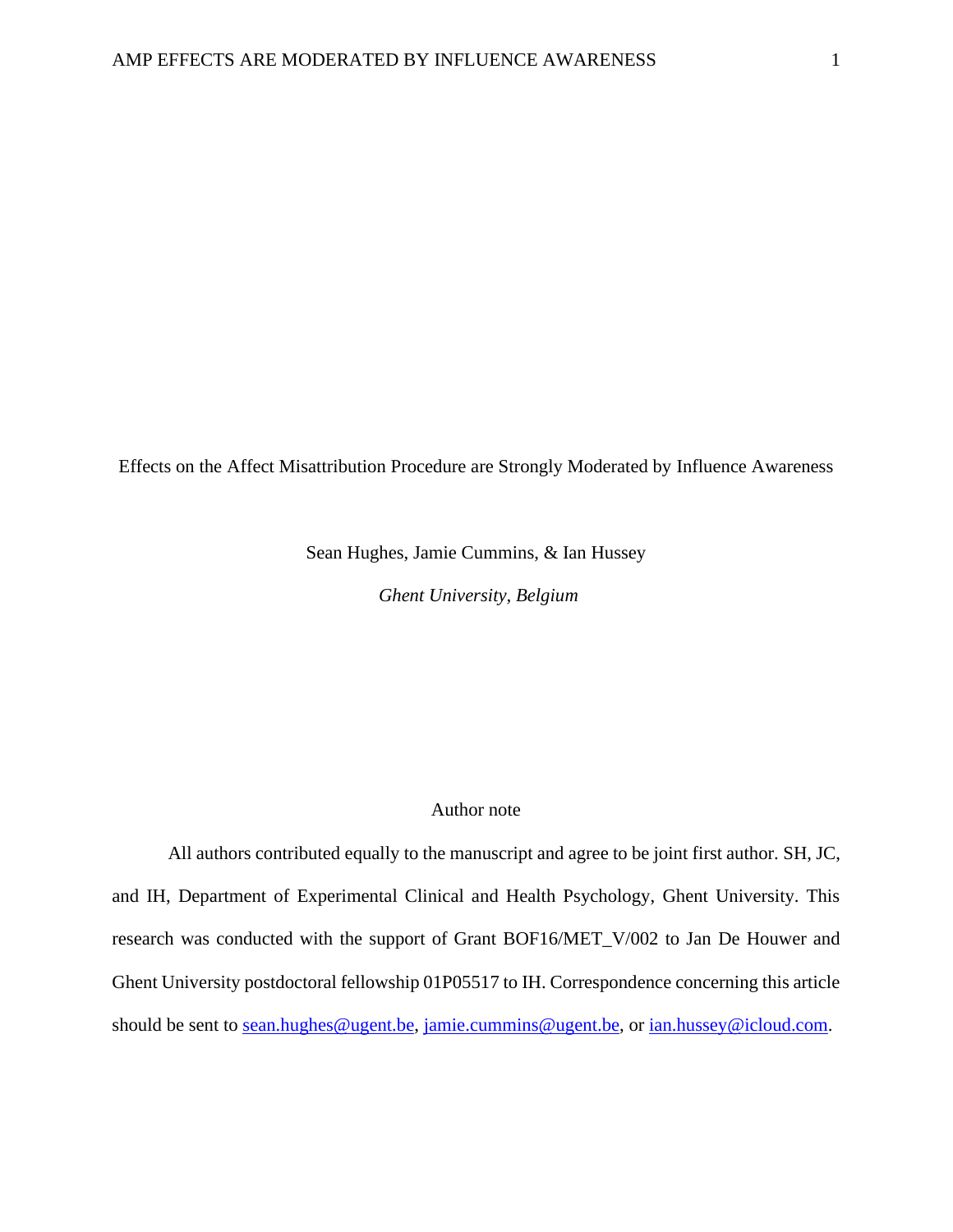# Effects on the Affect Misattribution Procedure are Strongly Moderated by Influence Awareness

Sean Hughes, Jamie Cummins, & Ian Hussey

*Ghent University, Belgium*

## Author note

All authors contributed equally to the manuscript and agree to be joint first author. SH, JC, and IH, Department of Experimental Clinical and Health Psychology, Ghent University. This research was conducted with the support of Grant BOF16/MET_V/002 to Jan De Houwer and Ghent University postdoctoral fellowship 01P05517 to IH. Correspondence concerning this article should be sent to sean.hughes@ugent.be, jamie.cummins@ugent.be, or ian.hussey@icloud.com.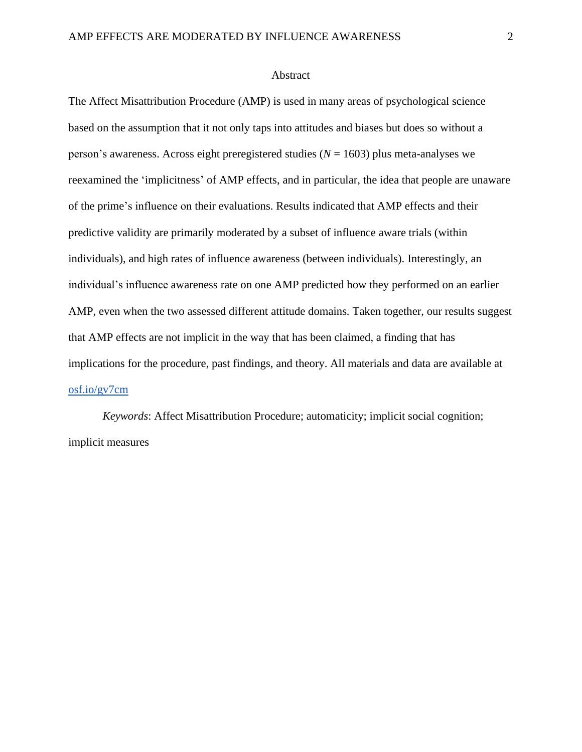# Abstract

The Affect Misattribution Procedure (AMP) is used in many areas of psychological science based on the assumption that it not only taps into attitudes and biases but does so without a person's awareness. Across eight preregistered studies ($N$ = 1603) plus meta-analyses we reexamined the 'implicitness' of AMP effects, and in particular, the idea that people are unaware of the prime's influence on their evaluations. Results indicated that AMP effects and their predictive validity are primarily moderated by a subset of influence aware trials (within individuals), and high rates of influence awareness (between individuals). Interestingly, an individual's influence awareness rate on one AMP predicted how they performed on an earlier AMP, even when the two assessed different attitude domains. Taken together, our results suggest that AMP effects are not implicit in the way that has been claimed, a finding that has implications for the procedure, past findings, and theory. All materials and data are available at osf.io/gv7cm

*Keywords*: Affect Misattribution Procedure; automaticity; implicit social cognition; implicit measures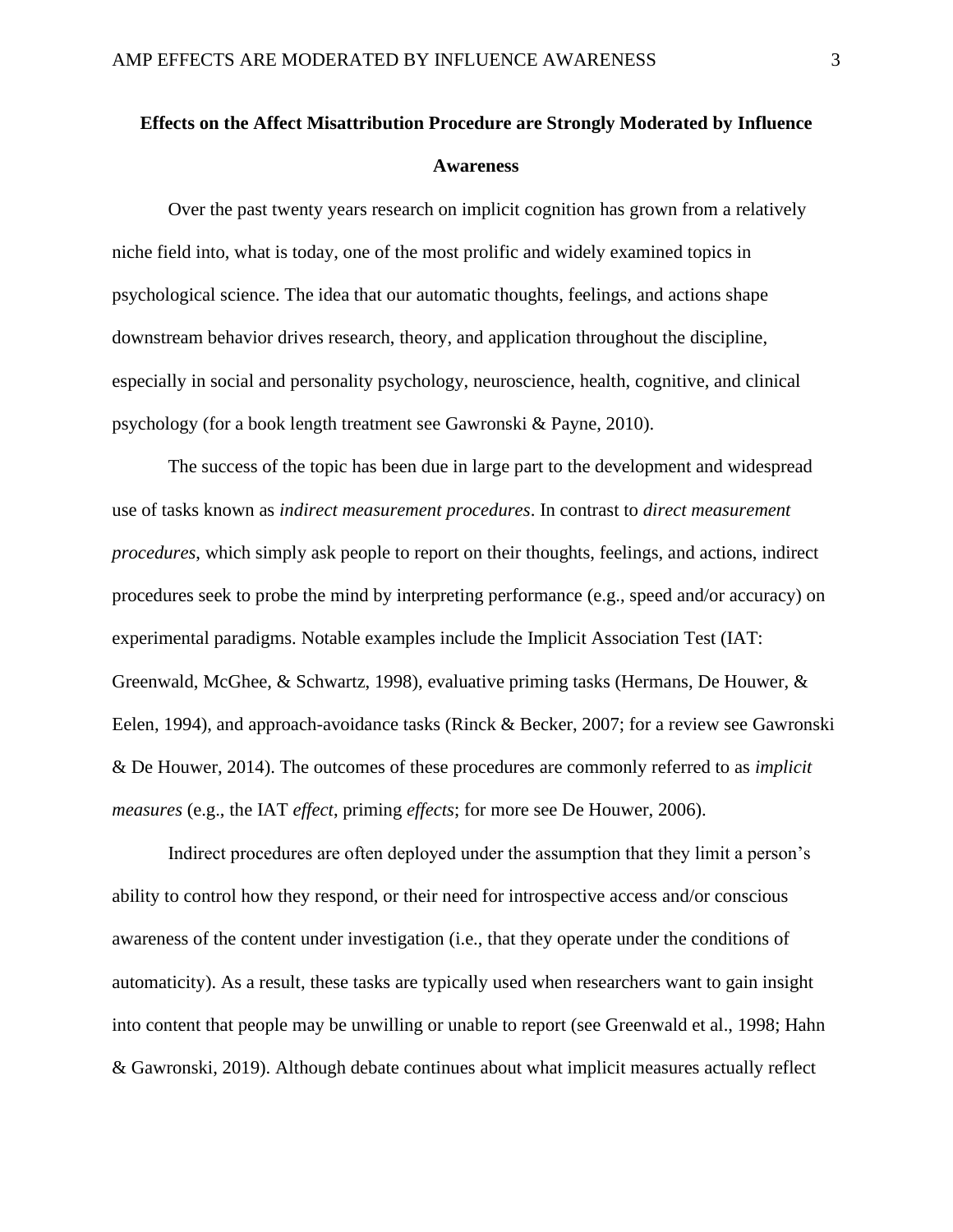# Effects on the Affect Misattribution Procedure are Strongly Moderated by Influence Awareness

Over the past twenty years research on implicit cognition has grown from a relatively niche field into, what is today, one of the most prolific and widely examined topics in psychological science. The idea that our automatic thoughts, feelings, and actions shape downstream behavior drives research, theory, and application throughout the discipline, especially in social and personality psychology, neuroscience, health, cognitive, and clinical psychology (for a book length treatment see Gawronski & Payne, 2010).

The success of the topic has been due in large part to the development and widespread use of tasks known as *indirect measurement procedures*. In contrast to *direct measurement procedures*, which simply ask people to report on their thoughts, feelings, and actions, indirect procedures seek to probe the mind by interpreting performance (e.g., speed and/or accuracy) on experimental paradigms. Notable examples include the Implicit Association Test (IAT: Greenwald, McGhee, & Schwartz, 1998), evaluative priming tasks (Hermans, De Houwer, & Eelen, 1994), and approach-avoidance tasks (Rinck & Becker, 2007; for a review see Gawronski & De Houwer, 2014). The outcomes of these procedures are commonly referred to as *implicit measures* (e.g., the IAT *effect*, priming *effects*; for more see De Houwer, 2006).

Indirect procedures are often deployed under the assumption that they limit a person's ability to control how they respond, or their need for introspective access and/or conscious awareness of the content under investigation (i.e., that they operate under the conditions of automaticity). As a result, these tasks are typically used when researchers want to gain insight into content that people may be unwilling or unable to report (see Greenwald et al., 1998; Hahn & Gawronski, 2019). Although debate continues about what implicit measures actually reflect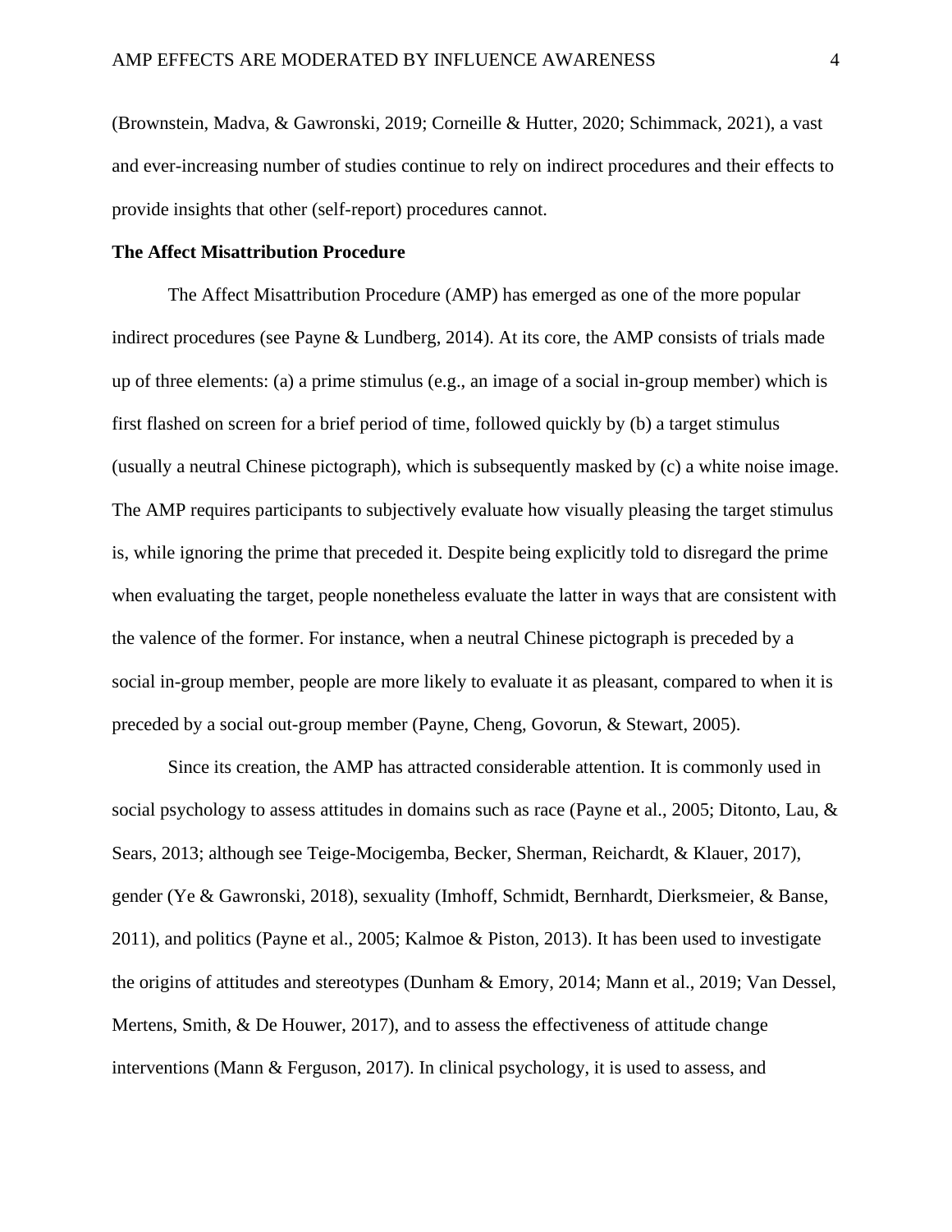(Brownstein, Madva, & Gawronski, 2019; Corneille & Hutter, 2020; Schimmack, 2021), a vast and ever-increasing number of studies continue to rely on indirect procedures and their effects to provide insights that other (self-report) procedures cannot.

**The Affect Misattribution Procedure**

The Affect Misattribution Procedure (AMP) has emerged as one of the more popular indirect procedures (see Payne & Lundberg, 2014). At its core, the AMP consists of trials made up of three elements: (a) a prime stimulus (e.g., an image of a social in-group member) which is first flashed on screen for a brief period of time, followed quickly by (b) a target stimulus (usually a neutral Chinese pictograph), which is subsequently masked by (c) a white noise image. The AMP requires participants to subjectively evaluate how visually pleasing the target stimulus is, while ignoring the prime that preceded it. Despite being explicitly told to disregard the prime when evaluating the target, people nonetheless evaluate the latter in ways that are consistent with the valence of the former. For instance, when a neutral Chinese pictograph is preceded by a social in-group member, people are more likely to evaluate it as pleasant, compared to when it is preceded by a social out-group member (Payne, Cheng, Govorun, & Stewart, 2005).

Since its creation, the AMP has attracted considerable attention. It is commonly used in social psychology to assess attitudes in domains such as race (Payne et al., 2005; Ditonto, Lau, & Sears, 2013; although see Teige-Mocigemba, Becker, Sherman, Reichardt, & Klauer, 2017), gender (Ye & Gawronski, 2018), sexuality (Imhoff, Schmidt, Bernhardt, Dierksmeier, & Banse, 2011), and politics (Payne et al., 2005; Kalmoe & Piston, 2013). It has been used to investigate the origins of attitudes and stereotypes (Dunham & Emory, 2014; Mann et al., 2019; Van Dessel, Mertens, Smith, & De Houwer, 2017), and to assess the effectiveness of attitude change interventions (Mann & Ferguson, 2017). In clinical psychology, it is used to assess, and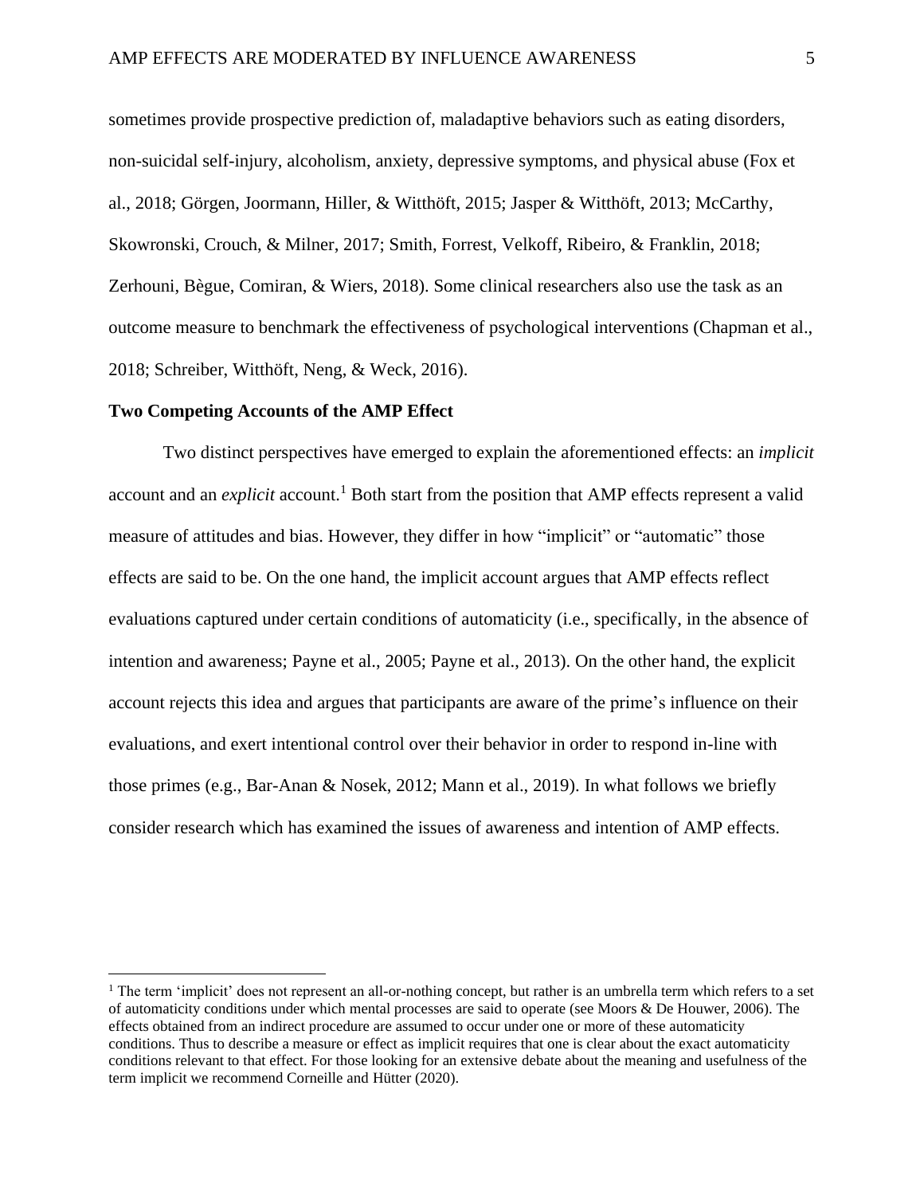sometimes provide prospective prediction of, maladaptive behaviors such as eating disorders, non-suicidal self-injury, alcoholism, anxiety, depressive symptoms, and physical abuse (Fox et al., 2018; Görgen, Joormann, Hiller, & Witthöft, 2015; Jasper & Witthöft, 2013; McCarthy, Skowronski, Crouch, & Milner, 2017; Smith, Forrest, Velkoff, Ribeiro, & Franklin, 2018; Zerhouni, Bègue, Comiran, & Wiers, 2018). Some clinical researchers also use the task as an outcome measure to benchmark the effectiveness of psychological interventions (Chapman et al., 2018; Schreiber, Witthöft, Neng, & Weck, 2016).

## Two Competing Accounts of the AMP Effect

Two distinct perspectives have emerged to explain the aforementioned effects: an *implicit* account and an *explicit* account.[1] Both start from the position that AMP effects represent a valid measure of attitudes and bias. However, they differ in how "implicit" or "automatic" those effects are said to be. On the one hand, the implicit account argues that AMP effects reflect evaluations captured under certain conditions of automaticity (i.e., specifically, in the absence of intention and awareness; Payne et al., 2005; Payne et al., 2013). On the other hand, the explicit account rejects this idea and argues that participants are aware of the prime's influence on their evaluations, and exert intentional control over their behavior in order to respond in-line with those primes (e.g., Bar-Anan & Nosek, 2012; Mann et al., 2019). In what follows we briefly consider research which has examined the issues of awareness and intention of AMP effects.

[1] The term 'implicit' does not represent an all-or-nothing concept, but rather is an umbrella term which refers to a set of automaticity conditions under which mental processes are said to operate (see Moors & De Houwer, 2006). The effects obtained from an indirect procedure are assumed to occur under one or more of these automaticity conditions. Thus to describe a measure or effect as implicit requires that one is clear about the exact automaticity conditions relevant to that effect. For those looking for an extensive debate about the meaning and usefulness of the term implicit we recommend Corneille and Hütter (2020).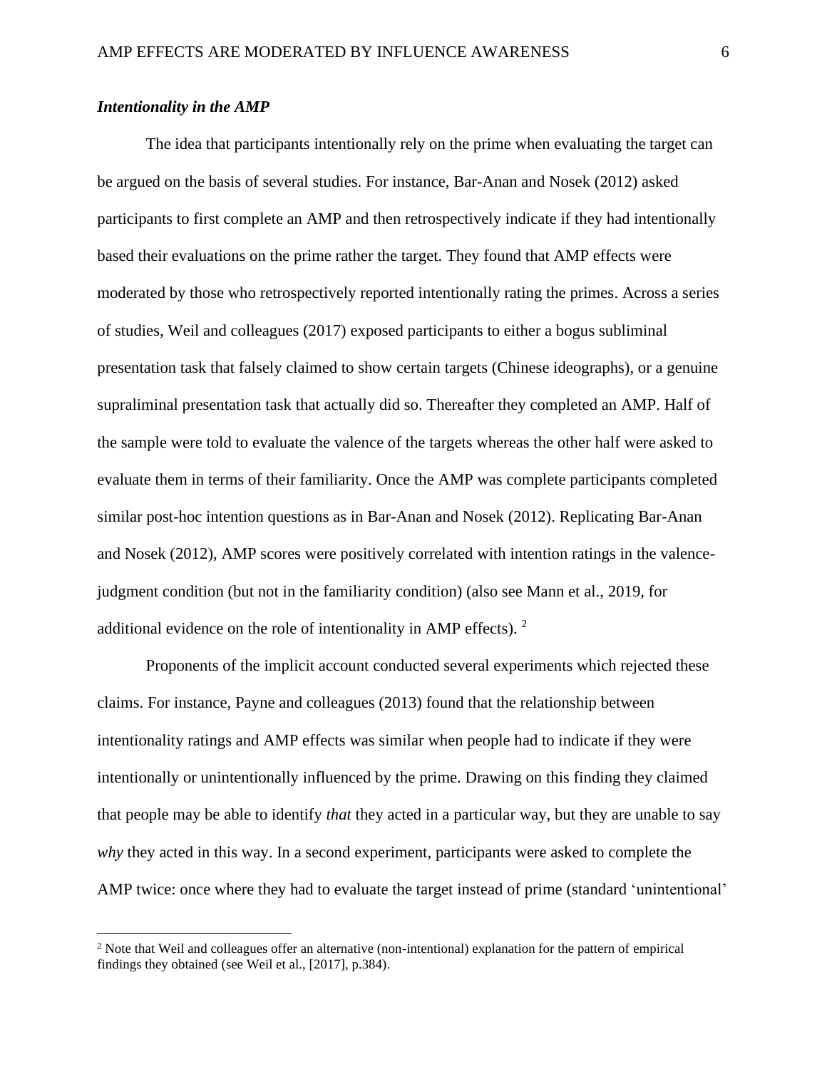### *Intentionality in the AMP*

The idea that participants intentionally rely on the prime when evaluating the target can be argued on the basis of several studies. For instance, Bar-Anan and Nosek (2012) asked participants to first complete an AMP and then retrospectively indicate if they had intentionally based their evaluations on the prime rather the target. They found that AMP effects were moderated by those who retrospectively reported intentionally rating the primes. Across a series of studies, Weil and colleagues (2017) exposed participants to either a bogus subliminal presentation task that falsely claimed to show certain targets (Chinese ideographs), or a genuine supraliminal presentation task that actually did so. Thereafter they completed an AMP. Half of the sample were told to evaluate the valence of the targets whereas the other half were asked to evaluate them in terms of their familiarity. Once the AMP was complete participants completed similar post-hoc intention questions as in Bar-Anan and Nosek (2012). Replicating Bar-Anan and Nosek (2012), AMP scores were positively correlated with intention ratings in the valence-judgment condition (but not in the familiarity condition) (also see Mann et al., 2019, for additional evidence on the role of intentionality in AMP effects). [2]

Proponents of the implicit account conducted several experiments which rejected these claims. For instance, Payne and colleagues (2013) found that the relationship between intentionality ratings and AMP effects was similar when people had to indicate if they were intentionally or unintentionally influenced by the prime. Drawing on this finding they claimed that people may be able to identify *that* they acted in a particular way, but they are unable to say *why* they acted in this way. In a second experiment, participants were asked to complete the AMP twice: once where they had to evaluate the target instead of prime (standard 'unintentional'

[2] Note that Weil and colleagues offer an alternative (non-intentional) explanation for the pattern of empirical findings they obtained (see Weil et al., [2017], p.384).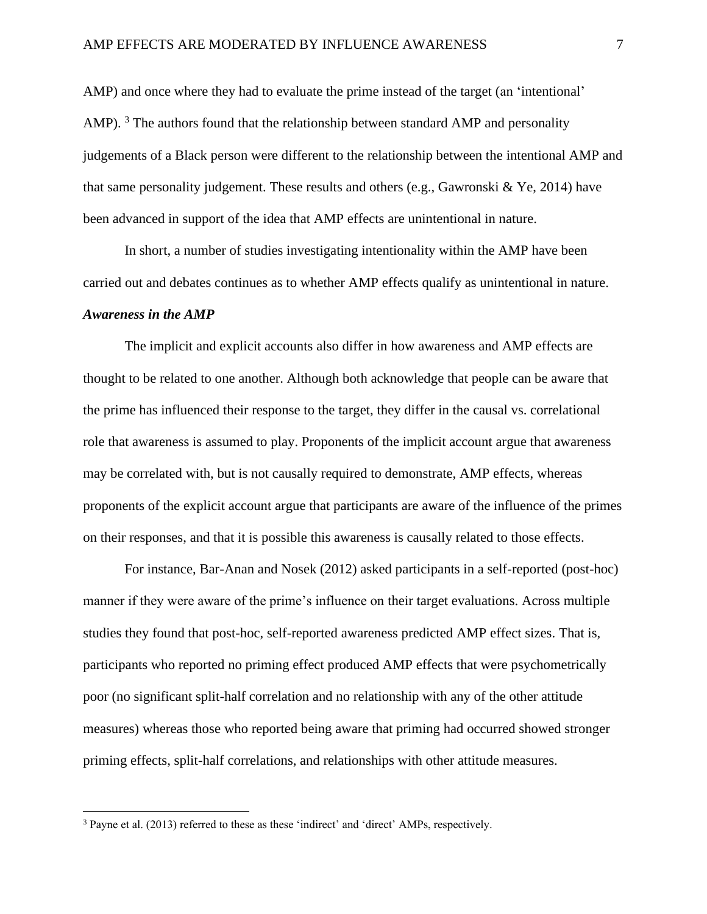AMP) and once where they had to evaluate the prime instead of the target (an 'intentional' AMP). [3] The authors found that the relationship between standard AMP and personality judgements of a Black person were different to the relationship between the intentional AMP and that same personality judgement. These results and others (e.g., Gawronski & Ye, 2014) have been advanced in support of the idea that AMP effects are unintentional in nature.

In short, a number of studies investigating intentionality within the AMP have been carried out and debates continues as to whether AMP effects qualify as unintentional in nature.

### *Awareness in the AMP*

The implicit and explicit accounts also differ in how awareness and AMP effects are thought to be related to one another. Although both acknowledge that people can be aware that the prime has influenced their response to the target, they differ in the causal vs. correlational role that awareness is assumed to play. Proponents of the implicit account argue that awareness may be correlated with, but is not causally required to demonstrate, AMP effects, whereas proponents of the explicit account argue that participants are aware of the influence of the primes on their responses, and that it is possible this awareness is causally related to those effects.

For instance, Bar-Anan and Nosek (2012) asked participants in a self-reported (post-hoc) manner if they were aware of the prime's influence on their target evaluations. Across multiple studies they found that post-hoc, self-reported awareness predicted AMP effect sizes. That is, participants who reported no priming effect produced AMP effects that were psychometrically poor (no significant split-half correlation and no relationship with any of the other attitude measures) whereas those who reported being aware that priming had occurred showed stronger priming effects, split-half correlations, and relationships with other attitude measures.

---

[3] Payne et al. (2013) referred to these as these 'indirect' and 'direct' AMPs, respectively.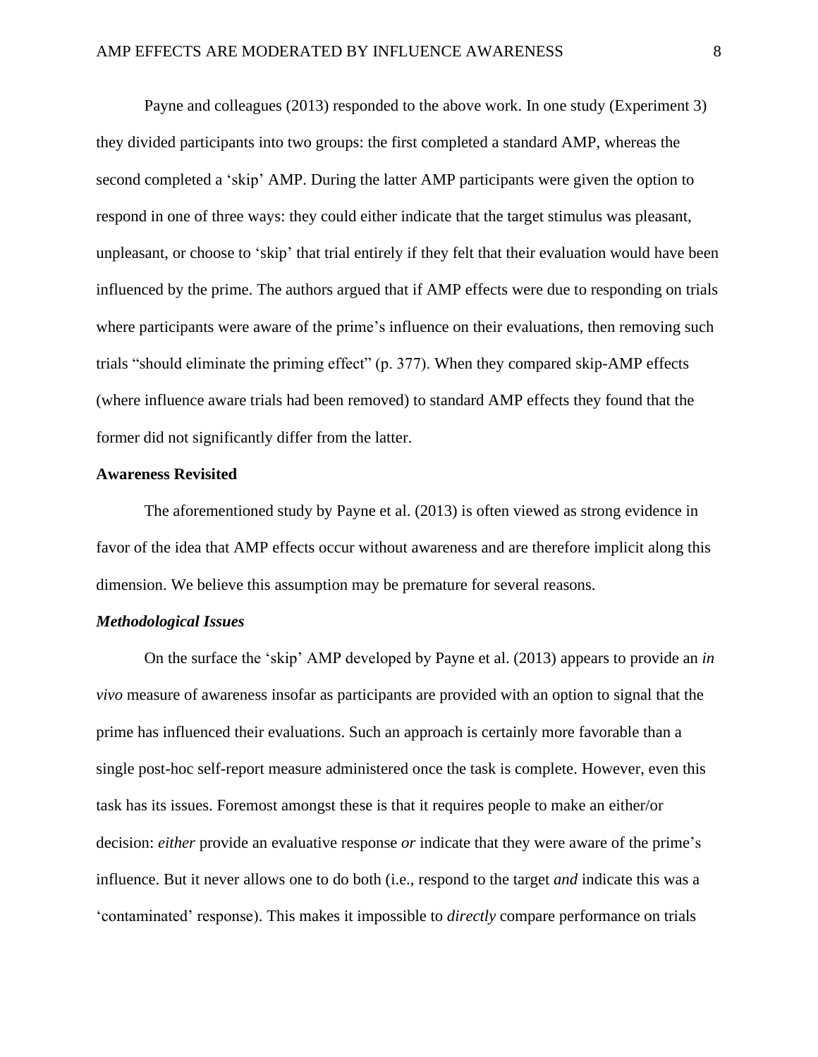Payne and colleagues (2013) responded to the above work. In one study (Experiment 3) they divided participants into two groups: the first completed a standard AMP, whereas the second completed a 'skip' AMP. During the latter AMP participants were given the option to respond in one of three ways: they could either indicate that the target stimulus was pleasant, unpleasant, or choose to 'skip' that trial entirely if they felt that their evaluation would have been influenced by the prime. The authors argued that if AMP effects were due to responding on trials where participants were aware of the prime's influence on their evaluations, then removing such trials "should eliminate the priming effect" (p. 377). When they compared skip-AMP effects (where influence aware trials had been removed) to standard AMP effects they found that the former did not significantly differ from the latter.

## Awareness Revisited

The aforementioned study by Payne et al. (2013) is often viewed as strong evidence in favor of the idea that AMP effects occur without awareness and are therefore implicit along this dimension. We believe this assumption may be premature for several reasons.

### *Methodological Issues*

On the surface the 'skip' AMP developed by Payne et al. (2013) appears to provide an *in vivo* measure of awareness insofar as participants are provided with an option to signal that the prime has influenced their evaluations. Such an approach is certainly more favorable than a single post-hoc self-report measure administered once the task is complete. However, even this task has its issues. Foremost amongst these is that it requires people to make an either/or decision: *either* provide an evaluative response *or* indicate that they were aware of the prime's influence. But it never allows one to do both (i.e., respond to the target *and* indicate this was a 'contaminated' response). This makes it impossible to *directly* compare performance on trials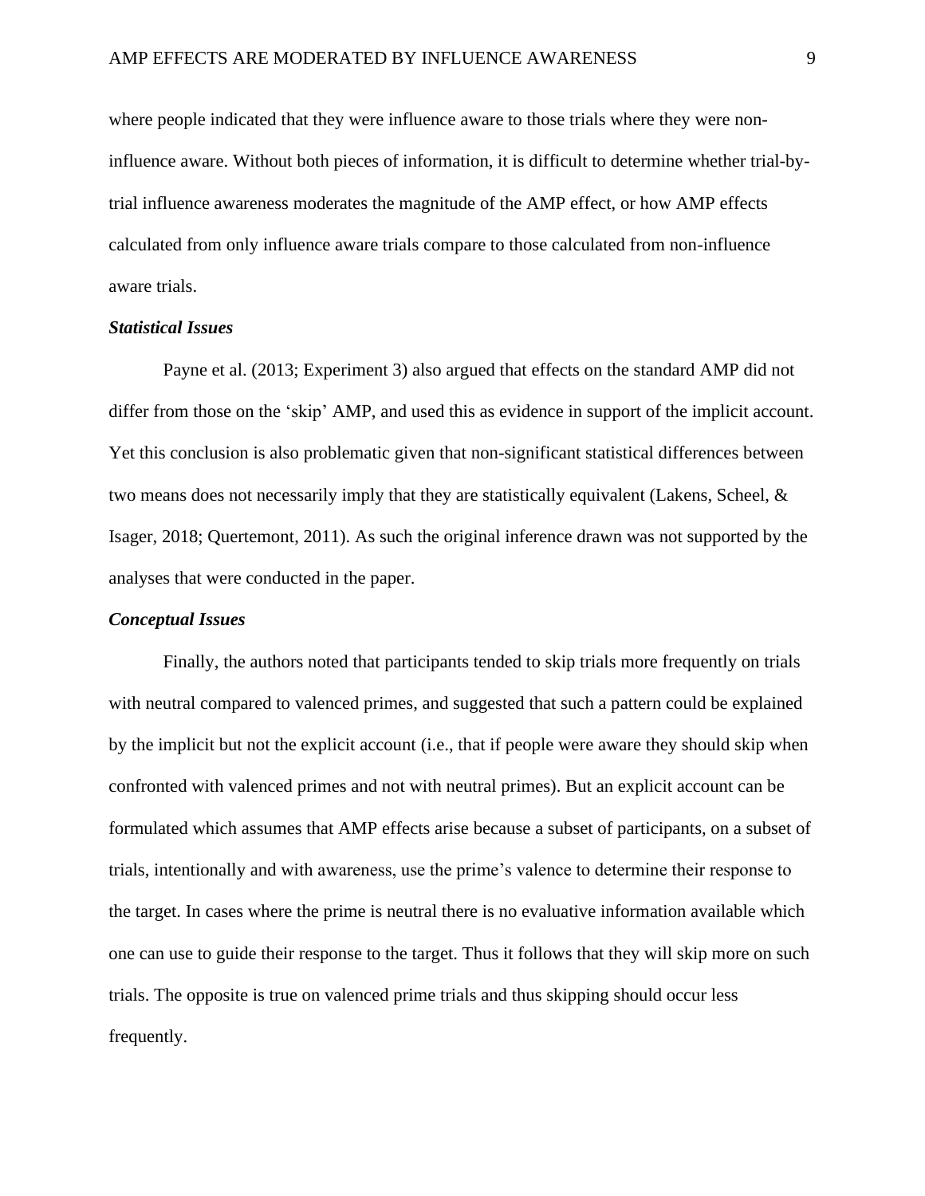where people indicated that they were influence aware to those trials where they were non-influence aware. Without both pieces of information, it is difficult to determine whether trial-by-trial influence awareness moderates the magnitude of the AMP effect, or how AMP effects calculated from only influence aware trials compare to those calculated from non-influence aware trials.

### *Statistical Issues*

Payne et al. (2013; Experiment 3) also argued that effects on the standard AMP did not differ from those on the 'skip' AMP, and used this as evidence in support of the implicit account. Yet this conclusion is also problematic given that non-significant statistical differences between two means does not necessarily imply that they are statistically equivalent (Lakens, Scheel, & Isager, 2018; Quertemont, 2011). As such the original inference drawn was not supported by the analyses that were conducted in the paper.

### *Conceptual Issues*

Finally, the authors noted that participants tended to skip trials more frequently on trials with neutral compared to valenced primes, and suggested that such a pattern could be explained by the implicit but not the explicit account (i.e., that if people were aware they should skip when confronted with valenced primes and not with neutral primes). But an explicit account can be formulated which assumes that AMP effects arise because a subset of participants, on a subset of trials, intentionally and with awareness, use the prime's valence to determine their response to the target. In cases where the prime is neutral there is no evaluative information available which one can use to guide their response to the target. Thus it follows that they will skip more on such trials. The opposite is true on valenced prime trials and thus skipping should occur less frequently.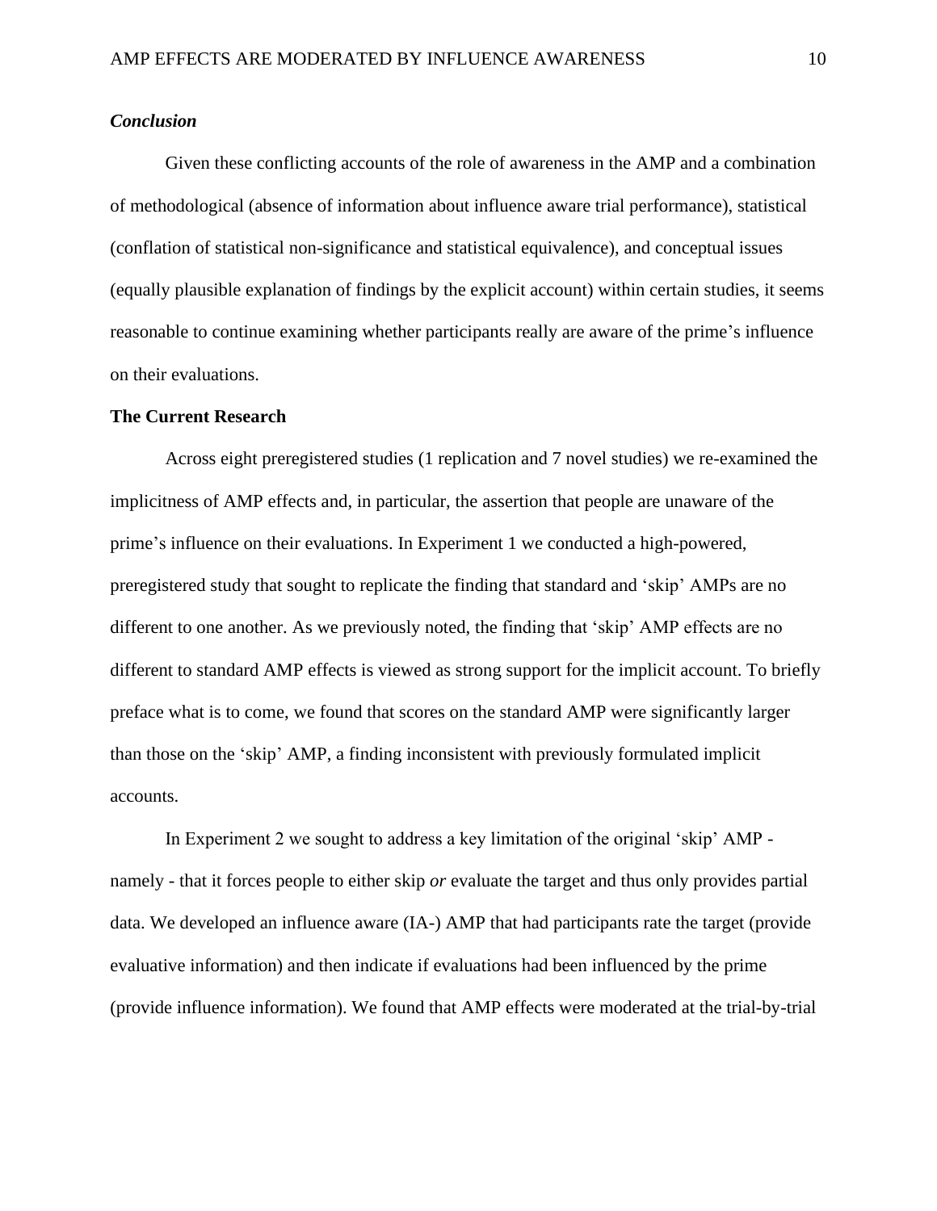### *Conclusion*

Given these conflicting accounts of the role of awareness in the AMP and a combination of methodological (absence of information about influence aware trial performance), statistical (conflation of statistical non-significance and statistical equivalence), and conceptual issues (equally plausible explanation of findings by the explicit account) within certain studies, it seems reasonable to continue examining whether participants really are aware of the prime's influence on their evaluations.

## The Current Research

Across eight preregistered studies (1 replication and 7 novel studies) we re-examined the implicitness of AMP effects and, in particular, the assertion that people are unaware of the prime's influence on their evaluations. In Experiment 1 we conducted a high-powered, preregistered study that sought to replicate the finding that standard and 'skip' AMPs are no different to one another. As we previously noted, the finding that 'skip' AMP effects are no different to standard AMP effects is viewed as strong support for the implicit account. To briefly preface what is to come, we found that scores on the standard AMP were significantly larger than those on the 'skip' AMP, a finding inconsistent with previously formulated implicit accounts.

In Experiment 2 we sought to address a key limitation of the original 'skip' AMP - namely - that it forces people to either skip *or* evaluate the target and thus only provides partial data. We developed an influence aware (IA-) AMP that had participants rate the target (provide evaluative information) and then indicate if evaluations had been influenced by the prime (provide influence information). We found that AMP effects were moderated at the trial-by-trial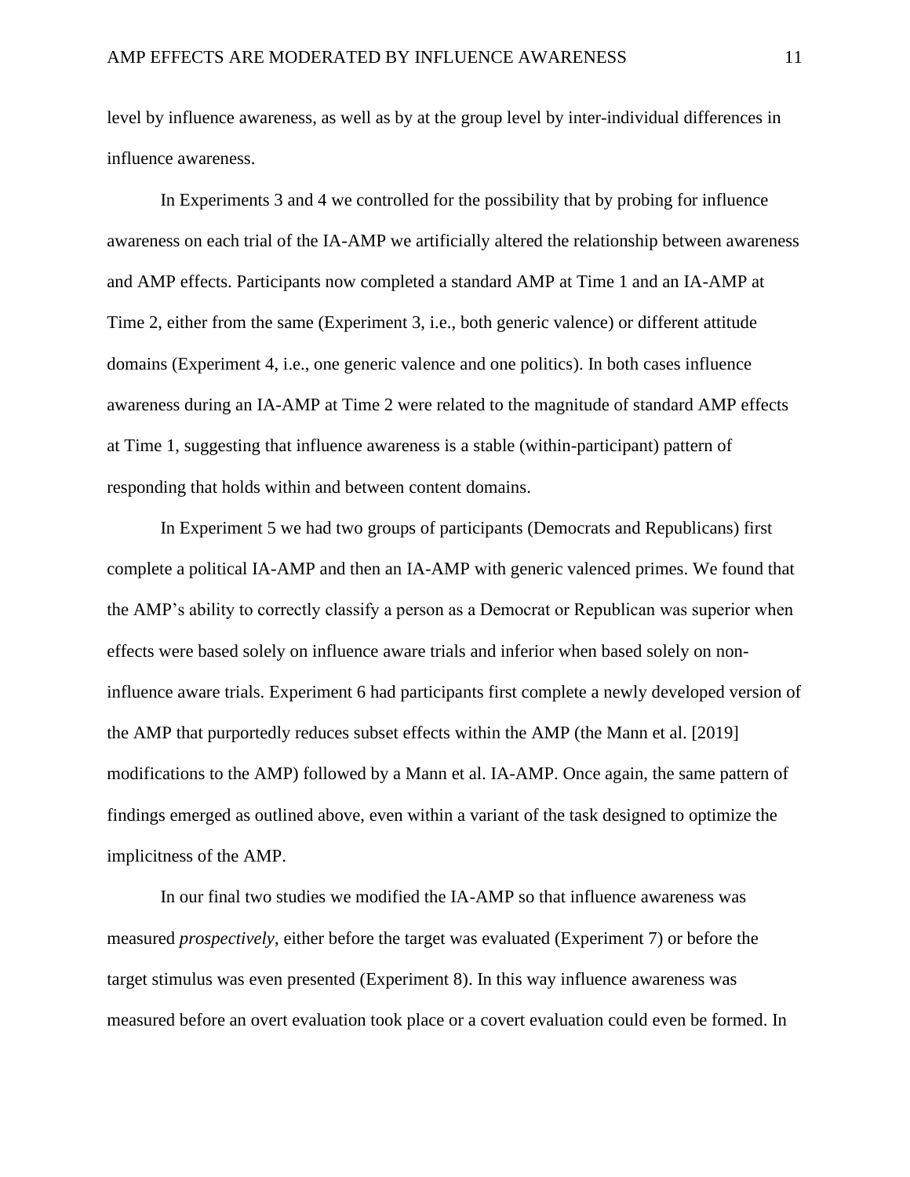level by influence awareness, as well as by at the group level by inter-individual differences in influence awareness.

In Experiments 3 and 4 we controlled for the possibility that by probing for influence awareness on each trial of the IA-AMP we artificially altered the relationship between awareness and AMP effects. Participants now completed a standard AMP at Time 1 and an IA-AMP at Time 2, either from the same (Experiment 3, i.e., both generic valence) or different attitude domains (Experiment 4, i.e., one generic valence and one politics). In both cases influence awareness during an IA-AMP at Time 2 were related to the magnitude of standard AMP effects at Time 1, suggesting that influence awareness is a stable (within-participant) pattern of responding that holds within and between content domains.

In Experiment 5 we had two groups of participants (Democrats and Republicans) first complete a political IA-AMP and then an IA-AMP with generic valenced primes. We found that the AMP's ability to correctly classify a person as a Democrat or Republican was superior when effects were based solely on influence aware trials and inferior when based solely on non-influence aware trials. Experiment 6 had participants first complete a newly developed version of the AMP that purportedly reduces subset effects within the AMP (the Mann et al. [2019] modifications to the AMP) followed by a Mann et al. IA-AMP. Once again, the same pattern of findings emerged as outlined above, even within a variant of the task designed to optimize the implicitness of the AMP.

In our final two studies we modified the IA-AMP so that influence awareness was measured *prospectively*, either before the target was evaluated (Experiment 7) or before the target stimulus was even presented (Experiment 8). In this way influence awareness was measured before an overt evaluation took place or a covert evaluation could even be formed. In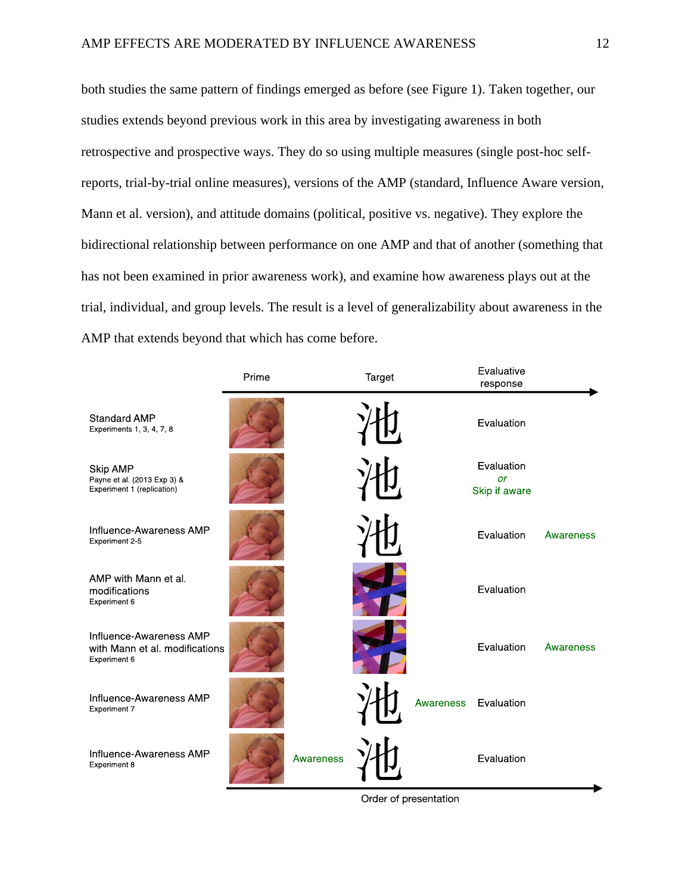both studies the same pattern of findings emerged as before (see Figure 1). Taken together, our studies extends beyond previous work in this area by investigating awareness in both retrospective and prospective ways. They do so using multiple measures (single post-hoc self-reports, trial-by-trial online measures), versions of the AMP (standard, Influence Aware version, Mann et al. version), and attitude domains (political, positive vs. negative). They explore the bidirectional relationship between performance on one AMP and that of another (something that has not been examined in prior awareness work), and examine how awareness plays out at the trial, individual, and group levels. The result is a level of generalizability about awareness in the AMP that extends beyond that which has come before.

| | Prime | | Target | | Evaluative response | |
|---|---|---|---|---|---|---|
| Standard AMP<br>Experiments 1, 3, 4, 7, 8 | [photo] | | 池 | | Evaluation | |
| Skip AMP<br>Payne et al. (2013 Exp 3) & Experiment 1 (replication) | [photo] | | 池 | | Evaluation *or* Skip if aware | |
| Influence-Awareness AMP<br>Experiment 2-5 | [photo] | | 池 | | Evaluation | Awareness |
| AMP with Mann et al. modifications<br>Experiment 6 | [photo] | | [masked character] | | Evaluation | |
| Influence-Awareness AMP with Mann et al. modifications<br>Experiment 6 | [photo] | | [masked character] | | Evaluation | Awareness |
| Influence-Awareness AMP<br>Experiment 7 | [photo] | | 池 | Awareness | Evaluation | |
| Influence-Awareness AMP<br>Experiment 8 | [photo] | Awareness | 池 | | Evaluation | |

Order of presentation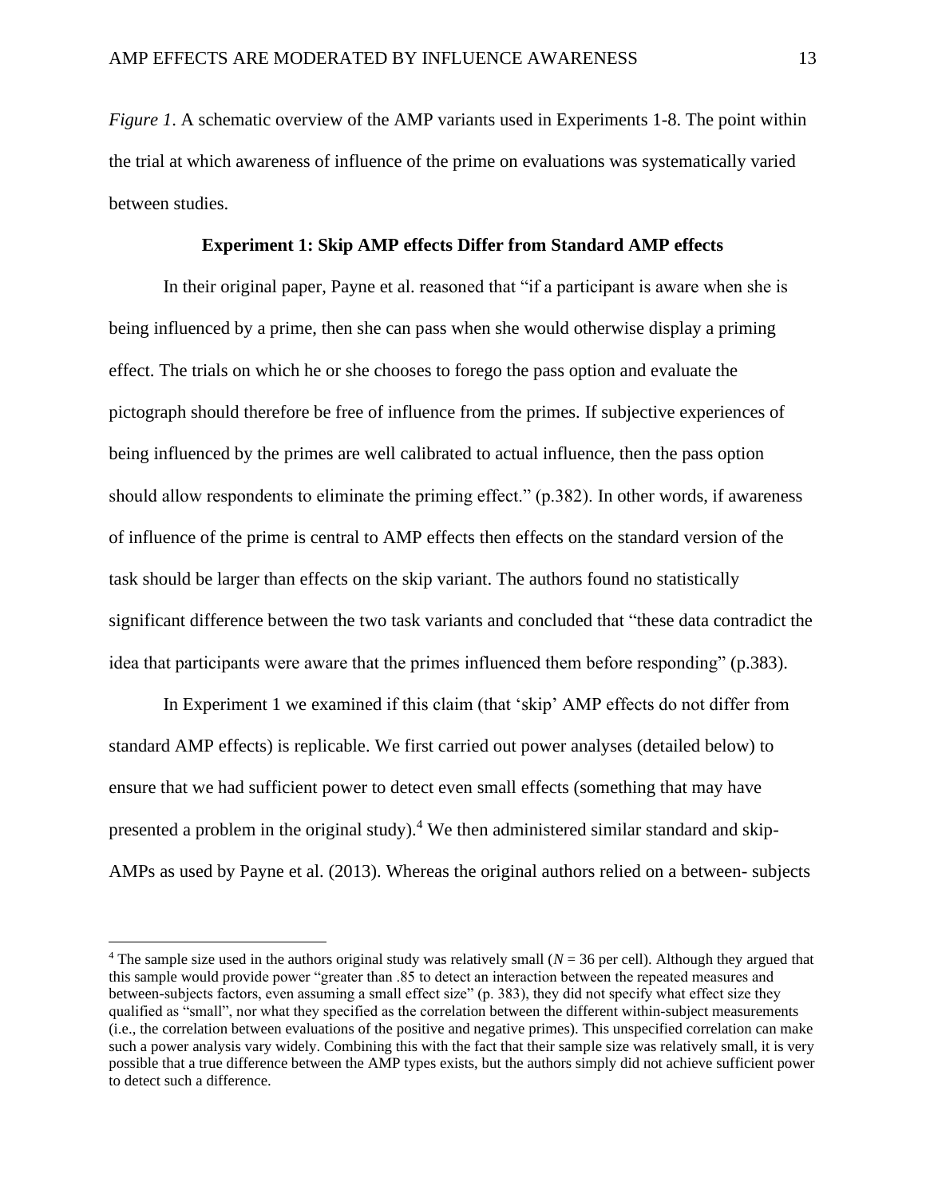*Figure 1*. A schematic overview of the AMP variants used in Experiments 1-8. The point within the trial at which awareness of influence of the prime on evaluations was systematically varied between studies.

## Experiment 1: Skip AMP effects Differ from Standard AMP effects

In their original paper, Payne et al. reasoned that "if a participant is aware when she is being influenced by a prime, then she can pass when she would otherwise display a priming effect. The trials on which he or she chooses to forego the pass option and evaluate the pictograph should therefore be free of influence from the primes. If subjective experiences of being influenced by the primes are well calibrated to actual influence, then the pass option should allow respondents to eliminate the priming effect." (p.382). In other words, if awareness of influence of the prime is central to AMP effects then effects on the standard version of the task should be larger than effects on the skip variant. The authors found no statistically significant difference between the two task variants and concluded that "these data contradict the idea that participants were aware that the primes influenced them before responding" (p.383).

In Experiment 1 we examined if this claim (that 'skip' AMP effects do not differ from standard AMP effects) is replicable. We first carried out power analyses (detailed below) to ensure that we had sufficient power to detect even small effects (something that may have presented a problem in the original study).[4] We then administered similar standard and skip-AMPs as used by Payne et al. (2013). Whereas the original authors relied on a between- subjects

[4] The sample size used in the authors original study was relatively small ($N = 36$ per cell). Although they argued that this sample would provide power "greater than .85 to detect an interaction between the repeated measures and between-subjects factors, even assuming a small effect size" (p. 383), they did not specify what effect size they qualified as "small", nor what they specified as the correlation between the different within-subject measurements (i.e., the correlation between evaluations of the positive and negative primes). This unspecified correlation can make such a power analysis vary widely. Combining this with the fact that their sample size was relatively small, it is very possible that a true difference between the AMP types exists, but the authors simply did not achieve sufficient power to detect such a difference.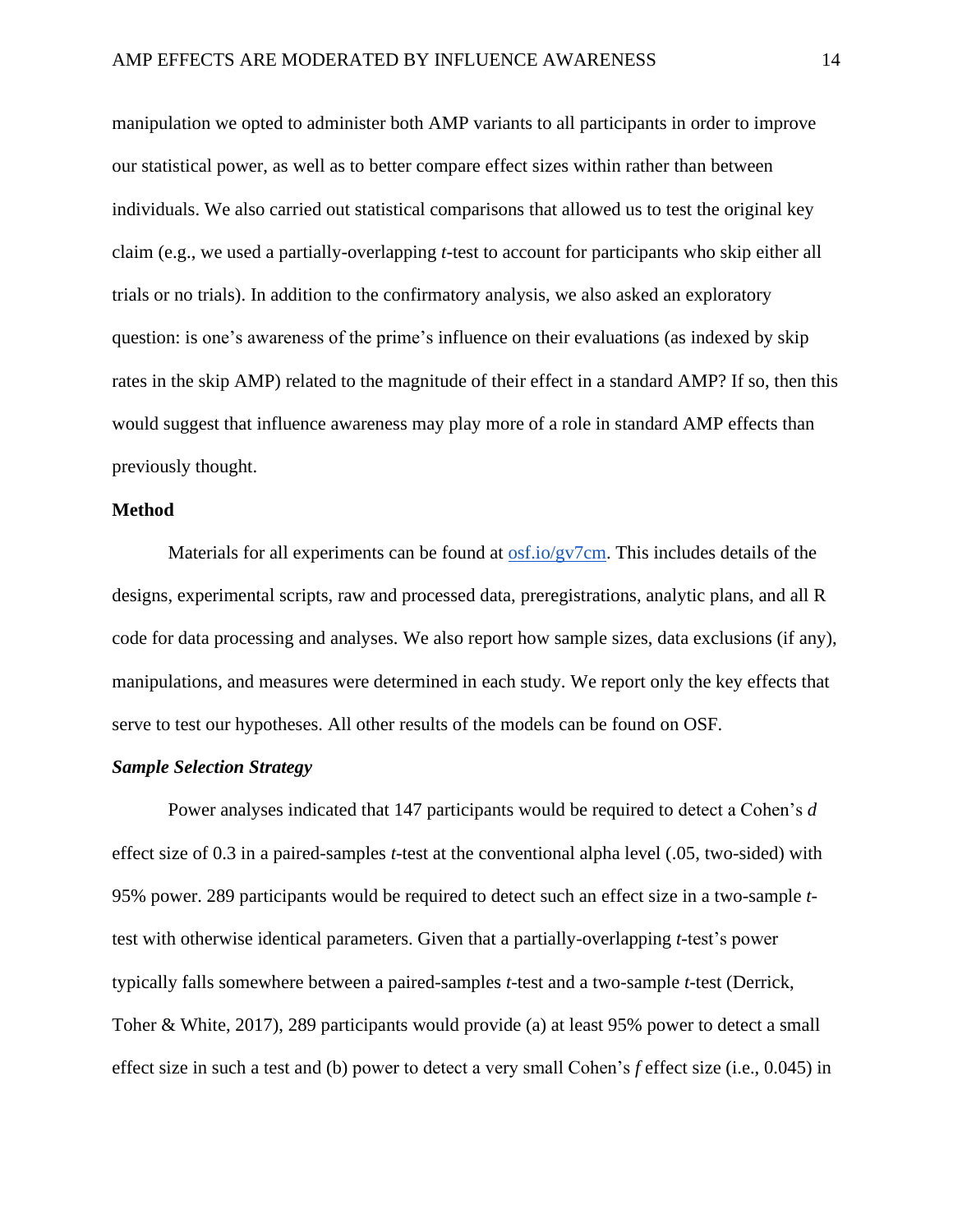manipulation we opted to administer both AMP variants to all participants in order to improve our statistical power, as well as to better compare effect sizes within rather than between individuals. We also carried out statistical comparisons that allowed us to test the original key claim (e.g., we used a partially-overlapping *t*-test to account for participants who skip either all trials or no trials). In addition to the confirmatory analysis, we also asked an exploratory question: is one's awareness of the prime's influence on their evaluations (as indexed by skip rates in the skip AMP) related to the magnitude of their effect in a standard AMP? If so, then this would suggest that influence awareness may play more of a role in standard AMP effects than previously thought.

## Method

Materials for all experiments can be found at [osf.io/gv7cm](https://osf.io/gv7cm). This includes details of the designs, experimental scripts, raw and processed data, preregistrations, analytic plans, and all R code for data processing and analyses. We also report how sample sizes, data exclusions (if any), manipulations, and measures were determined in each study. We report only the key effects that serve to test our hypotheses. All other results of the models can be found on OSF.

### *Sample Selection Strategy*

Power analyses indicated that 147 participants would be required to detect a Cohen's *d* effect size of 0.3 in a paired-samples *t*-test at the conventional alpha level (.05, two-sided) with 95% power. 289 participants would be required to detect such an effect size in a two-sample *t*-test with otherwise identical parameters. Given that a partially-overlapping *t*-test's power typically falls somewhere between a paired-samples *t*-test and a two-sample *t*-test (Derrick, Toher & White, 2017), 289 participants would provide (a) at least 95% power to detect a small effect size in such a test and (b) power to detect a very small Cohen's *f* effect size (i.e., 0.045) in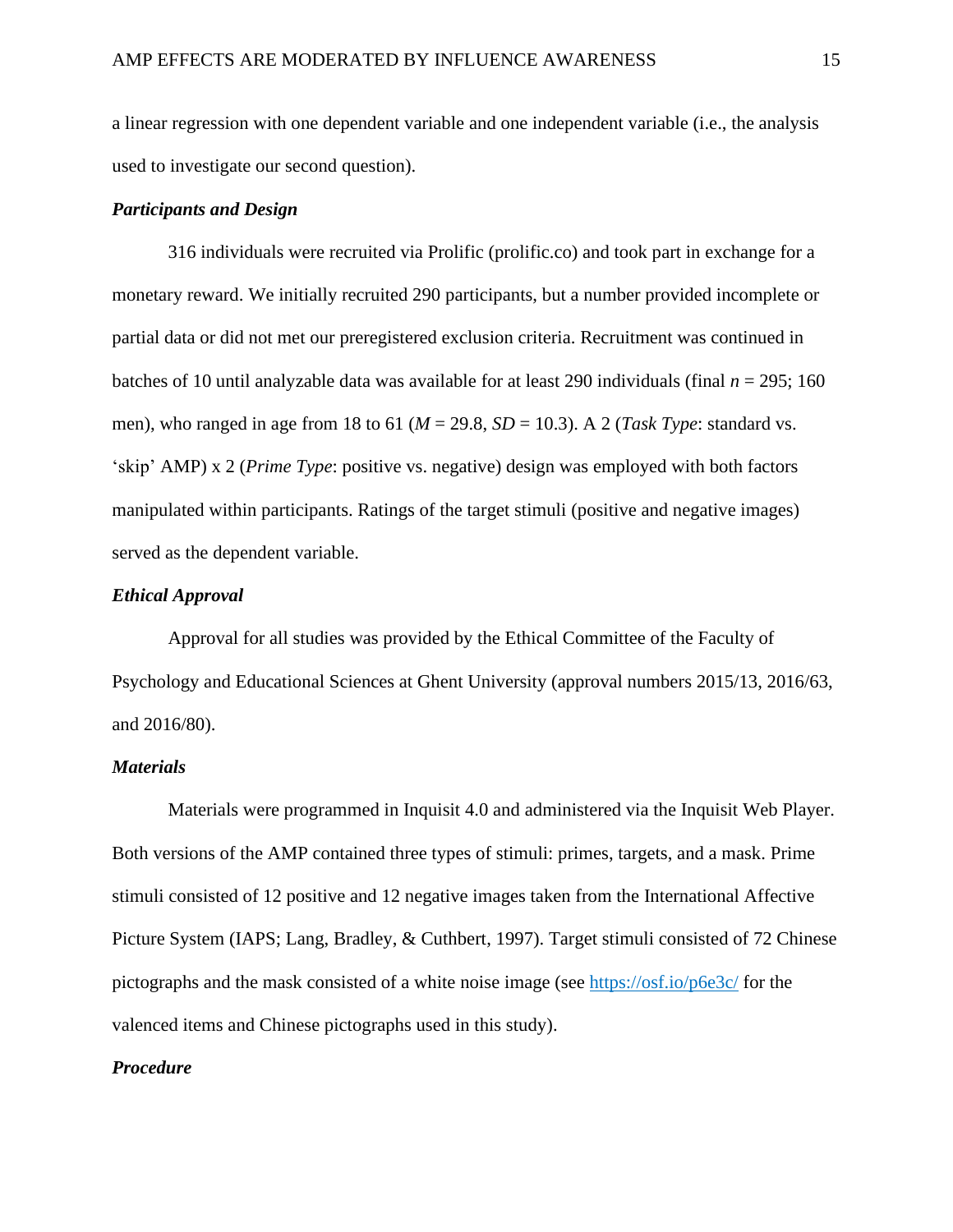a linear regression with one dependent variable and one independent variable (i.e., the analysis used to investigate our second question).

### *Participants and Design*

316 individuals were recruited via Prolific (prolific.co) and took part in exchange for a monetary reward. We initially recruited 290 participants, but a number provided incomplete or partial data or did not met our preregistered exclusion criteria. Recruitment was continued in batches of 10 until analyzable data was available for at least 290 individuals (final $n$ = 295; 160 men), who ranged in age from 18 to 61 ($M$ = 29.8, $SD$ = 10.3). A 2 (*Task Type*: standard vs. 'skip' AMP) x 2 (*Prime Type*: positive vs. negative) design was employed with both factors manipulated within participants. Ratings of the target stimuli (positive and negative images) served as the dependent variable.

### *Ethical Approval*

Approval for all studies was provided by the Ethical Committee of the Faculty of Psychology and Educational Sciences at Ghent University (approval numbers 2015/13, 2016/63, and 2016/80).

### *Materials*

Materials were programmed in Inquisit 4.0 and administered via the Inquisit Web Player. Both versions of the AMP contained three types of stimuli: primes, targets, and a mask. Prime stimuli consisted of 12 positive and 12 negative images taken from the International Affective Picture System (IAPS; Lang, Bradley, & Cuthbert, 1997). Target stimuli consisted of 72 Chinese pictographs and the mask consisted of a white noise image (see https://osf.io/p6e3c/ for the valenced items and Chinese pictographs used in this study).

### *Procedure*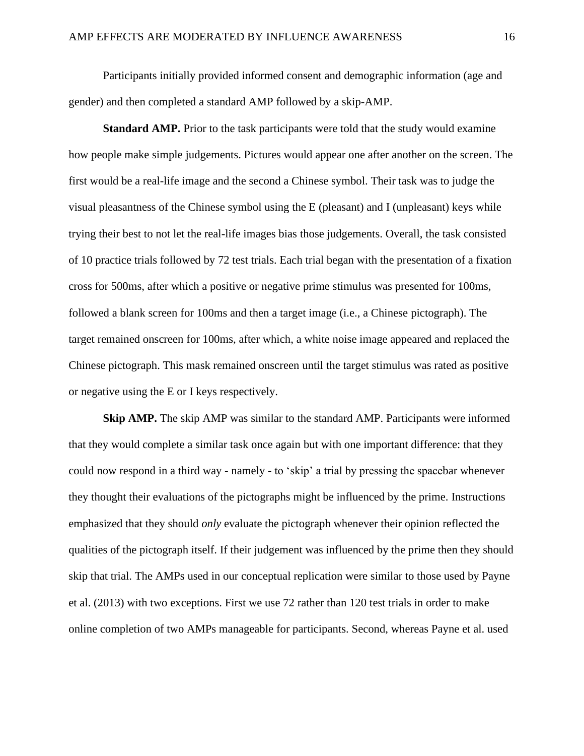Participants initially provided informed consent and demographic information (age and gender) and then completed a standard AMP followed by a skip-AMP.

**Standard AMP.** Prior to the task participants were told that the study would examine how people make simple judgements. Pictures would appear one after another on the screen. The first would be a real-life image and the second a Chinese symbol. Their task was to judge the visual pleasantness of the Chinese symbol using the E (pleasant) and I (unpleasant) keys while trying their best to not let the real-life images bias those judgements. Overall, the task consisted of 10 practice trials followed by 72 test trials. Each trial began with the presentation of a fixation cross for 500ms, after which a positive or negative prime stimulus was presented for 100ms, followed a blank screen for 100ms and then a target image (i.e., a Chinese pictograph). The target remained onscreen for 100ms, after which, a white noise image appeared and replaced the Chinese pictograph. This mask remained onscreen until the target stimulus was rated as positive or negative using the E or I keys respectively.

**Skip AMP.** The skip AMP was similar to the standard AMP. Participants were informed that they would complete a similar task once again but with one important difference: that they could now respond in a third way - namely - to 'skip' a trial by pressing the spacebar whenever they thought their evaluations of the pictographs might be influenced by the prime. Instructions emphasized that they should *only* evaluate the pictograph whenever their opinion reflected the qualities of the pictograph itself. If their judgement was influenced by the prime then they should skip that trial. The AMPs used in our conceptual replication were similar to those used by Payne et al. (2013) with two exceptions. First we use 72 rather than 120 test trials in order to make online completion of two AMPs manageable for participants. Second, whereas Payne et al. used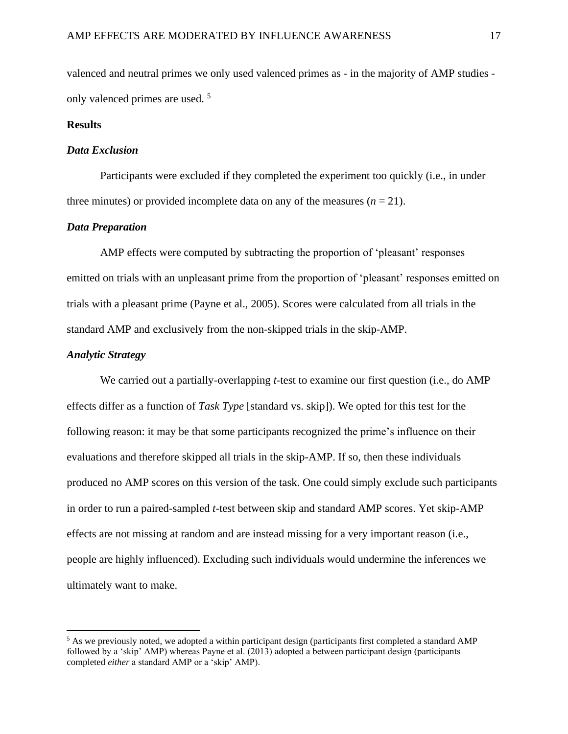valenced and neutral primes we only used valenced primes as - in the majority of AMP studies - only valenced primes are used. [5]

## Results

### *Data Exclusion*

Participants were excluded if they completed the experiment too quickly (i.e., in under three minutes) or provided incomplete data on any of the measures ($n$ = 21).

### *Data Preparation*

AMP effects were computed by subtracting the proportion of 'pleasant' responses emitted on trials with an unpleasant prime from the proportion of 'pleasant' responses emitted on trials with a pleasant prime (Payne et al., 2005). Scores were calculated from all trials in the standard AMP and exclusively from the non-skipped trials in the skip-AMP.

### *Analytic Strategy*

We carried out a partially-overlapping $t$-test to examine our first question (i.e., do AMP effects differ as a function of *Task Type* [standard vs. skip]). We opted for this test for the following reason: it may be that some participants recognized the prime's influence on their evaluations and therefore skipped all trials in the skip-AMP. If so, then these individuals produced no AMP scores on this version of the task. One could simply exclude such participants in order to run a paired-sampled $t$-test between skip and standard AMP scores. Yet skip-AMP effects are not missing at random and are instead missing for a very important reason (i.e., people are highly influenced). Excluding such individuals would undermine the inferences we ultimately want to make.

---

[5] As we previously noted, we adopted a within participant design (participants first completed a standard AMP followed by a 'skip' AMP) whereas Payne et al. (2013) adopted a between participant design (participants completed *either* a standard AMP or a 'skip' AMP).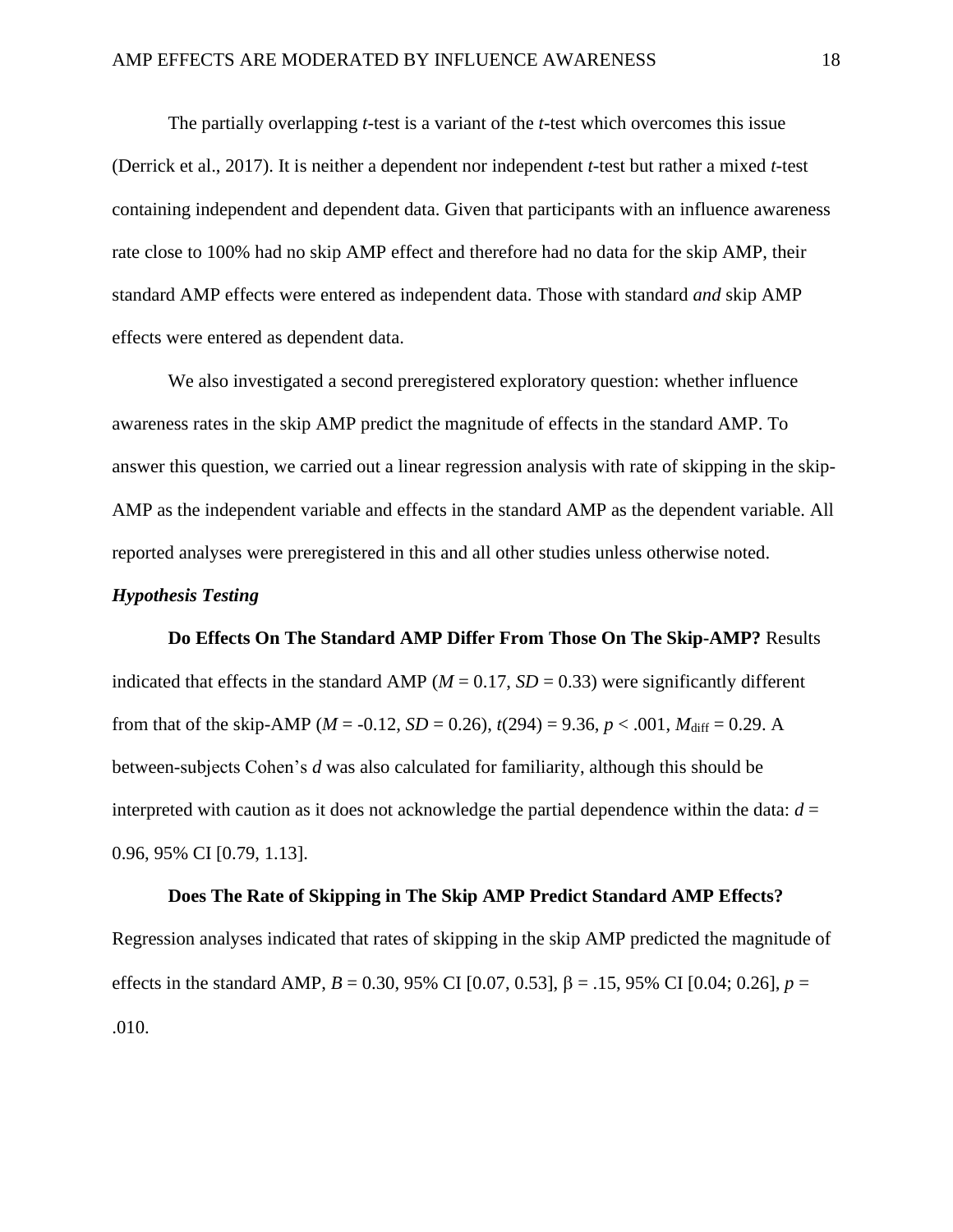The partially overlapping *t*-test is a variant of the *t*-test which overcomes this issue (Derrick et al., 2017). It is neither a dependent nor independent *t*-test but rather a mixed *t*-test containing independent and dependent data. Given that participants with an influence awareness rate close to 100% had no skip AMP effect and therefore had no data for the skip AMP, their standard AMP effects were entered as independent data. Those with standard *and* skip AMP effects were entered as dependent data.

We also investigated a second preregistered exploratory question: whether influence awareness rates in the skip AMP predict the magnitude of effects in the standard AMP. To answer this question, we carried out a linear regression analysis with rate of skipping in the skip-AMP as the independent variable and effects in the standard AMP as the dependent variable. All reported analyses were preregistered in this and all other studies unless otherwise noted.

### *Hypothesis Testing*

**Do Effects On The Standard AMP Differ From Those On The Skip-AMP?** Results indicated that effects in the standard AMP ($M$ = 0.17, $SD$ = 0.33) were significantly different from that of the skip-AMP ($M$ = -0.12, $SD$ = 0.26), $t(294)$ = 9.36, $p$ < .001, $M_{\text{diff}}$ = 0.29. A between-subjects Cohen's $d$ was also calculated for familiarity, although this should be interpreted with caution as it does not acknowledge the partial dependence within the data: $d$ = 0.96, 95% CI [0.79, 1.13].

**Does The Rate of Skipping in The Skip AMP Predict Standard AMP Effects?** Regression analyses indicated that rates of skipping in the skip AMP predicted the magnitude of effects in the standard AMP, $B$ = 0.30, 95% CI [0.07, 0.53], $\beta$ = .15, 95% CI [0.04; 0.26], $p$ = .010.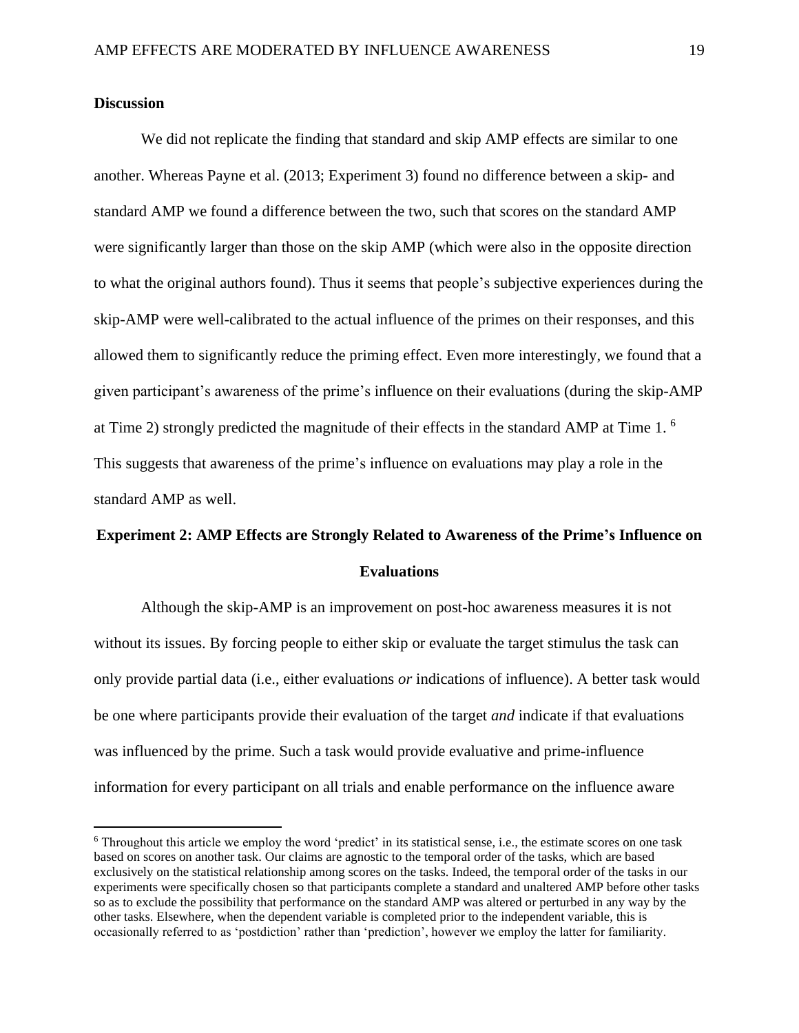## Discussion

We did not replicate the finding that standard and skip AMP effects are similar to one another. Whereas Payne et al. (2013; Experiment 3) found no difference between a skip- and standard AMP we found a difference between the two, such that scores on the standard AMP were significantly larger than those on the skip AMP (which were also in the opposite direction to what the original authors found). Thus it seems that people's subjective experiences during the skip-AMP were well-calibrated to the actual influence of the primes on their responses, and this allowed them to significantly reduce the priming effect. Even more interestingly, we found that a given participant's awareness of the prime's influence on their evaluations (during the skip-AMP at Time 2) strongly predicted the magnitude of their effects in the standard AMP at Time 1. [6] This suggests that awareness of the prime's influence on evaluations may play a role in the standard AMP as well.

## Experiment 2: AMP Effects are Strongly Related to Awareness of the Prime's Influence on Evaluations

Although the skip-AMP is an improvement on post-hoc awareness measures it is not without its issues. By forcing people to either skip or evaluate the target stimulus the task can only provide partial data (i.e., either evaluations *or* indications of influence). A better task would be one where participants provide their evaluation of the target *and* indicate if that evaluations was influenced by the prime. Such a task would provide evaluative and prime-influence information for every participant on all trials and enable performance on the influence aware

[6] Throughout this article we employ the word 'predict' in its statistical sense, i.e., the estimate scores on one task based on scores on another task. Our claims are agnostic to the temporal order of the tasks, which are based exclusively on the statistical relationship among scores on the tasks. Indeed, the temporal order of the tasks in our experiments were specifically chosen so that participants complete a standard and unaltered AMP before other tasks so as to exclude the possibility that performance on the standard AMP was altered or perturbed in any way by the other tasks. Elsewhere, when the dependent variable is completed prior to the independent variable, this is occasionally referred to as 'postdiction' rather than 'prediction', however we employ the latter for familiarity.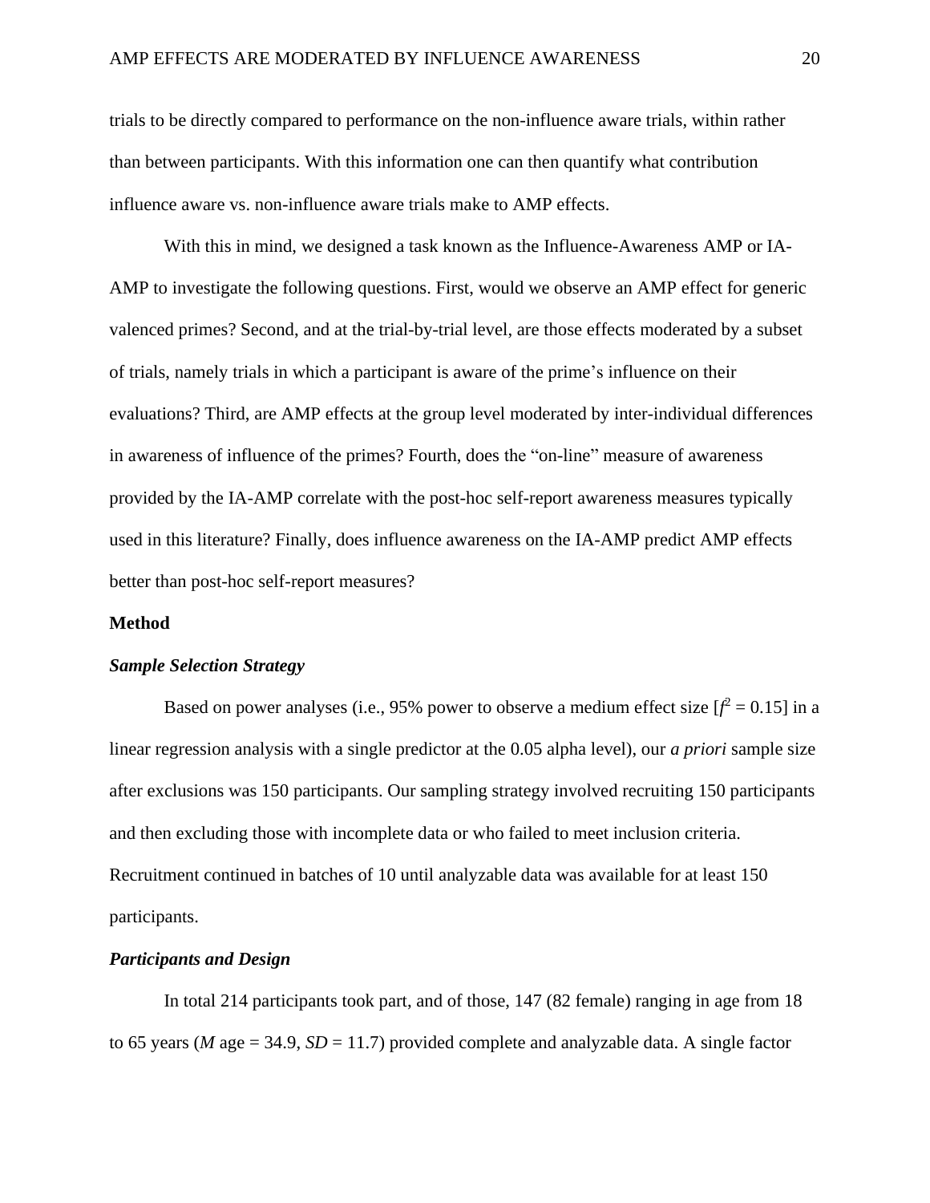trials to be directly compared to performance on the non-influence aware trials, within rather than between participants. With this information one can then quantify what contribution influence aware vs. non-influence aware trials make to AMP effects.

With this in mind, we designed a task known as the Influence-Awareness AMP or IA-AMP to investigate the following questions. First, would we observe an AMP effect for generic valenced primes? Second, and at the trial-by-trial level, are those effects moderated by a subset of trials, namely trials in which a participant is aware of the prime's influence on their evaluations? Third, are AMP effects at the group level moderated by inter-individual differences in awareness of influence of the primes? Fourth, does the "on-line" measure of awareness provided by the IA-AMP correlate with the post-hoc self-report awareness measures typically used in this literature? Finally, does influence awareness on the IA-AMP predict AMP effects better than post-hoc self-report measures?

## Method

### *Sample Selection Strategy*

Based on power analyses (i.e., 95% power to observe a medium effect size [$f^2 = 0.15$] in a linear regression analysis with a single predictor at the 0.05 alpha level), our *a priori* sample size after exclusions was 150 participants. Our sampling strategy involved recruiting 150 participants and then excluding those with incomplete data or who failed to meet inclusion criteria. Recruitment continued in batches of 10 until analyzable data was available for at least 150 participants.

### *Participants and Design*

In total 214 participants took part, and of those, 147 (82 female) ranging in age from 18 to 65 years (*M* age = 34.9, *SD* = 11.7) provided complete and analyzable data. A single factor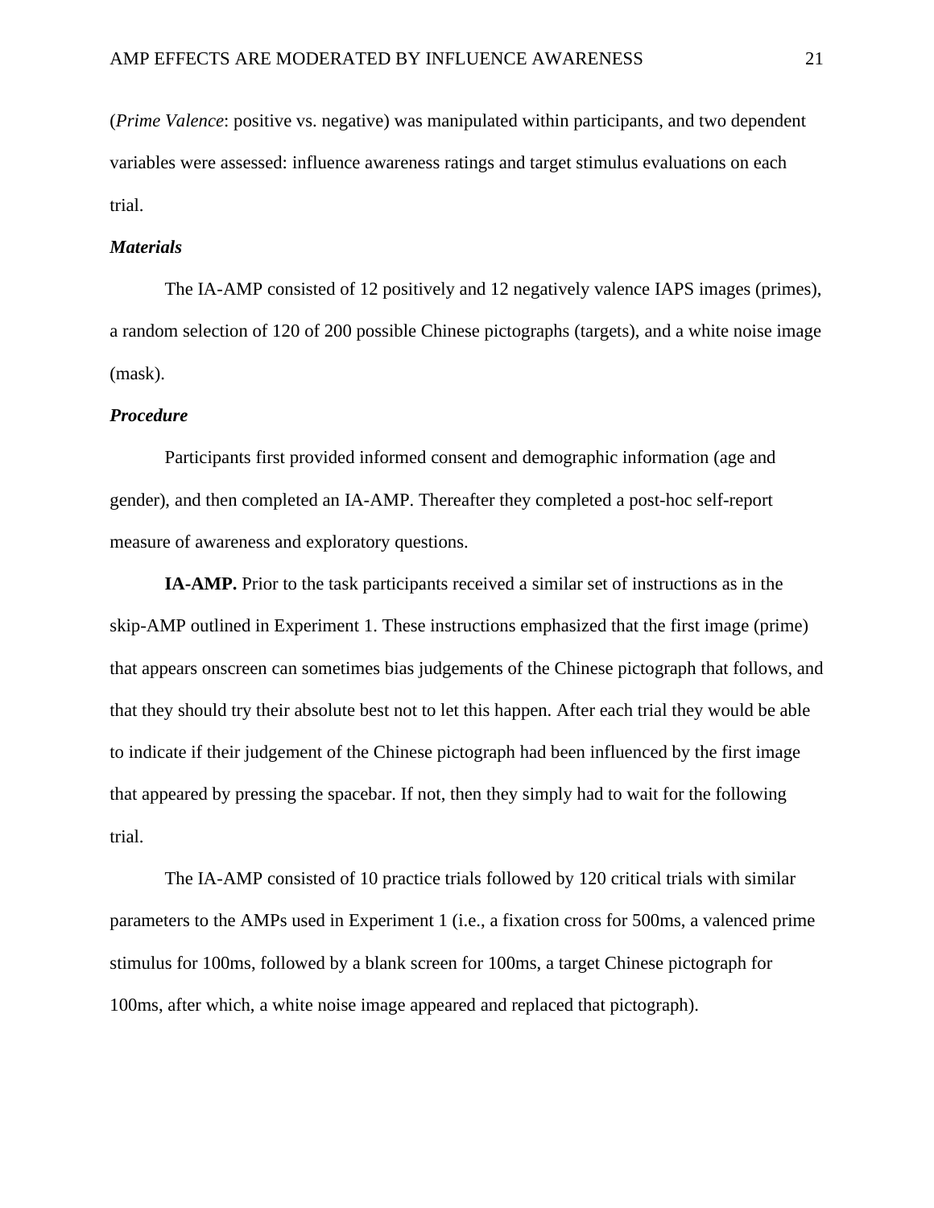(*Prime Valence*: positive vs. negative) was manipulated within participants, and two dependent variables were assessed: influence awareness ratings and target stimulus evaluations on each trial.

### *Materials*

The IA-AMP consisted of 12 positively and 12 negatively valence IAPS images (primes), a random selection of 120 of 200 possible Chinese pictographs (targets), and a white noise image (mask).

### *Procedure*

Participants first provided informed consent and demographic information (age and gender), and then completed an IA-AMP. Thereafter they completed a post-hoc self-report measure of awareness and exploratory questions.

**IA-AMP.** Prior to the task participants received a similar set of instructions as in the skip-AMP outlined in Experiment 1. These instructions emphasized that the first image (prime) that appears onscreen can sometimes bias judgements of the Chinese pictograph that follows, and that they should try their absolute best not to let this happen. After each trial they would be able to indicate if their judgement of the Chinese pictograph had been influenced by the first image that appeared by pressing the spacebar. If not, then they simply had to wait for the following trial.

The IA-AMP consisted of 10 practice trials followed by 120 critical trials with similar parameters to the AMPs used in Experiment 1 (i.e., a fixation cross for 500ms, a valenced prime stimulus for 100ms, followed by a blank screen for 100ms, a target Chinese pictograph for 100ms, after which, a white noise image appeared and replaced that pictograph).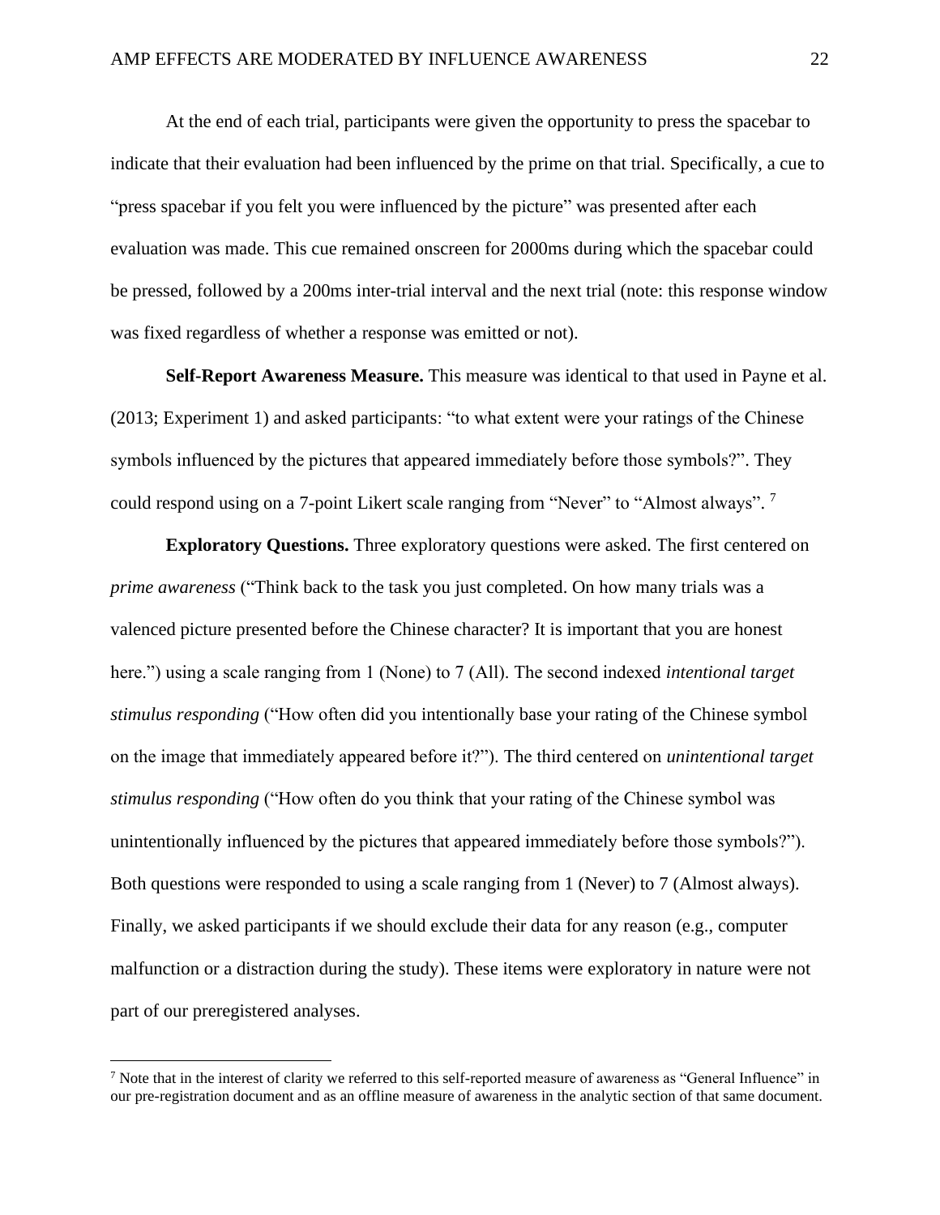At the end of each trial, participants were given the opportunity to press the spacebar to indicate that their evaluation had been influenced by the prime on that trial. Specifically, a cue to "press spacebar if you felt you were influenced by the picture" was presented after each evaluation was made. This cue remained onscreen for 2000ms during which the spacebar could be pressed, followed by a 200ms inter-trial interval and the next trial (note: this response window was fixed regardless of whether a response was emitted or not).

**Self-Report Awareness Measure.** This measure was identical to that used in Payne et al. (2013; Experiment 1) and asked participants: "to what extent were your ratings of the Chinese symbols influenced by the pictures that appeared immediately before those symbols?". They could respond using on a 7-point Likert scale ranging from "Never" to "Almost always". [7]

**Exploratory Questions.** Three exploratory questions were asked. The first centered on *prime awareness* ("Think back to the task you just completed. On how many trials was a valenced picture presented before the Chinese character? It is important that you are honest here.") using a scale ranging from 1 (None) to 7 (All). The second indexed *intentional target stimulus responding* ("How often did you intentionally base your rating of the Chinese symbol on the image that immediately appeared before it?"). The third centered on *unintentional target stimulus responding* ("How often do you think that your rating of the Chinese symbol was unintentionally influenced by the pictures that appeared immediately before those symbols?"). Both questions were responded to using a scale ranging from 1 (Never) to 7 (Almost always). Finally, we asked participants if we should exclude their data for any reason (e.g., computer malfunction or a distraction during the study). These items were exploratory in nature were not part of our preregistered analyses.

---

[7] Note that in the interest of clarity we referred to this self-reported measure of awareness as "General Influence" in our pre-registration document and as an offline measure of awareness in the analytic section of that same document.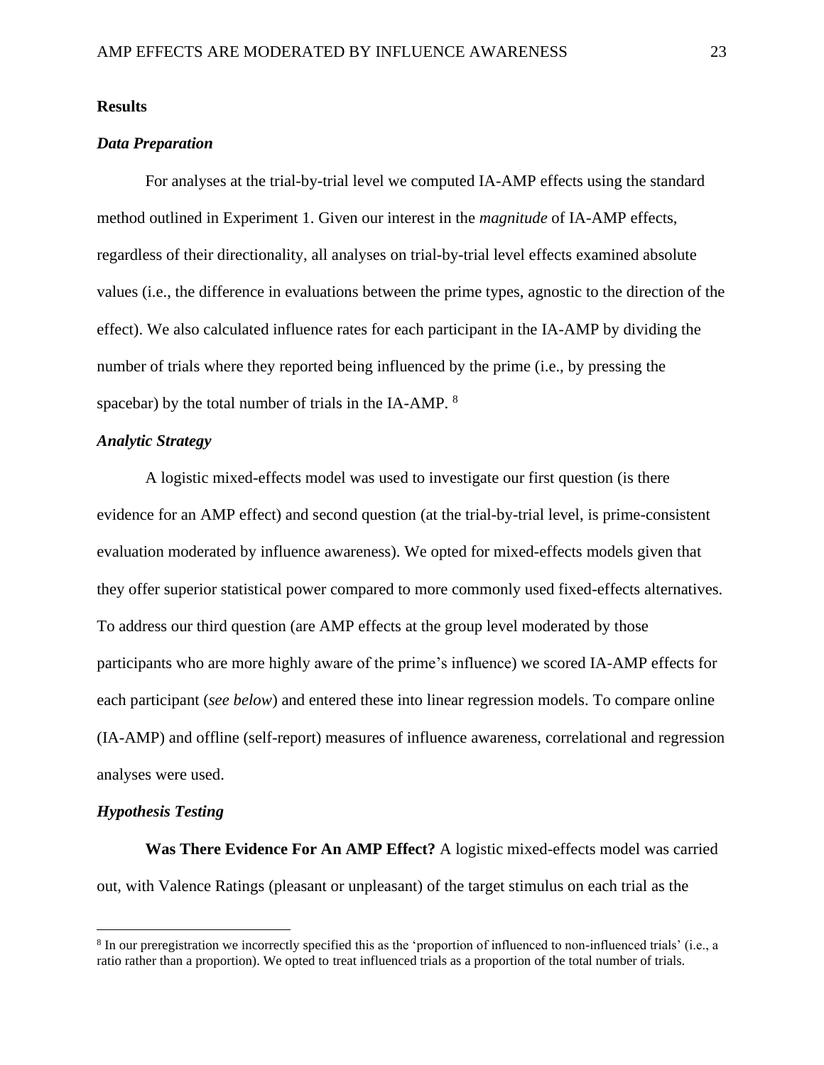## Results

### *Data Preparation*

For analyses at the trial-by-trial level we computed IA-AMP effects using the standard method outlined in Experiment 1. Given our interest in the *magnitude* of IA-AMP effects, regardless of their directionality, all analyses on trial-by-trial level effects examined absolute values (i.e., the difference in evaluations between the prime types, agnostic to the direction of the effect). We also calculated influence rates for each participant in the IA-AMP by dividing the number of trials where they reported being influenced by the prime (i.e., by pressing the spacebar) by the total number of trials in the IA-AMP. [8]

### *Analytic Strategy*

A logistic mixed-effects model was used to investigate our first question (is there evidence for an AMP effect) and second question (at the trial-by-trial level, is prime-consistent evaluation moderated by influence awareness). We opted for mixed-effects models given that they offer superior statistical power compared to more commonly used fixed-effects alternatives. To address our third question (are AMP effects at the group level moderated by those participants who are more highly aware of the prime's influence) we scored IA-AMP effects for each participant (*see below*) and entered these into linear regression models. To compare online (IA-AMP) and offline (self-report) measures of influence awareness, correlational and regression analyses were used.

### *Hypothesis Testing*

**Was There Evidence For An AMP Effect?** A logistic mixed-effects model was carried out, with Valence Ratings (pleasant or unpleasant) of the target stimulus on each trial as the

[8] In our preregistration we incorrectly specified this as the 'proportion of influenced to non-influenced trials' (i.e., a ratio rather than a proportion). We opted to treat influenced trials as a proportion of the total number of trials.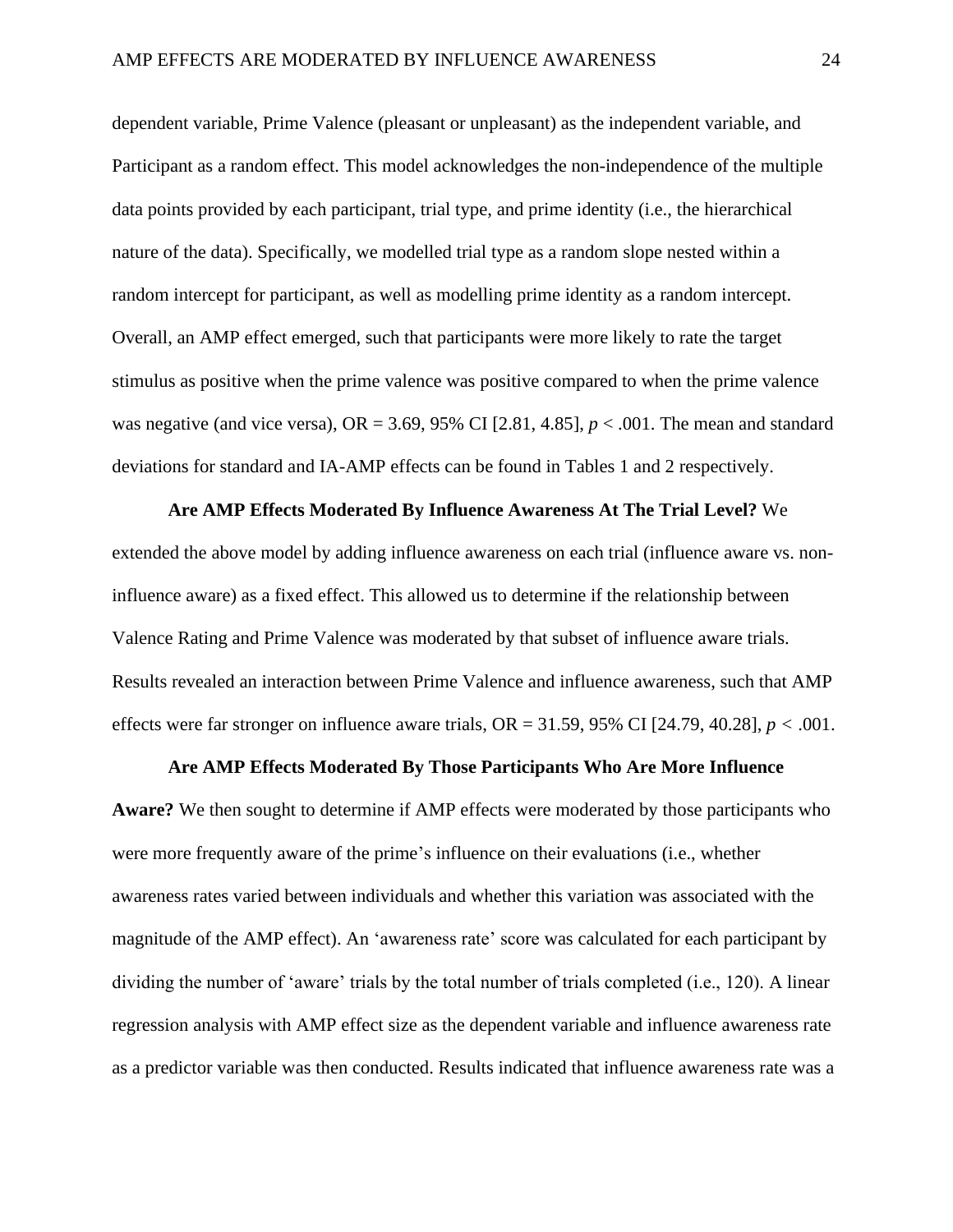dependent variable, Prime Valence (pleasant or unpleasant) as the independent variable, and Participant as a random effect. This model acknowledges the non-independence of the multiple data points provided by each participant, trial type, and prime identity (i.e., the hierarchical nature of the data). Specifically, we modelled trial type as a random slope nested within a random intercept for participant, as well as modelling prime identity as a random intercept. Overall, an AMP effect emerged, such that participants were more likely to rate the target stimulus as positive when the prime valence was positive compared to when the prime valence was negative (and vice versa), OR = 3.69, 95% CI [2.81, 4.85], $p < .001$. The mean and standard deviations for standard and IA-AMP effects can be found in Tables 1 and 2 respectively.

**Are AMP Effects Moderated By Influence Awareness At The Trial Level?** We extended the above model by adding influence awareness on each trial (influence aware vs. non-influence aware) as a fixed effect. This allowed us to determine if the relationship between Valence Rating and Prime Valence was moderated by that subset of influence aware trials. Results revealed an interaction between Prime Valence and influence awareness, such that AMP effects were far stronger on influence aware trials, OR = 31.59, 95% CI [24.79, 40.28], $p < .001$.

**Are AMP Effects Moderated By Those Participants Who Are More Influence Aware?** We then sought to determine if AMP effects were moderated by those participants who were more frequently aware of the prime's influence on their evaluations (i.e., whether awareness rates varied between individuals and whether this variation was associated with the magnitude of the AMP effect). An 'awareness rate' score was calculated for each participant by dividing the number of 'aware' trials by the total number of trials completed (i.e., 120). A linear regression analysis with AMP effect size as the dependent variable and influence awareness rate as a predictor variable was then conducted. Results indicated that influence awareness rate was a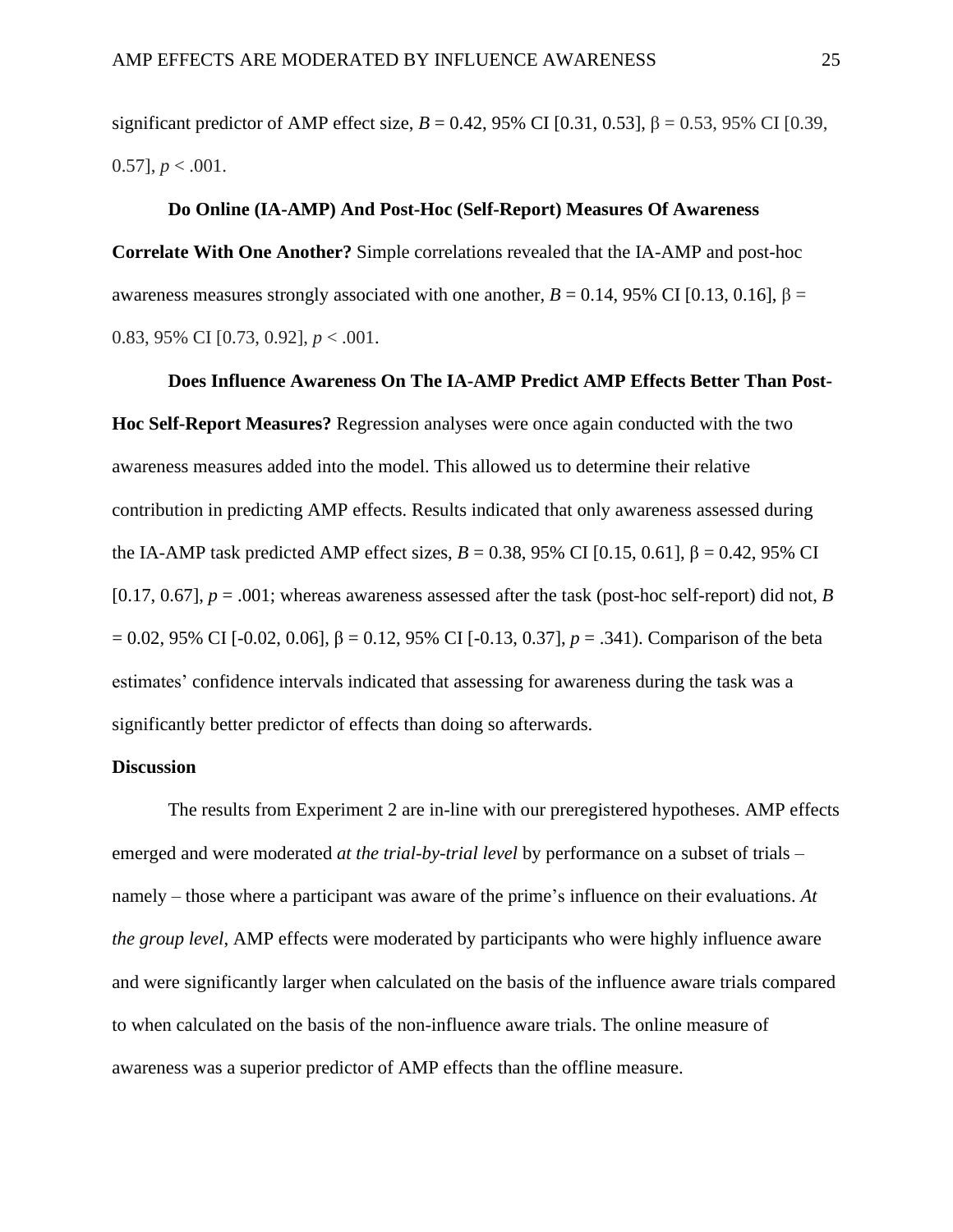significant predictor of AMP effect size, $B = 0.42$, 95% CI [0.31, 0.53], $\beta = 0.53$, 95% CI [0.39, 0.57], $p < .001$.

**Do Online (IA-AMP) And Post-Hoc (Self-Report) Measures Of Awareness Correlate With One Another?** Simple correlations revealed that the IA-AMP and post-hoc awareness measures strongly associated with one another, $B = 0.14$, 95% CI [0.13, 0.16], $\beta = 0.83$, 95% CI [0.73, 0.92], $p < .001$.

**Does Influence Awareness On The IA-AMP Predict AMP Effects Better Than Post-Hoc Self-Report Measures?** Regression analyses were once again conducted with the two awareness measures added into the model. This allowed us to determine their relative contribution in predicting AMP effects. Results indicated that only awareness assessed during the IA-AMP task predicted AMP effect sizes, $B = 0.38$, 95% CI [0.15, 0.61], $\beta = 0.42$, 95% CI [0.17, 0.67], $p = .001$; whereas awareness assessed after the task (post-hoc self-report) did not, $B = 0.02$, 95% CI [-0.02, 0.06], $\beta = 0.12$, 95% CI [-0.13, 0.37], $p = .341$). Comparison of the beta estimates' confidence intervals indicated that assessing for awareness during the task was a significantly better predictor of effects than doing so afterwards.

**Discussion**

The results from Experiment 2 are in-line with our preregistered hypotheses. AMP effects emerged and were moderated *at the trial-by-trial level* by performance on a subset of trials – namely – those where a participant was aware of the prime's influence on their evaluations. *At the group level*, AMP effects were moderated by participants who were highly influence aware and were significantly larger when calculated on the basis of the influence aware trials compared to when calculated on the basis of the non-influence aware trials. The online measure of awareness was a superior predictor of AMP effects than the offline measure.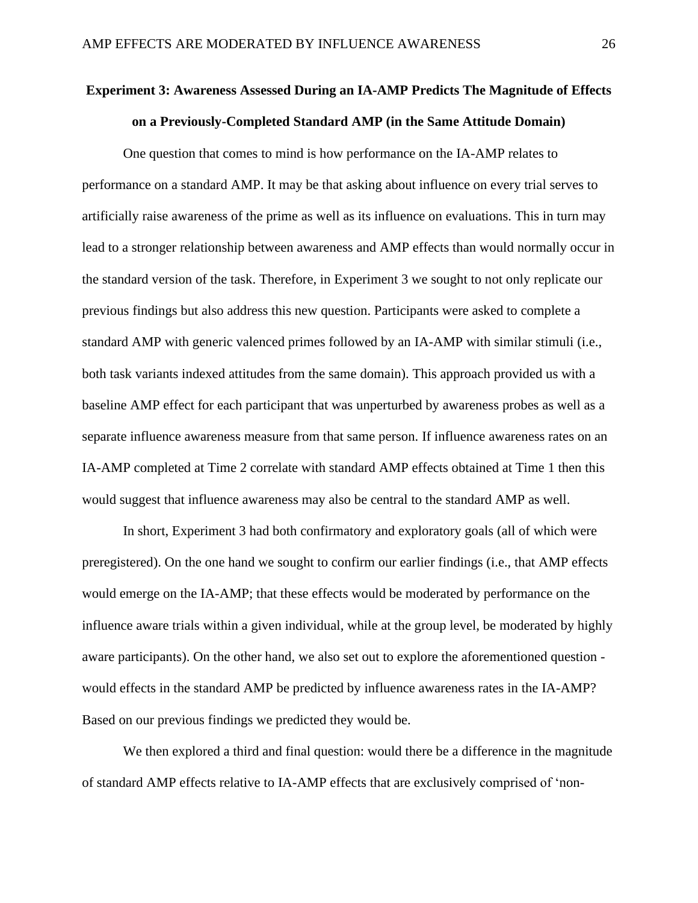**Experiment 3: Awareness Assessed During an IA-AMP Predicts The Magnitude of Effects on a Previously-Completed Standard AMP (in the Same Attitude Domain)**

One question that comes to mind is how performance on the IA-AMP relates to performance on a standard AMP. It may be that asking about influence on every trial serves to artificially raise awareness of the prime as well as its influence on evaluations. This in turn may lead to a stronger relationship between awareness and AMP effects than would normally occur in the standard version of the task. Therefore, in Experiment 3 we sought to not only replicate our previous findings but also address this new question. Participants were asked to complete a standard AMP with generic valenced primes followed by an IA-AMP with similar stimuli (i.e., both task variants indexed attitudes from the same domain). This approach provided us with a baseline AMP effect for each participant that was unperturbed by awareness probes as well as a separate influence awareness measure from that same person. If influence awareness rates on an IA-AMP completed at Time 2 correlate with standard AMP effects obtained at Time 1 then this would suggest that influence awareness may also be central to the standard AMP as well.

In short, Experiment 3 had both confirmatory and exploratory goals (all of which were preregistered). On the one hand we sought to confirm our earlier findings (i.e., that AMP effects would emerge on the IA-AMP; that these effects would be moderated by performance on the influence aware trials within a given individual, while at the group level, be moderated by highly aware participants). On the other hand, we also set out to explore the aforementioned question - would effects in the standard AMP be predicted by influence awareness rates in the IA-AMP? Based on our previous findings we predicted they would be.

We then explored a third and final question: would there be a difference in the magnitude of standard AMP effects relative to IA-AMP effects that are exclusively comprised of 'non-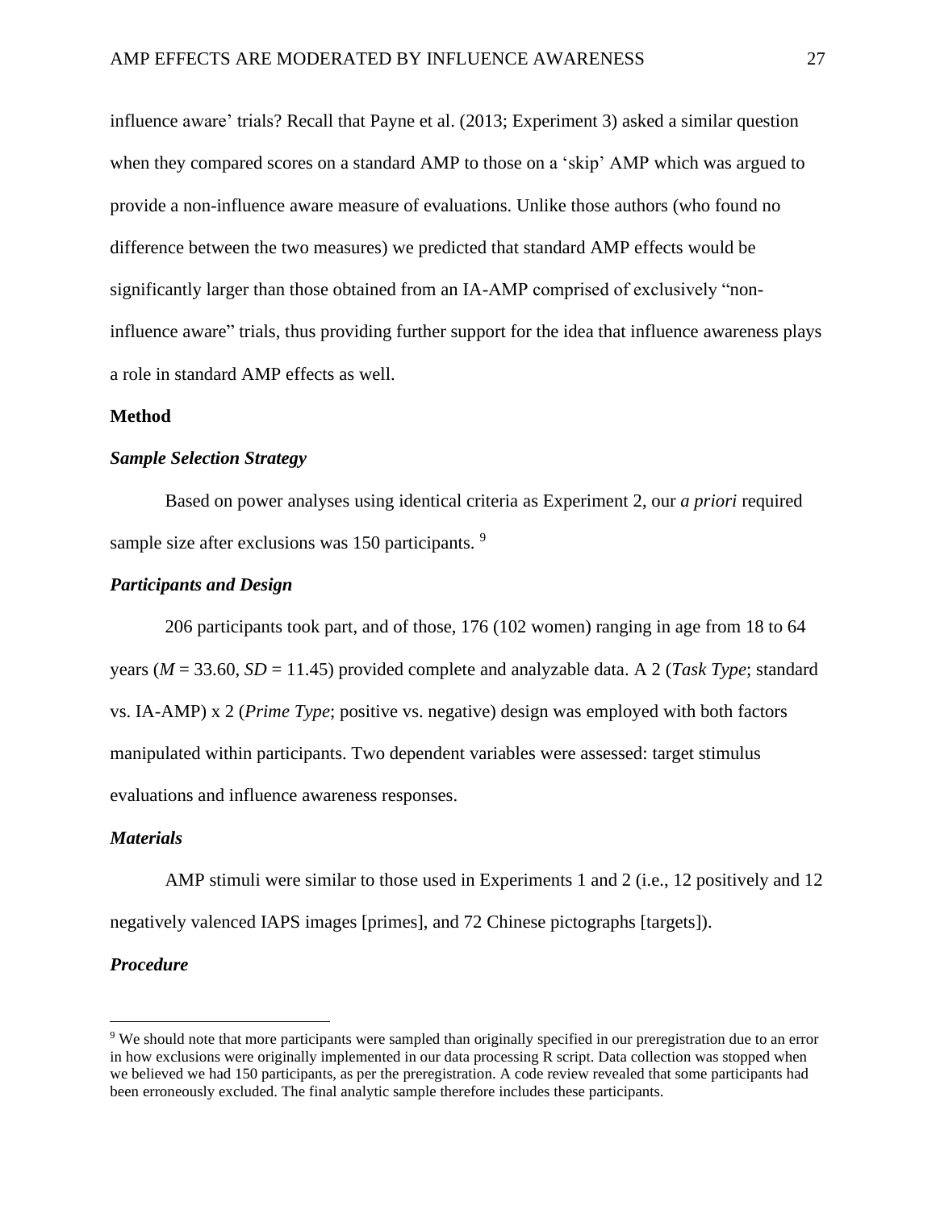influence aware' trials? Recall that Payne et al. (2013; Experiment 3) asked a similar question when they compared scores on a standard AMP to those on a 'skip' AMP which was argued to provide a non-influence aware measure of evaluations. Unlike those authors (who found no difference between the two measures) we predicted that standard AMP effects would be significantly larger than those obtained from an IA-AMP comprised of exclusively "non-influence aware" trials, thus providing further support for the idea that influence awareness plays a role in standard AMP effects as well.

## Method

### *Sample Selection Strategy*

Based on power analyses using identical criteria as Experiment 2, our *a priori* required sample size after exclusions was 150 participants. [9]

### *Participants and Design*

206 participants took part, and of those, 176 (102 women) ranging in age from 18 to 64 years ($M$ = 33.60, $SD$ = 11.45) provided complete and analyzable data. A 2 (*Task Type*; standard vs. IA-AMP) x 2 (*Prime Type*; positive vs. negative) design was employed with both factors manipulated within participants. Two dependent variables were assessed: target stimulus evaluations and influence awareness responses.

### *Materials*

AMP stimuli were similar to those used in Experiments 1 and 2 (i.e., 12 positively and 12 negatively valenced IAPS images [primes], and 72 Chinese pictographs [targets]).

### *Procedure*

[9] We should note that more participants were sampled than originally specified in our preregistration due to an error in how exclusions were originally implemented in our data processing R script. Data collection was stopped when we believed we had 150 participants, as per the preregistration. A code review revealed that some participants had been erroneously excluded. The final analytic sample therefore includes these participants.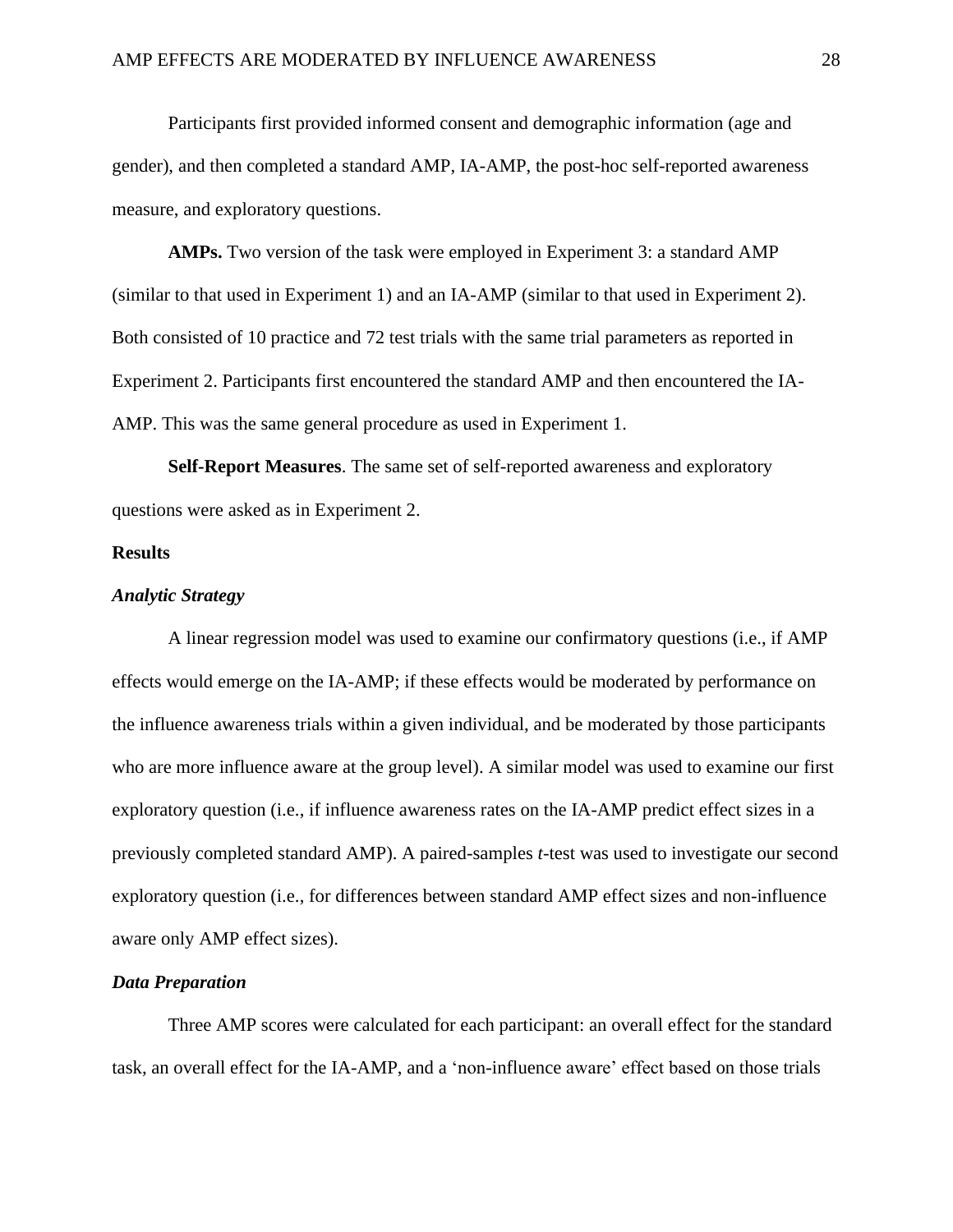Participants first provided informed consent and demographic information (age and gender), and then completed a standard AMP, IA-AMP, the post-hoc self-reported awareness measure, and exploratory questions.

**AMPs.** Two version of the task were employed in Experiment 3: a standard AMP (similar to that used in Experiment 1) and an IA-AMP (similar to that used in Experiment 2). Both consisted of 10 practice and 72 test trials with the same trial parameters as reported in Experiment 2. Participants first encountered the standard AMP and then encountered the IA-AMP. This was the same general procedure as used in Experiment 1.

**Self-Report Measures**. The same set of self-reported awareness and exploratory questions were asked as in Experiment 2.

## Results

### *Analytic Strategy*

A linear regression model was used to examine our confirmatory questions (i.e., if AMP effects would emerge on the IA-AMP; if these effects would be moderated by performance on the influence awareness trials within a given individual, and be moderated by those participants who are more influence aware at the group level). A similar model was used to examine our first exploratory question (i.e., if influence awareness rates on the IA-AMP predict effect sizes in a previously completed standard AMP). A paired-samples *t*-test was used to investigate our second exploratory question (i.e., for differences between standard AMP effect sizes and non-influence aware only AMP effect sizes).

### *Data Preparation*

Three AMP scores were calculated for each participant: an overall effect for the standard task, an overall effect for the IA-AMP, and a 'non-influence aware' effect based on those trials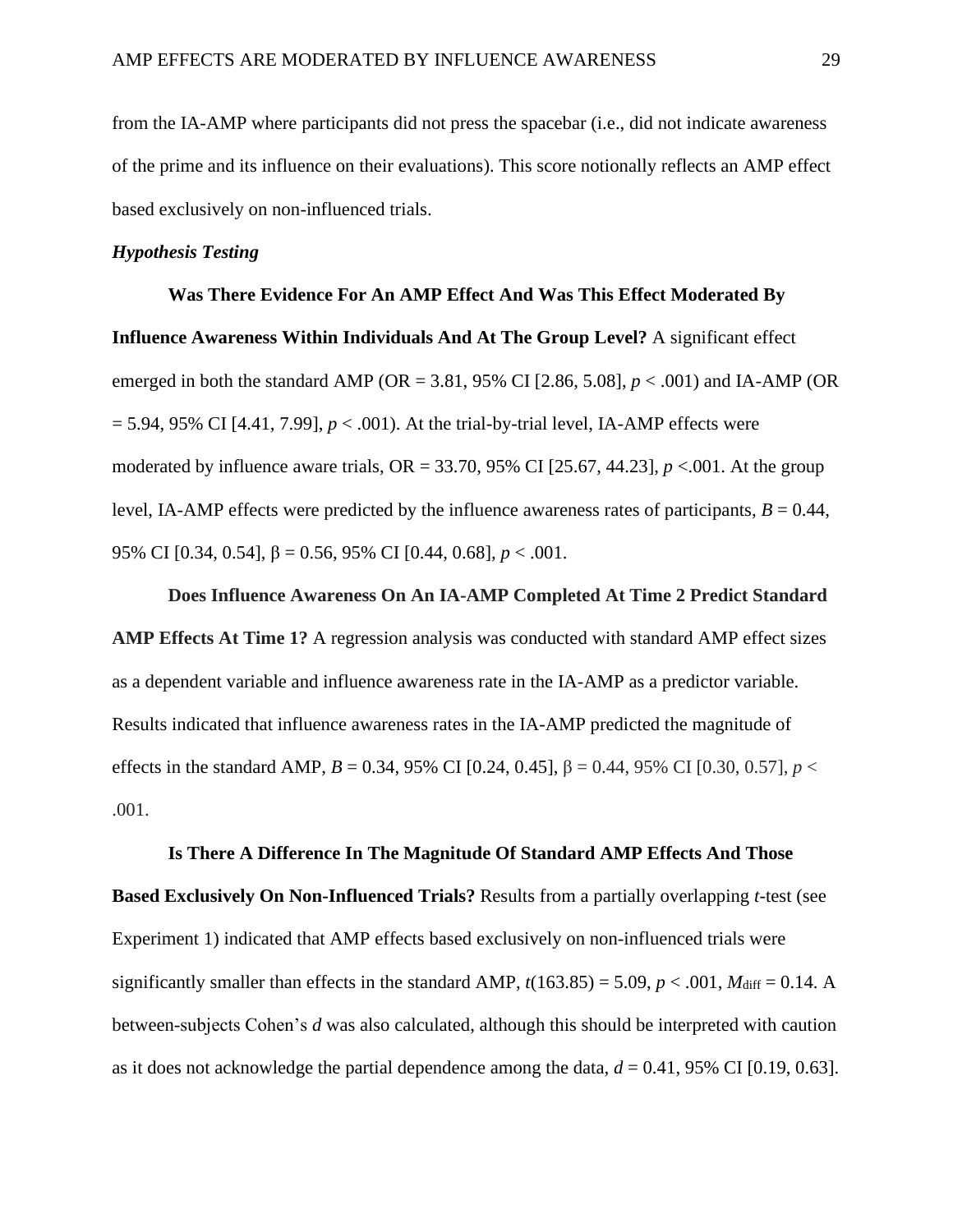from the IA-AMP where participants did not press the spacebar (i.e., did not indicate awareness of the prime and its influence on their evaluations). This score notionally reflects an AMP effect based exclusively on non-influenced trials.

### *Hypothesis Testing*

**Was There Evidence For An AMP Effect And Was This Effect Moderated By Influence Awareness Within Individuals And At The Group Level?** A significant effect emerged in both the standard AMP (OR = 3.81, 95% CI [2.86, 5.08], $p < .001$) and IA-AMP (OR = 5.94, 95% CI [4.41, 7.99], $p < .001$). At the trial-by-trial level, IA-AMP effects were moderated by influence aware trials, OR = 33.70, 95% CI [25.67, 44.23], $p < .001$. At the group level, IA-AMP effects were predicted by the influence awareness rates of participants, $B = 0.44$, 95% CI [0.34, 0.54], $\beta = 0.56$, 95% CI [0.44, 0.68], $p < .001$.

**Does Influence Awareness On An IA-AMP Completed At Time 2 Predict Standard AMP Effects At Time 1?** A regression analysis was conducted with standard AMP effect sizes as a dependent variable and influence awareness rate in the IA-AMP as a predictor variable. Results indicated that influence awareness rates in the IA-AMP predicted the magnitude of effects in the standard AMP, $B = 0.34$, 95% CI [0.24, 0.45], $\beta = 0.44$, 95% CI [0.30, 0.57], $p < .001$.

**Is There A Difference In The Magnitude Of Standard AMP Effects And Those Based Exclusively On Non-Influenced Trials?** Results from a partially overlapping *t*-test (see Experiment 1) indicated that AMP effects based exclusively on non-influenced trials were significantly smaller than effects in the standard AMP, $t(163.85) = 5.09$, $p < .001$, $M_{\text{diff}} = 0.14$. A between-subjects Cohen's $d$ was also calculated, although this should be interpreted with caution as it does not acknowledge the partial dependence among the data, $d = 0.41$, 95% CI [0.19, 0.63].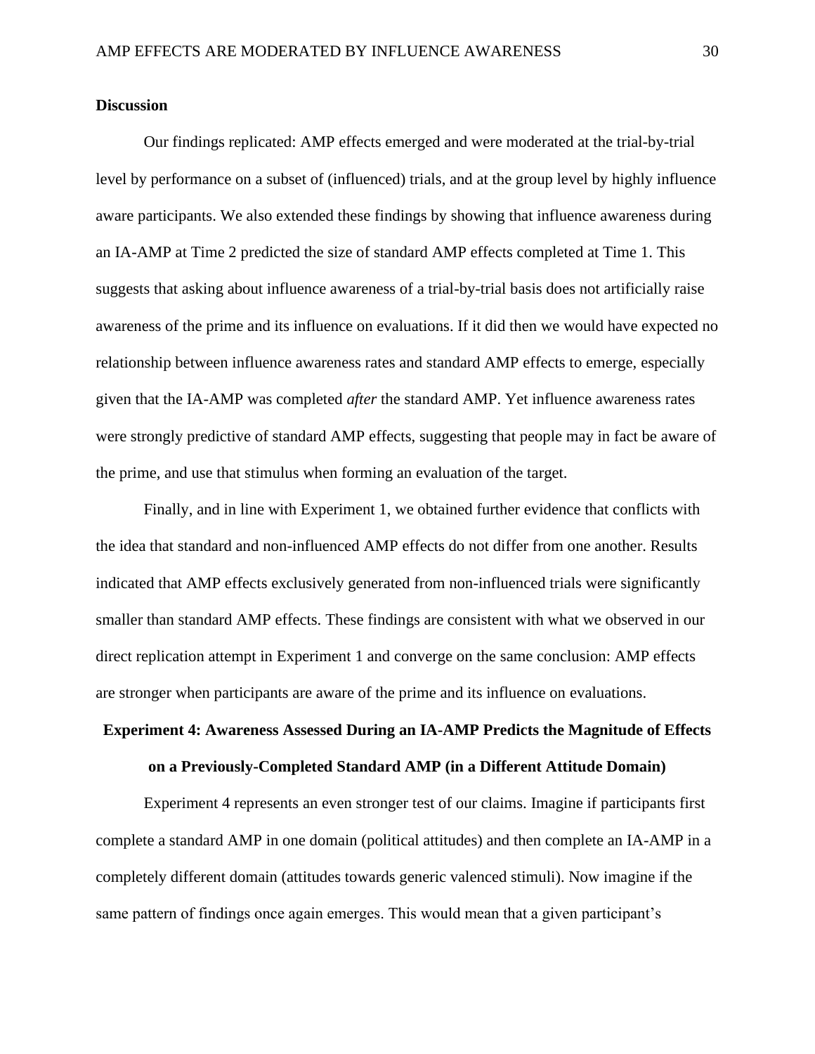**Discussion**

Our findings replicated: AMP effects emerged and were moderated at the trial-by-trial level by performance on a subset of (influenced) trials, and at the group level by highly influence aware participants. We also extended these findings by showing that influence awareness during an IA-AMP at Time 2 predicted the size of standard AMP effects completed at Time 1. This suggests that asking about influence awareness of a trial-by-trial basis does not artificially raise awareness of the prime and its influence on evaluations. If it did then we would have expected no relationship between influence awareness rates and standard AMP effects to emerge, especially given that the IA-AMP was completed *after* the standard AMP. Yet influence awareness rates were strongly predictive of standard AMP effects, suggesting that people may in fact be aware of the prime, and use that stimulus when forming an evaluation of the target.

Finally, and in line with Experiment 1, we obtained further evidence that conflicts with the idea that standard and non-influenced AMP effects do not differ from one another. Results indicated that AMP effects exclusively generated from non-influenced trials were significantly smaller than standard AMP effects. These findings are consistent with what we observed in our direct replication attempt in Experiment 1 and converge on the same conclusion: AMP effects are stronger when participants are aware of the prime and its influence on evaluations.

## Experiment 4: Awareness Assessed During an IA-AMP Predicts the Magnitude of Effects on a Previously-Completed Standard AMP (in a Different Attitude Domain)

Experiment 4 represents an even stronger test of our claims. Imagine if participants first complete a standard AMP in one domain (political attitudes) and then complete an IA-AMP in a completely different domain (attitudes towards generic valenced stimuli). Now imagine if the same pattern of findings once again emerges. This would mean that a given participant's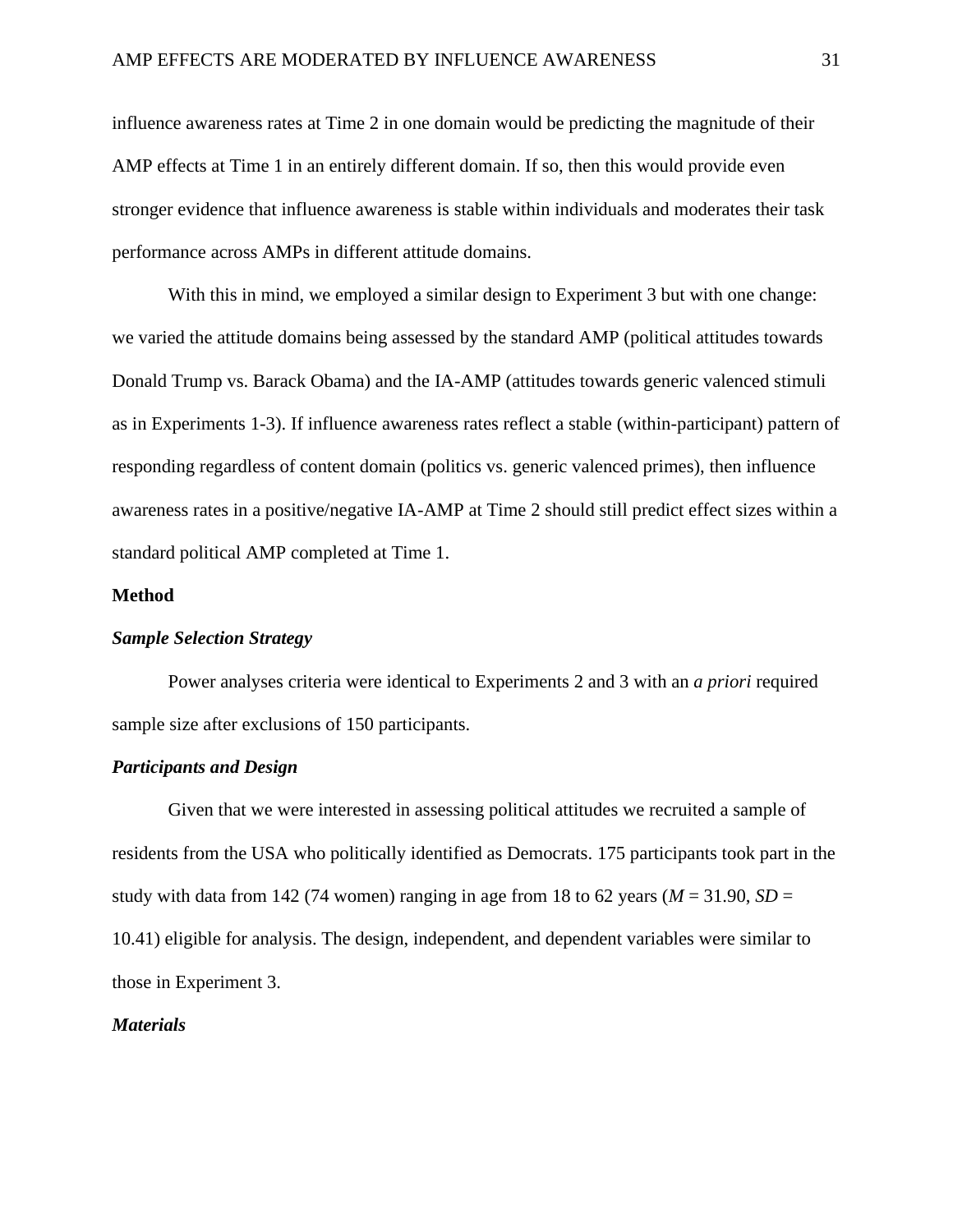influence awareness rates at Time 2 in one domain would be predicting the magnitude of their AMP effects at Time 1 in an entirely different domain. If so, then this would provide even stronger evidence that influence awareness is stable within individuals and moderates their task performance across AMPs in different attitude domains.

With this in mind, we employed a similar design to Experiment 3 but with one change: we varied the attitude domains being assessed by the standard AMP (political attitudes towards Donald Trump vs. Barack Obama) and the IA-AMP (attitudes towards generic valenced stimuli as in Experiments 1-3). If influence awareness rates reflect a stable (within-participant) pattern of responding regardless of content domain (politics vs. generic valenced primes), then influence awareness rates in a positive/negative IA-AMP at Time 2 should still predict effect sizes within a standard political AMP completed at Time 1.

## Method

### *Sample Selection Strategy*

Power analyses criteria were identical to Experiments 2 and 3 with an *a priori* required sample size after exclusions of 150 participants.

### *Participants and Design*

Given that we were interested in assessing political attitudes we recruited a sample of residents from the USA who politically identified as Democrats. 175 participants took part in the study with data from 142 (74 women) ranging in age from 18 to 62 years ($M$ = 31.90, $SD$ = 10.41) eligible for analysis. The design, independent, and dependent variables were similar to those in Experiment 3.

### *Materials*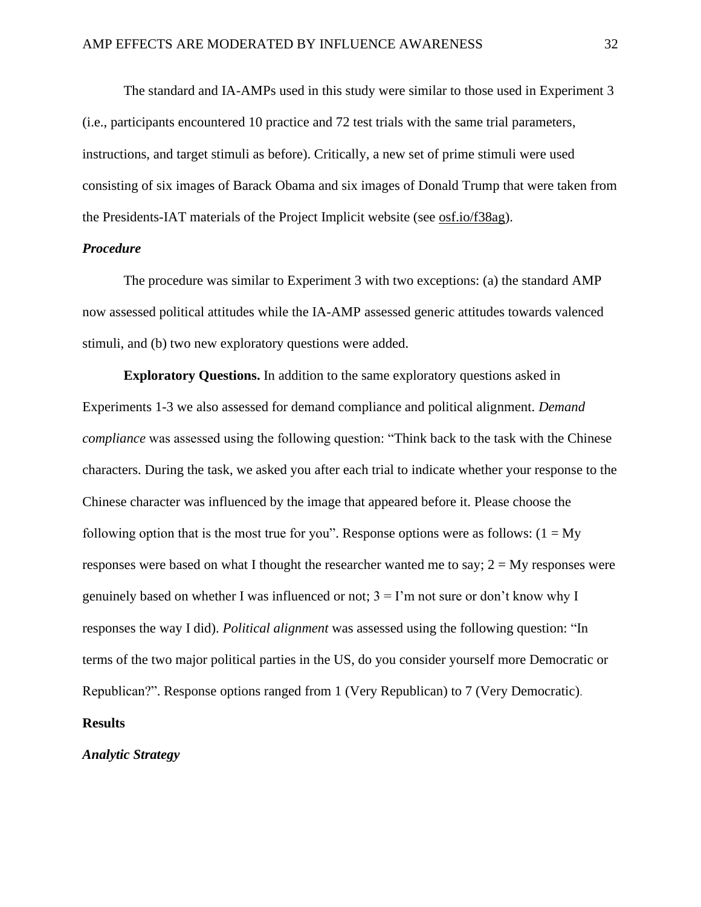The standard and IA-AMPs used in this study were similar to those used in Experiment 3 (i.e., participants encountered 10 practice and 72 test trials with the same trial parameters, instructions, and target stimuli as before). Critically, a new set of prime stimuli were used consisting of six images of Barack Obama and six images of Donald Trump that were taken from the Presidents-IAT materials of the Project Implicit website (see osf.io/f38ag).

### *Procedure*

The procedure was similar to Experiment 3 with two exceptions: (a) the standard AMP now assessed political attitudes while the IA-AMP assessed generic attitudes towards valenced stimuli, and (b) two new exploratory questions were added.

**Exploratory Questions.** In addition to the same exploratory questions asked in Experiments 1-3 we also assessed for demand compliance and political alignment. *Demand compliance* was assessed using the following question: "Think back to the task with the Chinese characters. During the task, we asked you after each trial to indicate whether your response to the Chinese character was influenced by the image that appeared before it. Please choose the following option that is the most true for you". Response options were as follows: (1 = My responses were based on what I thought the researcher wanted me to say; 2 = My responses were genuinely based on whether I was influenced or not; 3 = I'm not sure or don't know why I responses the way I did). *Political alignment* was assessed using the following question: "In terms of the two major political parties in the US, do you consider yourself more Democratic or Republican?". Response options ranged from 1 (Very Republican) to 7 (Very Democratic).

## Results

### *Analytic Strategy*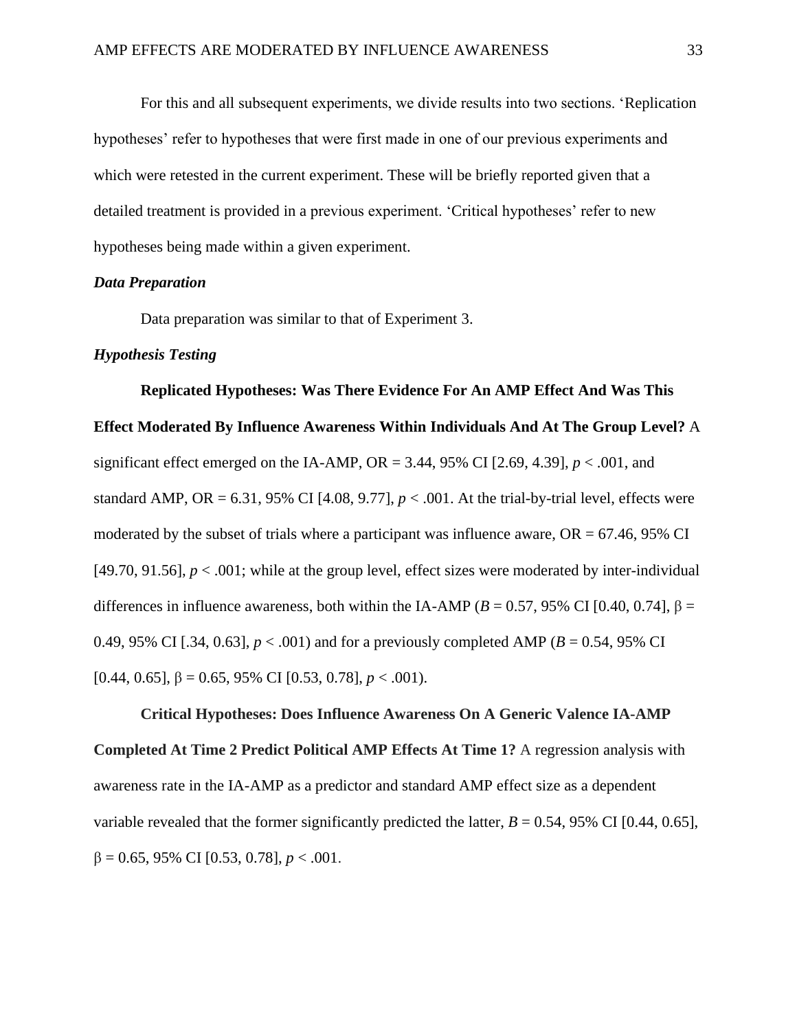For this and all subsequent experiments, we divide results into two sections. 'Replication hypotheses' refer to hypotheses that were first made in one of our previous experiments and which were retested in the current experiment. These will be briefly reported given that a detailed treatment is provided in a previous experiment. 'Critical hypotheses' refer to new hypotheses being made within a given experiment.

### *Data Preparation*

Data preparation was similar to that of Experiment 3.

### *Hypothesis Testing*

**Replicated Hypotheses: Was There Evidence For An AMP Effect And Was This Effect Moderated By Influence Awareness Within Individuals And At The Group Level?** A significant effect emerged on the IA-AMP, OR = 3.44, 95% CI [2.69, 4.39], $p < .001$, and standard AMP, OR = 6.31, 95% CI [4.08, 9.77], $p < .001$. At the trial-by-trial level, effects were moderated by the subset of trials where a participant was influence aware, OR = 67.46, 95% CI [49.70, 91.56], $p < .001$; while at the group level, effect sizes were moderated by inter-individual differences in influence awareness, both within the IA-AMP ($B = 0.57$, 95% CI [0.40, 0.74], $\beta = 0.49$, 95% CI [.34, 0.63], $p < .001$) and for a previously completed AMP ($B = 0.54$, 95% CI [0.44, 0.65], $\beta = 0.65$, 95% CI [0.53, 0.78], $p < .001$).

**Critical Hypotheses: Does Influence Awareness On A Generic Valence IA-AMP Completed At Time 2 Predict Political AMP Effects At Time 1?** A regression analysis with awareness rate in the IA-AMP as a predictor and standard AMP effect size as a dependent variable revealed that the former significantly predicted the latter, $B = 0.54$, 95% CI [0.44, 0.65], $\beta = 0.65$, 95% CI [0.53, 0.78], $p < .001$.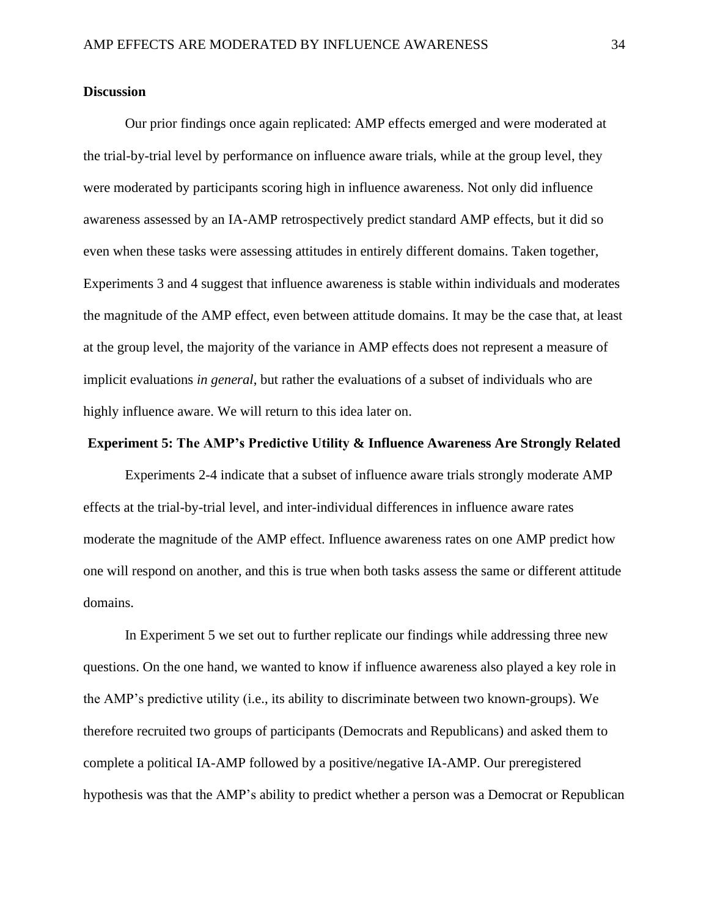## Discussion

Our prior findings once again replicated: AMP effects emerged and were moderated at the trial-by-trial level by performance on influence aware trials, while at the group level, they were moderated by participants scoring high in influence awareness. Not only did influence awareness assessed by an IA-AMP retrospectively predict standard AMP effects, but it did so even when these tasks were assessing attitudes in entirely different domains. Taken together, Experiments 3 and 4 suggest that influence awareness is stable within individuals and moderates the magnitude of the AMP effect, even between attitude domains. It may be the case that, at least at the group level, the majority of the variance in AMP effects does not represent a measure of implicit evaluations *in general*, but rather the evaluations of a subset of individuals who are highly influence aware. We will return to this idea later on.

## Experiment 5: The AMP's Predictive Utility & Influence Awareness Are Strongly Related

Experiments 2-4 indicate that a subset of influence aware trials strongly moderate AMP effects at the trial-by-trial level, and inter-individual differences in influence aware rates moderate the magnitude of the AMP effect. Influence awareness rates on one AMP predict how one will respond on another, and this is true when both tasks assess the same or different attitude domains.

In Experiment 5 we set out to further replicate our findings while addressing three new questions. On the one hand, we wanted to know if influence awareness also played a key role in the AMP's predictive utility (i.e., its ability to discriminate between two known-groups). We therefore recruited two groups of participants (Democrats and Republicans) and asked them to complete a political IA-AMP followed by a positive/negative IA-AMP. Our preregistered hypothesis was that the AMP's ability to predict whether a person was a Democrat or Republican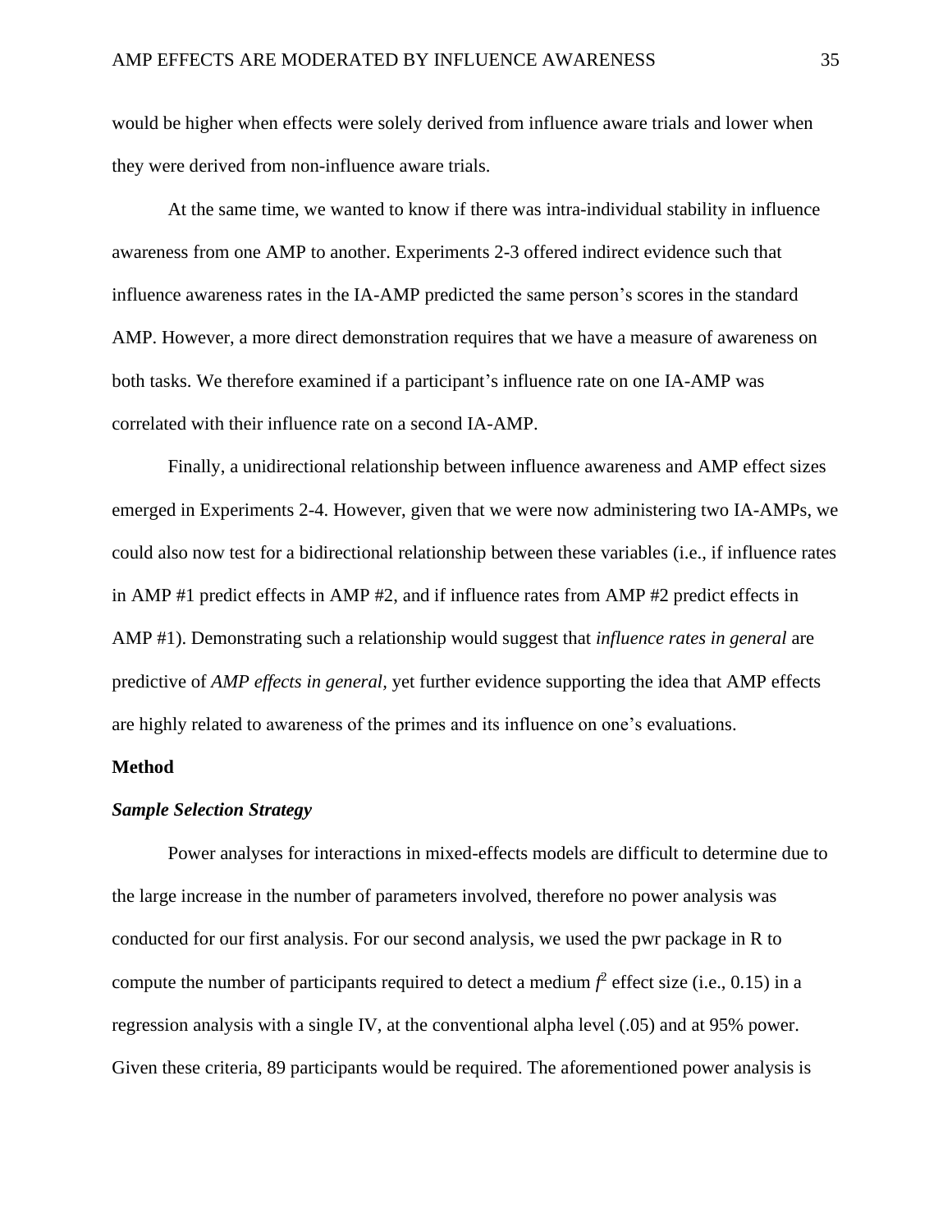would be higher when effects were solely derived from influence aware trials and lower when they were derived from non-influence aware trials.

At the same time, we wanted to know if there was intra-individual stability in influence awareness from one AMP to another. Experiments 2-3 offered indirect evidence such that influence awareness rates in the IA-AMP predicted the same person's scores in the standard AMP. However, a more direct demonstration requires that we have a measure of awareness on both tasks. We therefore examined if a participant's influence rate on one IA-AMP was correlated with their influence rate on a second IA-AMP.

Finally, a unidirectional relationship between influence awareness and AMP effect sizes emerged in Experiments 2-4. However, given that we were now administering two IA-AMPs, we could also now test for a bidirectional relationship between these variables (i.e., if influence rates in AMP #1 predict effects in AMP #2, and if influence rates from AMP #2 predict effects in AMP #1). Demonstrating such a relationship would suggest that *influence rates in general* are predictive of *AMP effects in general*, yet further evidence supporting the idea that AMP effects are highly related to awareness of the primes and its influence on one's evaluations.

## Method

### *Sample Selection Strategy*

Power analyses for interactions in mixed-effects models are difficult to determine due to the large increase in the number of parameters involved, therefore no power analysis was conducted for our first analysis. For our second analysis, we used the pwr package in R to compute the number of participants required to detect a medium $f^2$ effect size (i.e., 0.15) in a regression analysis with a single IV, at the conventional alpha level (.05) and at 95% power. Given these criteria, 89 participants would be required. The aforementioned power analysis is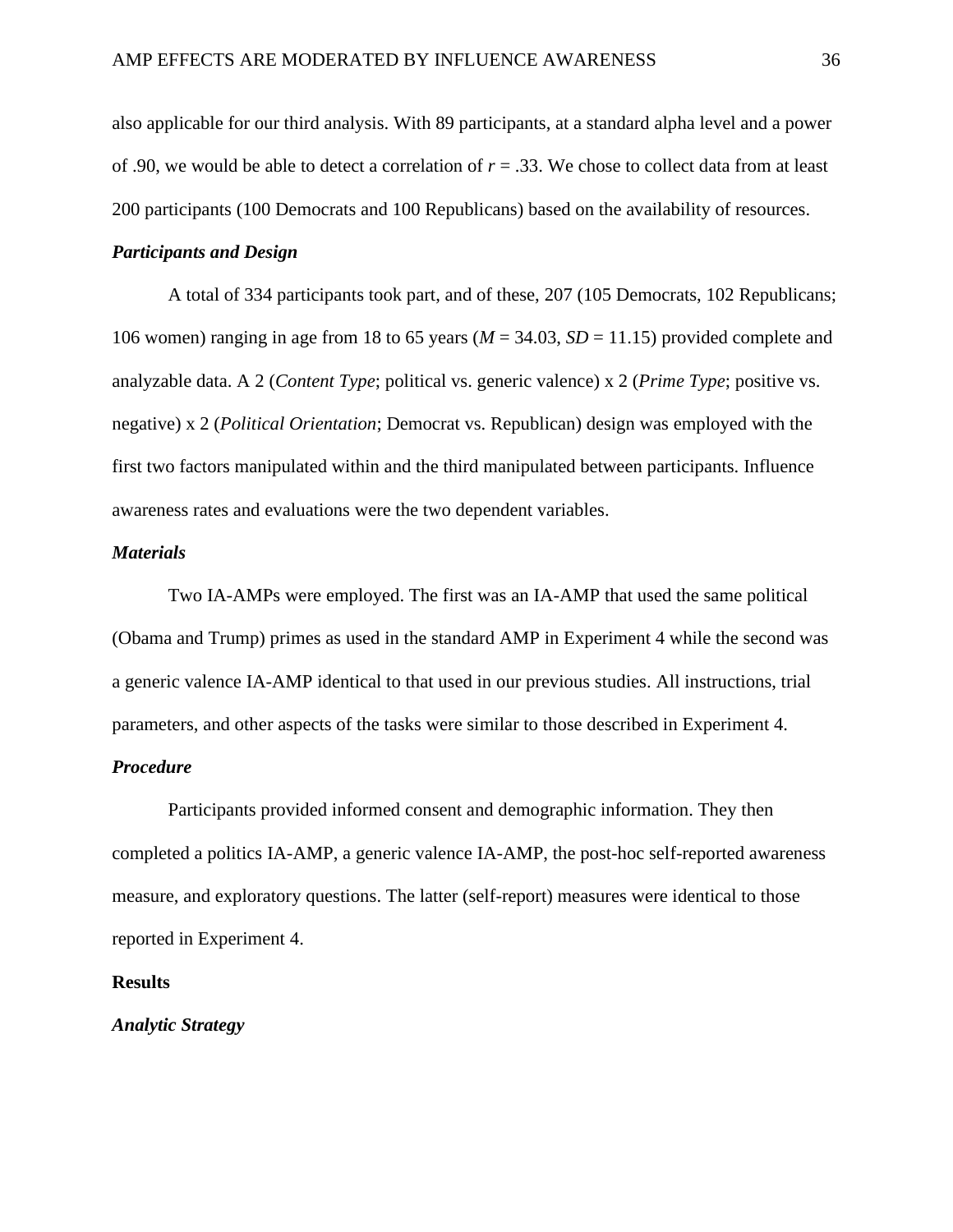also applicable for our third analysis. With 89 participants, at a standard alpha level and a power of .90, we would be able to detect a correlation of $r = .33$. We chose to collect data from at least 200 participants (100 Democrats and 100 Republicans) based on the availability of resources.

### *Participants and Design*

A total of 334 participants took part, and of these, 207 (105 Democrats, 102 Republicans; 106 women) ranging in age from 18 to 65 years ($M = 34.03$, $SD = 11.15$) provided complete and analyzable data. A 2 (*Content Type*; political vs. generic valence) x 2 (*Prime Type*; positive vs. negative) x 2 (*Political Orientation*; Democrat vs. Republican) design was employed with the first two factors manipulated within and the third manipulated between participants. Influence awareness rates and evaluations were the two dependent variables.

### *Materials*

Two IA-AMPs were employed. The first was an IA-AMP that used the same political (Obama and Trump) primes as used in the standard AMP in Experiment 4 while the second was a generic valence IA-AMP identical to that used in our previous studies. All instructions, trial parameters, and other aspects of the tasks were similar to those described in Experiment 4.

### *Procedure*

Participants provided informed consent and demographic information. They then completed a politics IA-AMP, a generic valence IA-AMP, the post-hoc self-reported awareness measure, and exploratory questions. The latter (self-report) measures were identical to those reported in Experiment 4.

## Results

### *Analytic Strategy*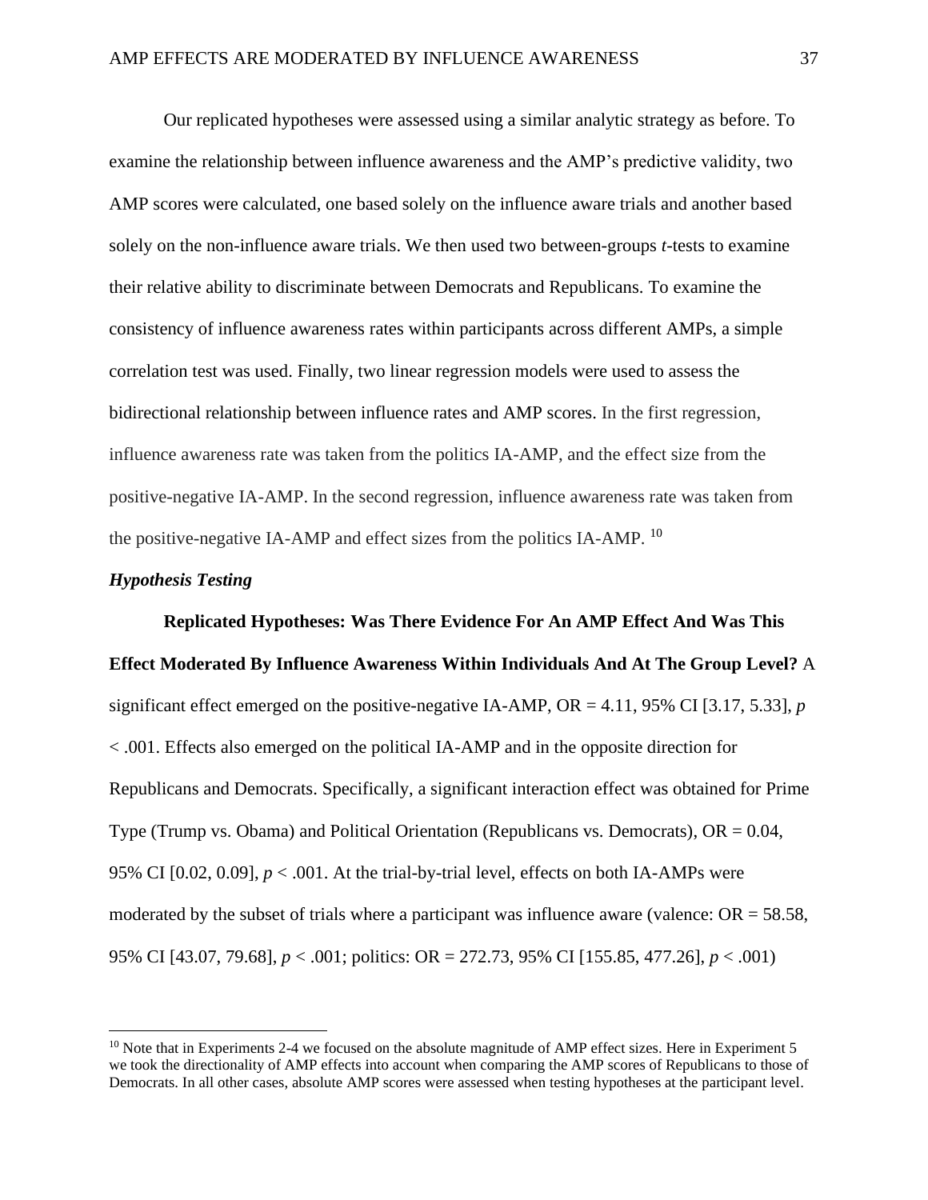Our replicated hypotheses were assessed using a similar analytic strategy as before. To examine the relationship between influence awareness and the AMP's predictive validity, two AMP scores were calculated, one based solely on the influence aware trials and another based solely on the non-influence aware trials. We then used two between-groups *t*-tests to examine their relative ability to discriminate between Democrats and Republicans. To examine the consistency of influence awareness rates within participants across different AMPs, a simple correlation test was used. Finally, two linear regression models were used to assess the bidirectional relationship between influence rates and AMP scores. In the first regression, influence awareness rate was taken from the politics IA-AMP, and the effect size from the positive-negative IA-AMP. In the second regression, influence awareness rate was taken from the positive-negative IA-AMP and effect sizes from the politics IA-AMP. [10]

### *Hypothesis Testing*

**Replicated Hypotheses: Was There Evidence For An AMP Effect And Was This Effect Moderated By Influence Awareness Within Individuals And At The Group Level?** A significant effect emerged on the positive-negative IA-AMP, OR = 4.11, 95% CI [3.17, 5.33], $p < .001$. Effects also emerged on the political IA-AMP and in the opposite direction for Republicans and Democrats. Specifically, a significant interaction effect was obtained for Prime Type (Trump vs. Obama) and Political Orientation (Republicans vs. Democrats), OR = 0.04, 95% CI [0.02, 0.09], $p < .001$. At the trial-by-trial level, effects on both IA-AMPs were moderated by the subset of trials where a participant was influence aware (valence: OR = 58.58, 95% CI [43.07, 79.68], $p < .001$; politics: OR = 272.73, 95% CI [155.85, 477.26], $p < .001$)

[10] Note that in Experiments 2-4 we focused on the absolute magnitude of AMP effect sizes. Here in Experiment 5 we took the directionality of AMP effects into account when comparing the AMP scores of Republicans to those of Democrats. In all other cases, absolute AMP scores were assessed when testing hypotheses at the participant level.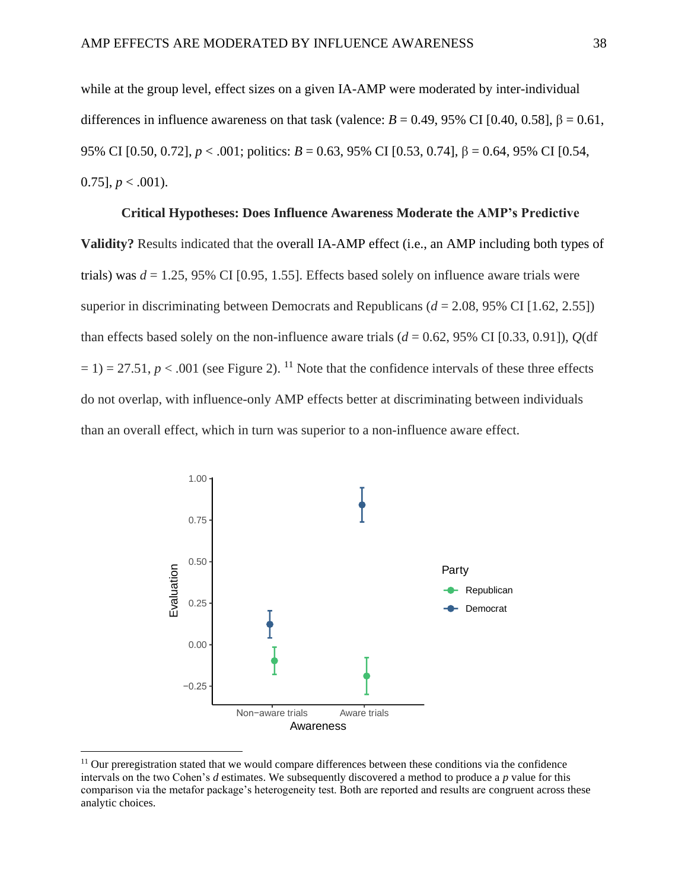while at the group level, effect sizes on a given IA-AMP were moderated by inter-individual differences in influence awareness on that task (valence: $B = 0.49$, 95% CI [0.40, 0.58], $\beta = 0.61$, 95% CI [0.50, 0.72], $p < .001$; politics: $B = 0.63$, 95% CI [0.53, 0.74], $\beta = 0.64$, 95% CI [0.54, 0.75], $p < .001$).

**Critical Hypotheses: Does Influence Awareness Moderate the AMP's Predictive Validity?** Results indicated that the overall IA-AMP effect (i.e., an AMP including both types of trials) was $d = 1.25$, 95% CI [0.95, 1.55]. Effects based solely on influence aware trials were superior in discriminating between Democrats and Republicans ($d = 2.08$, 95% CI [1.62, 2.55]) than effects based solely on the non-influence aware trials ($d = 0.62$, 95% CI [0.33, 0.91]), $Q(\text{df} = 1) = 27.51$, $p < .001$ (see Figure 2).[11] Note that the confidence intervals of these three effects do not overlap, with influence-only AMP effects better at discriminating between individuals than an overall effect, which in turn was superior to a non-influence aware effect.

[11] Our preregistration stated that we would compare differences between these conditions via the confidence intervals on the two Cohen's *d* estimates. We subsequently discovered a method to produce a *p* value for this comparison via the metafor package's heterogeneity test. Both are reported and results are congruent across these analytic choices.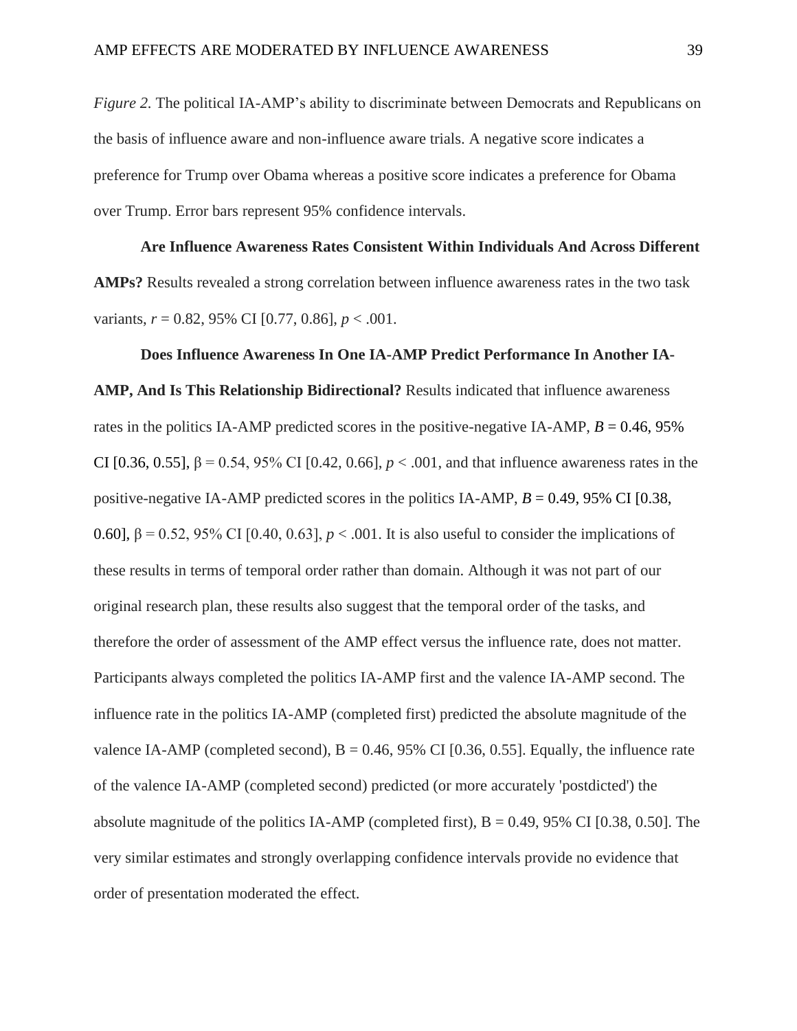*Figure 2.* The political IA-AMP's ability to discriminate between Democrats and Republicans on the basis of influence aware and non-influence aware trials. A negative score indicates a preference for Trump over Obama whereas a positive score indicates a preference for Obama over Trump. Error bars represent 95% confidence intervals.

**Are Influence Awareness Rates Consistent Within Individuals And Across Different AMPs?** Results revealed a strong correlation between influence awareness rates in the two task variants, $r = 0.82$, 95% CI [0.77, 0.86], $p < .001$.

**Does Influence Awareness In One IA-AMP Predict Performance In Another IA-AMP, And Is This Relationship Bidirectional?** Results indicated that influence awareness rates in the politics IA-AMP predicted scores in the positive-negative IA-AMP, $B = 0.46$, 95% CI [0.36, 0.55], $\beta = 0.54$, 95% CI [0.42, 0.66], $p < .001$, and that influence awareness rates in the positive-negative IA-AMP predicted scores in the politics IA-AMP, $B = 0.49$, 95% CI [0.38, 0.60], $\beta = 0.52$, 95% CI [0.40, 0.63], $p < .001$. It is also useful to consider the implications of these results in terms of temporal order rather than domain. Although it was not part of our original research plan, these results also suggest that the temporal order of the tasks, and therefore the order of assessment of the AMP effect versus the influence rate, does not matter. Participants always completed the politics IA-AMP first and the valence IA-AMP second. The influence rate in the politics IA-AMP (completed first) predicted the absolute magnitude of the valence IA-AMP (completed second), $B = 0.46$, 95% CI [0.36, 0.55]. Equally, the influence rate of the valence IA-AMP (completed second) predicted (or more accurately 'postdicted') the absolute magnitude of the politics IA-AMP (completed first), $B = 0.49$, 95% CI [0.38, 0.50]. The very similar estimates and strongly overlapping confidence intervals provide no evidence that order of presentation moderated the effect.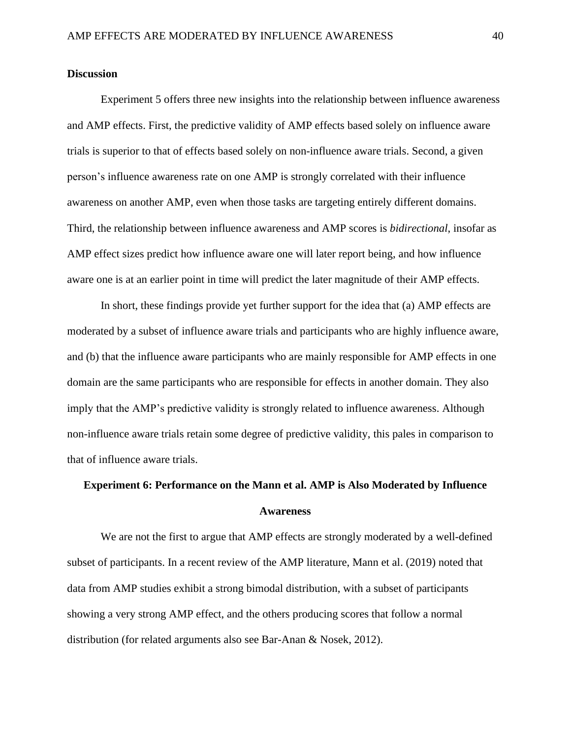## Discussion

Experiment 5 offers three new insights into the relationship between influence awareness and AMP effects. First, the predictive validity of AMP effects based solely on influence aware trials is superior to that of effects based solely on non-influence aware trials. Second, a given person's influence awareness rate on one AMP is strongly correlated with their influence awareness on another AMP, even when those tasks are targeting entirely different domains. Third, the relationship between influence awareness and AMP scores is *bidirectional*, insofar as AMP effect sizes predict how influence aware one will later report being, and how influence aware one is at an earlier point in time will predict the later magnitude of their AMP effects.

In short, these findings provide yet further support for the idea that (a) AMP effects are moderated by a subset of influence aware trials and participants who are highly influence aware, and (b) that the influence aware participants who are mainly responsible for AMP effects in one domain are the same participants who are responsible for effects in another domain. They also imply that the AMP's predictive validity is strongly related to influence awareness. Although non-influence aware trials retain some degree of predictive validity, this pales in comparison to that of influence aware trials.

## Experiment 6: Performance on the Mann et al. AMP is Also Moderated by Influence Awareness

We are not the first to argue that AMP effects are strongly moderated by a well-defined subset of participants. In a recent review of the AMP literature, Mann et al. (2019) noted that data from AMP studies exhibit a strong bimodal distribution, with a subset of participants showing a very strong AMP effect, and the others producing scores that follow a normal distribution (for related arguments also see Bar-Anan & Nosek, 2012).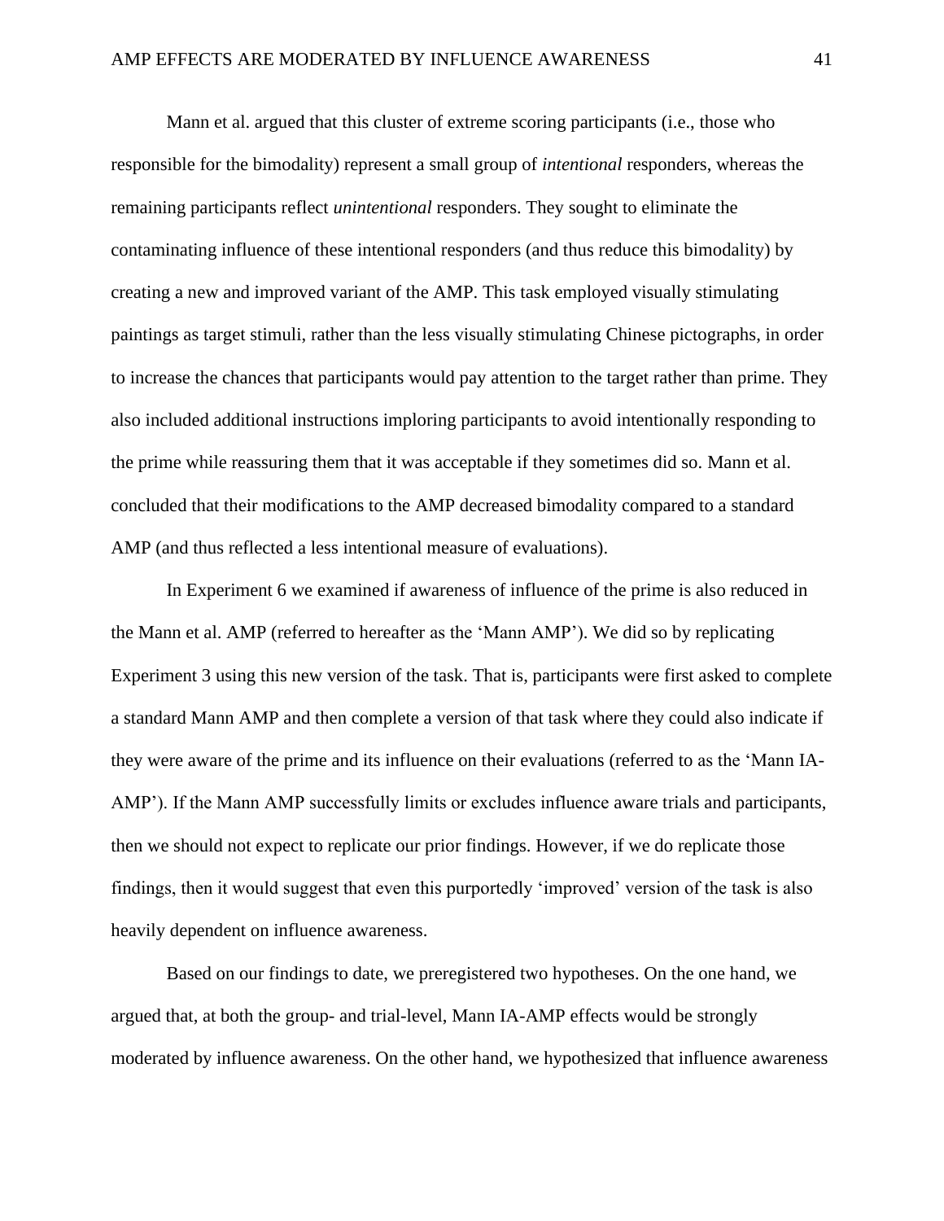Mann et al. argued that this cluster of extreme scoring participants (i.e., those who responsible for the bimodality) represent a small group of *intentional* responders, whereas the remaining participants reflect *unintentional* responders. They sought to eliminate the contaminating influence of these intentional responders (and thus reduce this bimodality) by creating a new and improved variant of the AMP. This task employed visually stimulating paintings as target stimuli, rather than the less visually stimulating Chinese pictographs, in order to increase the chances that participants would pay attention to the target rather than prime. They also included additional instructions imploring participants to avoid intentionally responding to the prime while reassuring them that it was acceptable if they sometimes did so. Mann et al. concluded that their modifications to the AMP decreased bimodality compared to a standard AMP (and thus reflected a less intentional measure of evaluations).

In Experiment 6 we examined if awareness of influence of the prime is also reduced in the Mann et al. AMP (referred to hereafter as the 'Mann AMP'). We did so by replicating Experiment 3 using this new version of the task. That is, participants were first asked to complete a standard Mann AMP and then complete a version of that task where they could also indicate if they were aware of the prime and its influence on their evaluations (referred to as the 'Mann IA-AMP'). If the Mann AMP successfully limits or excludes influence aware trials and participants, then we should not expect to replicate our prior findings. However, if we do replicate those findings, then it would suggest that even this purportedly 'improved' version of the task is also heavily dependent on influence awareness.

Based on our findings to date, we preregistered two hypotheses. On the one hand, we argued that, at both the group- and trial-level, Mann IA-AMP effects would be strongly moderated by influence awareness. On the other hand, we hypothesized that influence awareness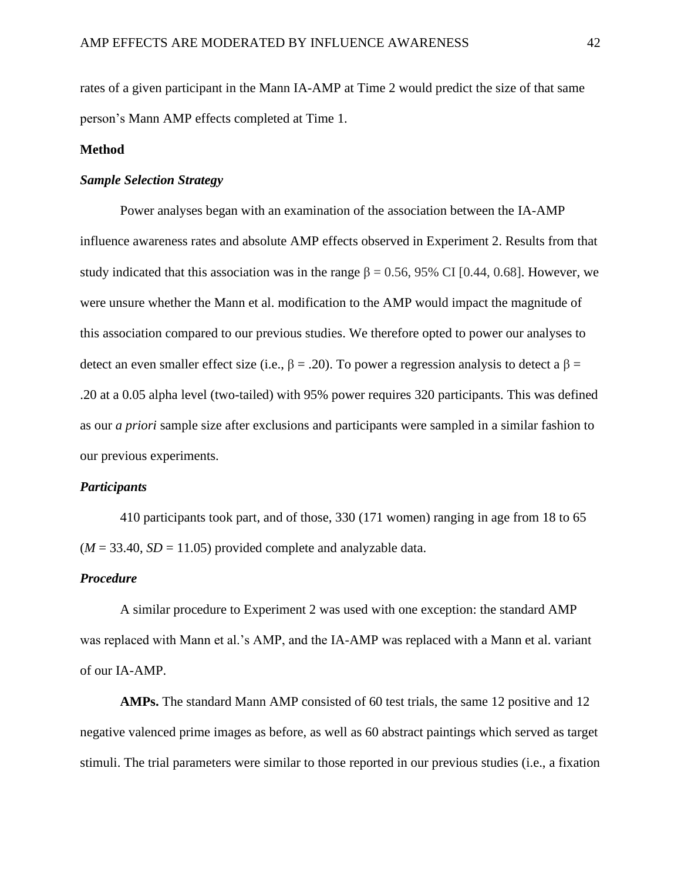rates of a given participant in the Mann IA-AMP at Time 2 would predict the size of that same person's Mann AMP effects completed at Time 1.

## Method

### *Sample Selection Strategy*

Power analyses began with an examination of the association between the IA-AMP influence awareness rates and absolute AMP effects observed in Experiment 2. Results from that study indicated that this association was in the range $\beta = 0.56$, 95% CI [0.44, 0.68]. However, we were unsure whether the Mann et al. modification to the AMP would impact the magnitude of this association compared to our previous studies. We therefore opted to power our analyses to detect an even smaller effect size (i.e., $\beta = .20$). To power a regression analysis to detect a $\beta = .20$ at a 0.05 alpha level (two-tailed) with 95% power requires 320 participants. This was defined as our *a priori* sample size after exclusions and participants were sampled in a similar fashion to our previous experiments.

### *Participants*

410 participants took part, and of those, 330 (171 women) ranging in age from 18 to 65 ($M = 33.40$, $SD = 11.05$) provided complete and analyzable data.

### *Procedure*

A similar procedure to Experiment 2 was used with one exception: the standard AMP was replaced with Mann et al.'s AMP, and the IA-AMP was replaced with a Mann et al. variant of our IA-AMP.

**AMPs.** The standard Mann AMP consisted of 60 test trials, the same 12 positive and 12 negative valenced prime images as before, as well as 60 abstract paintings which served as target stimuli. The trial parameters were similar to those reported in our previous studies (i.e., a fixation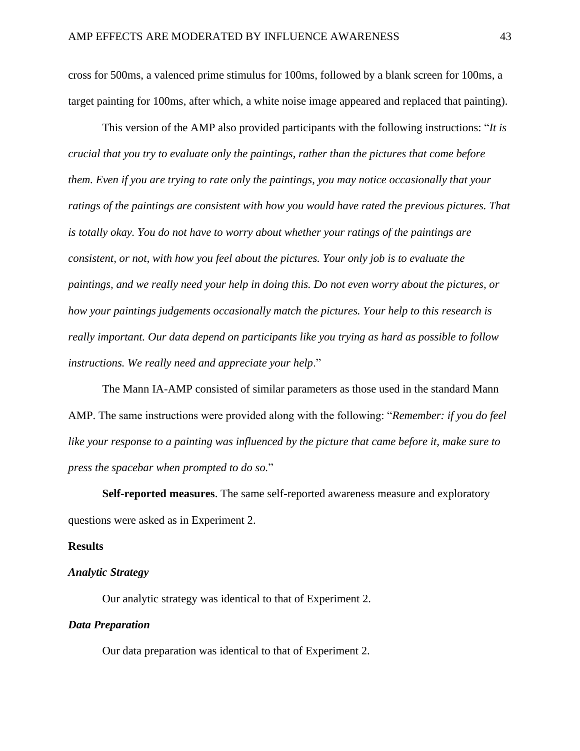cross for 500ms, a valenced prime stimulus for 100ms, followed by a blank screen for 100ms, a target painting for 100ms, after which, a white noise image appeared and replaced that painting).

This version of the AMP also provided participants with the following instructions: "*It is crucial that you try to evaluate only the paintings, rather than the pictures that come before them. Even if you are trying to rate only the paintings, you may notice occasionally that your ratings of the paintings are consistent with how you would have rated the previous pictures. That is totally okay. You do not have to worry about whether your ratings of the paintings are consistent, or not, with how you feel about the pictures. Your only job is to evaluate the paintings, and we really need your help in doing this. Do not even worry about the pictures, or how your paintings judgements occasionally match the pictures. Your help to this research is really important. Our data depend on participants like you trying as hard as possible to follow instructions. We really need and appreciate your help*."

The Mann IA-AMP consisted of similar parameters as those used in the standard Mann AMP. The same instructions were provided along with the following: "*Remember: if you do feel like your response to a painting was influenced by the picture that came before it, make sure to press the spacebar when prompted to do so.*"

**Self-reported measures**. The same self-reported awareness measure and exploratory questions were asked as in Experiment 2.

## Results

### *Analytic Strategy*

Our analytic strategy was identical to that of Experiment 2.

### *Data Preparation*

Our data preparation was identical to that of Experiment 2.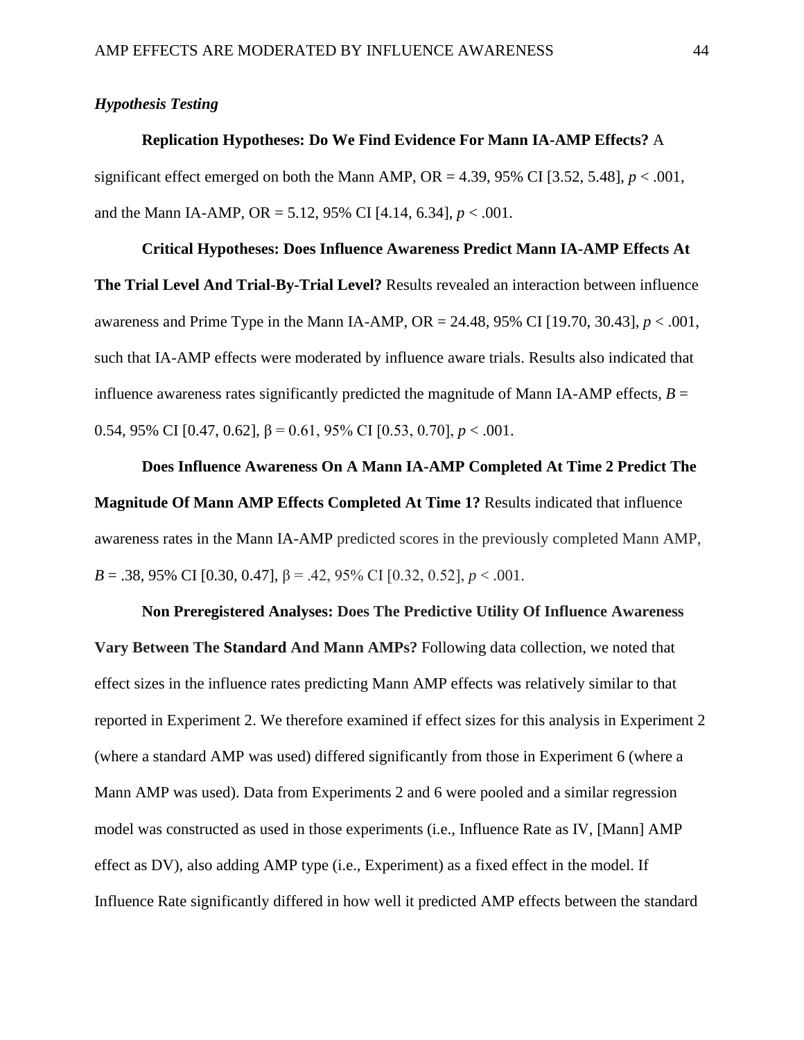### *Hypothesis Testing*

**Replication Hypotheses: Do We Find Evidence For Mann IA-AMP Effects?** A significant effect emerged on both the Mann AMP, OR = 4.39, 95% CI [3.52, 5.48], $p < .001$, and the Mann IA-AMP, OR = 5.12, 95% CI [4.14, 6.34], $p < .001$.

**Critical Hypotheses: Does Influence Awareness Predict Mann IA-AMP Effects At The Trial Level And Trial-By-Trial Level?** Results revealed an interaction between influence awareness and Prime Type in the Mann IA-AMP, OR = 24.48, 95% CI [19.70, 30.43], $p < .001$, such that IA-AMP effects were moderated by influence aware trials. Results also indicated that influence awareness rates significantly predicted the magnitude of Mann IA-AMP effects, $B$ = 0.54, 95% CI [0.47, 0.62], $\beta$ = 0.61, 95% CI [0.53, 0.70], $p < .001$.

**Does Influence Awareness On A Mann IA-AMP Completed At Time 2 Predict The Magnitude Of Mann AMP Effects Completed At Time 1?** Results indicated that influence awareness rates in the Mann IA-AMP predicted scores in the previously completed Mann AMP, $B$ = .38, 95% CI [0.30, 0.47], $\beta$ = .42, 95% CI [0.32, 0.52], $p < .001$.

**Non Preregistered Analyses: Does The Predictive Utility Of Influence Awareness Vary Between The Standard And Mann AMPs?** Following data collection, we noted that effect sizes in the influence rates predicting Mann AMP effects was relatively similar to that reported in Experiment 2. We therefore examined if effect sizes for this analysis in Experiment 2 (where a standard AMP was used) differed significantly from those in Experiment 6 (where a Mann AMP was used). Data from Experiments 2 and 6 were pooled and a similar regression model was constructed as used in those experiments (i.e., Influence Rate as IV, [Mann] AMP effect as DV), also adding AMP type (i.e., Experiment) as a fixed effect in the model. If Influence Rate significantly differed in how well it predicted AMP effects between the standard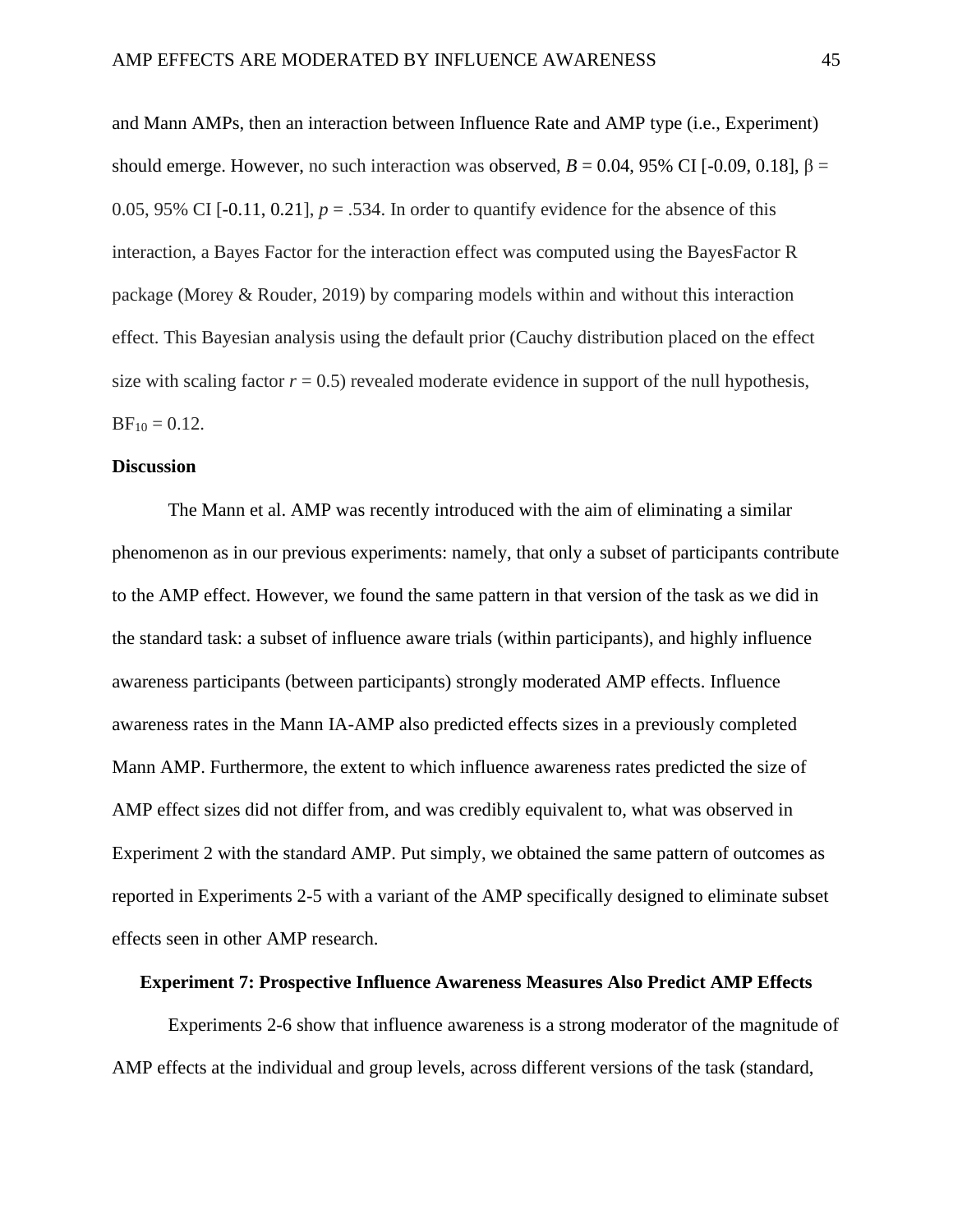and Mann AMPs, then an interaction between Influence Rate and AMP type (i.e., Experiment) should emerge. However, no such interaction was observed, $B = 0.04$, 95% CI [-0.09, 0.18], $\beta = 0.05$, 95% CI [-0.11, 0.21], $p = .534$. In order to quantify evidence for the absence of this interaction, a Bayes Factor for the interaction effect was computed using the BayesFactor R package (Morey & Rouder, 2019) by comparing models within and without this interaction effect. This Bayesian analysis using the default prior (Cauchy distribution placed on the effect size with scaling factor $r = 0.5$) revealed moderate evidence in support of the null hypothesis, $BF_{10} = 0.12$.

## Discussion

The Mann et al. AMP was recently introduced with the aim of eliminating a similar phenomenon as in our previous experiments: namely, that only a subset of participants contribute to the AMP effect. However, we found the same pattern in that version of the task as we did in the standard task: a subset of influence aware trials (within participants), and highly influence awareness participants (between participants) strongly moderated AMP effects. Influence awareness rates in the Mann IA-AMP also predicted effects sizes in a previously completed Mann AMP. Furthermore, the extent to which influence awareness rates predicted the size of AMP effect sizes did not differ from, and was credibly equivalent to, what was observed in Experiment 2 with the standard AMP. Put simply, we obtained the same pattern of outcomes as reported in Experiments 2-5 with a variant of the AMP specifically designed to eliminate subset effects seen in other AMP research.

## Experiment 7: Prospective Influence Awareness Measures Also Predict AMP Effects

Experiments 2-6 show that influence awareness is a strong moderator of the magnitude of AMP effects at the individual and group levels, across different versions of the task (standard,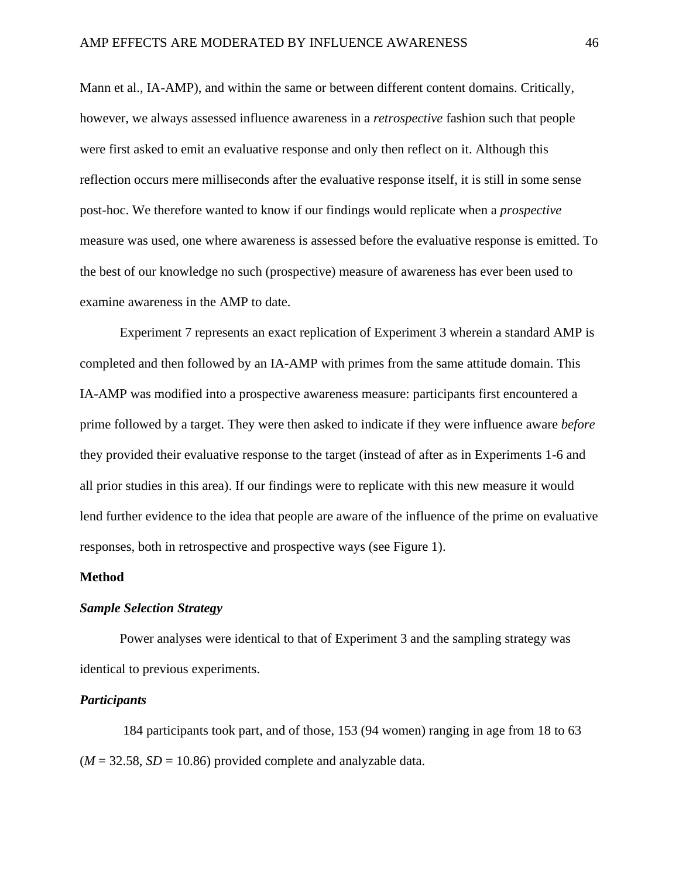Mann et al., IA-AMP), and within the same or between different content domains. Critically, however, we always assessed influence awareness in a *retrospective* fashion such that people were first asked to emit an evaluative response and only then reflect on it. Although this reflection occurs mere milliseconds after the evaluative response itself, it is still in some sense post-hoc. We therefore wanted to know if our findings would replicate when a *prospective* measure was used, one where awareness is assessed before the evaluative response is emitted. To the best of our knowledge no such (prospective) measure of awareness has ever been used to examine awareness in the AMP to date.

Experiment 7 represents an exact replication of Experiment 3 wherein a standard AMP is completed and then followed by an IA-AMP with primes from the same attitude domain. This IA-AMP was modified into a prospective awareness measure: participants first encountered a prime followed by a target. They were then asked to indicate if they were influence aware *before* they provided their evaluative response to the target (instead of after as in Experiments 1-6 and all prior studies in this area). If our findings were to replicate with this new measure it would lend further evidence to the idea that people are aware of the influence of the prime on evaluative responses, both in retrospective and prospective ways (see Figure 1).

## Method

### *Sample Selection Strategy*

Power analyses were identical to that of Experiment 3 and the sampling strategy was identical to previous experiments.

### *Participants*

184 participants took part, and of those, 153 (94 women) ranging in age from 18 to 63 ($M$ = 32.58, $SD$ = 10.86) provided complete and analyzable data.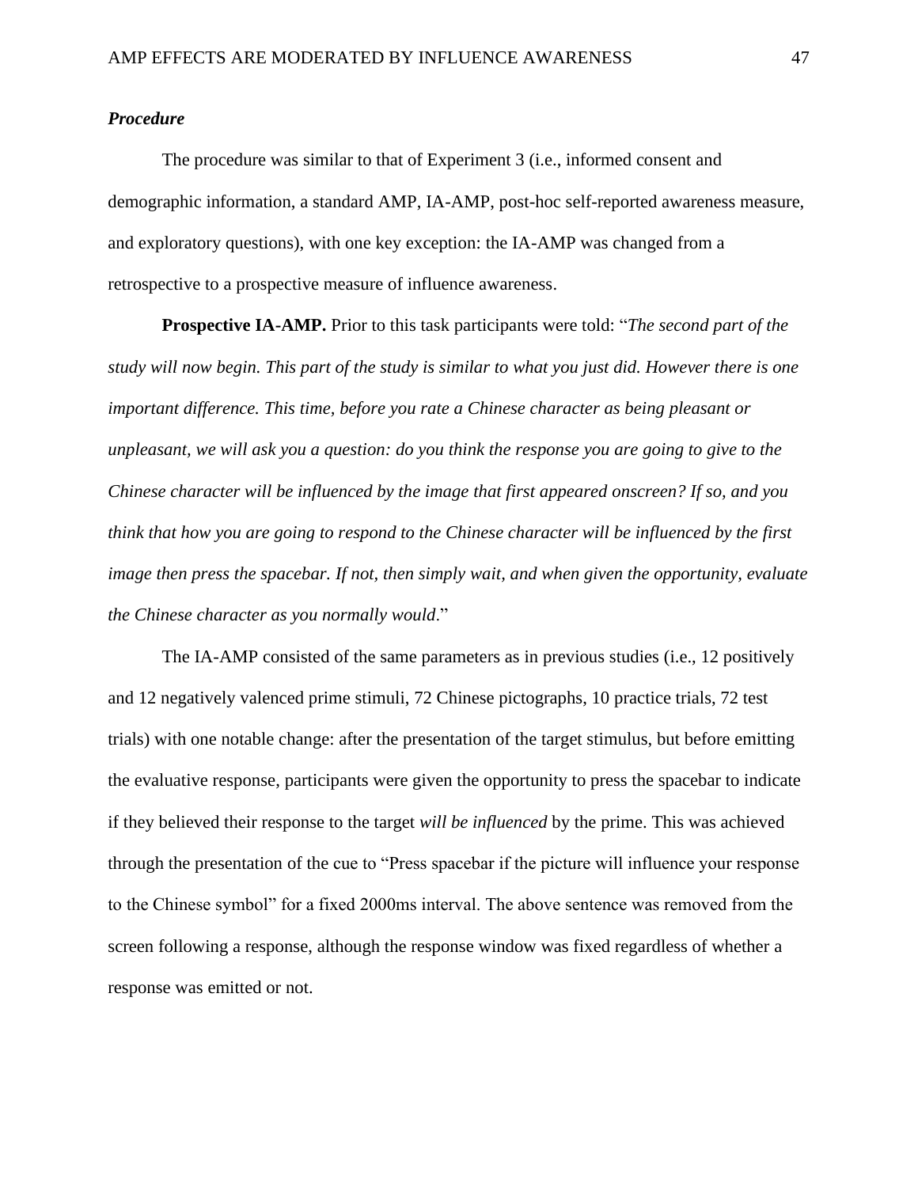### *Procedure*

The procedure was similar to that of Experiment 3 (i.e., informed consent and demographic information, a standard AMP, IA-AMP, post-hoc self-reported awareness measure, and exploratory questions), with one key exception: the IA-AMP was changed from a retrospective to a prospective measure of influence awareness.

**Prospective IA-AMP.** Prior to this task participants were told: "*The second part of the study will now begin. This part of the study is similar to what you just did. However there is one important difference. This time, before you rate a Chinese character as being pleasant or unpleasant, we will ask you a question: do you think the response you are going to give to the Chinese character will be influenced by the image that first appeared onscreen? If so, and you think that how you are going to respond to the Chinese character will be influenced by the first image then press the spacebar. If not, then simply wait, and when given the opportunity, evaluate the Chinese character as you normally would*."

The IA-AMP consisted of the same parameters as in previous studies (i.e., 12 positively and 12 negatively valenced prime stimuli, 72 Chinese pictographs, 10 practice trials, 72 test trials) with one notable change: after the presentation of the target stimulus, but before emitting the evaluative response, participants were given the opportunity to press the spacebar to indicate if they believed their response to the target *will be influenced* by the prime. This was achieved through the presentation of the cue to "Press spacebar if the picture will influence your response to the Chinese symbol" for a fixed 2000ms interval. The above sentence was removed from the screen following a response, although the response window was fixed regardless of whether a response was emitted or not.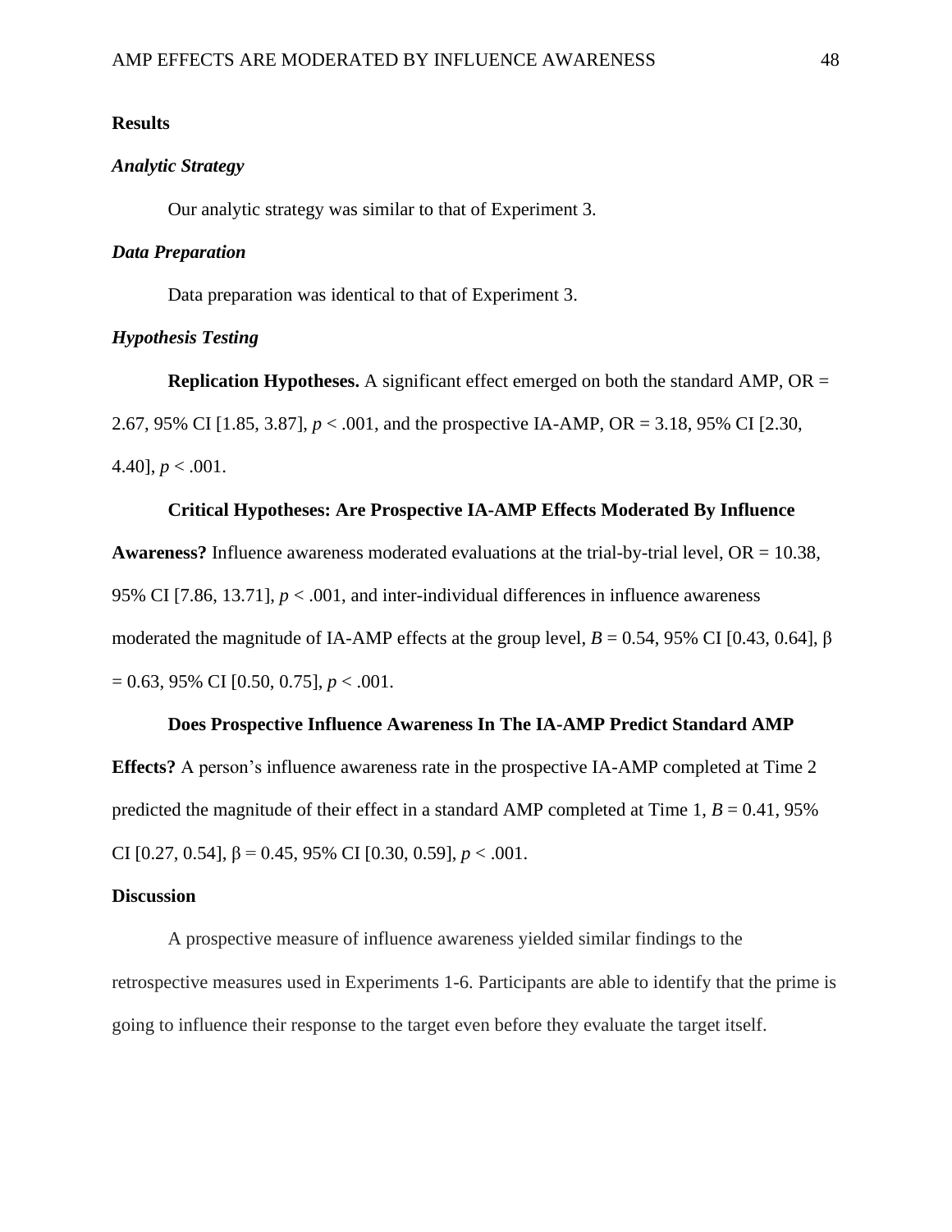## Results

### *Analytic Strategy*

Our analytic strategy was similar to that of Experiment 3.

### *Data Preparation*

Data preparation was identical to that of Experiment 3.

### *Hypothesis Testing*

**Replication Hypotheses.** A significant effect emerged on both the standard AMP, OR = 2.67, 95% CI [1.85, 3.87], $p < .001$, and the prospective IA-AMP, OR = 3.18, 95% CI [2.30, 4.40], $p < .001$.

**Critical Hypotheses: Are Prospective IA-AMP Effects Moderated By Influence Awareness?** Influence awareness moderated evaluations at the trial-by-trial level, OR = 10.38, 95% CI [7.86, 13.71], $p < .001$, and inter-individual differences in influence awareness moderated the magnitude of IA-AMP effects at the group level, $B = 0.54$, 95% CI [0.43, 0.64], $\beta = 0.63$, 95% CI [0.50, 0.75], $p < .001$.

**Does Prospective Influence Awareness In The IA-AMP Predict Standard AMP Effects?** A person's influence awareness rate in the prospective IA-AMP completed at Time 2 predicted the magnitude of their effect in a standard AMP completed at Time 1, $B = 0.41$, 95% CI [0.27, 0.54], $\beta = 0.45$, 95% CI [0.30, 0.59], $p < .001$.

## Discussion

A prospective measure of influence awareness yielded similar findings to the retrospective measures used in Experiments 1-6. Participants are able to identify that the prime is going to influence their response to the target even before they evaluate the target itself.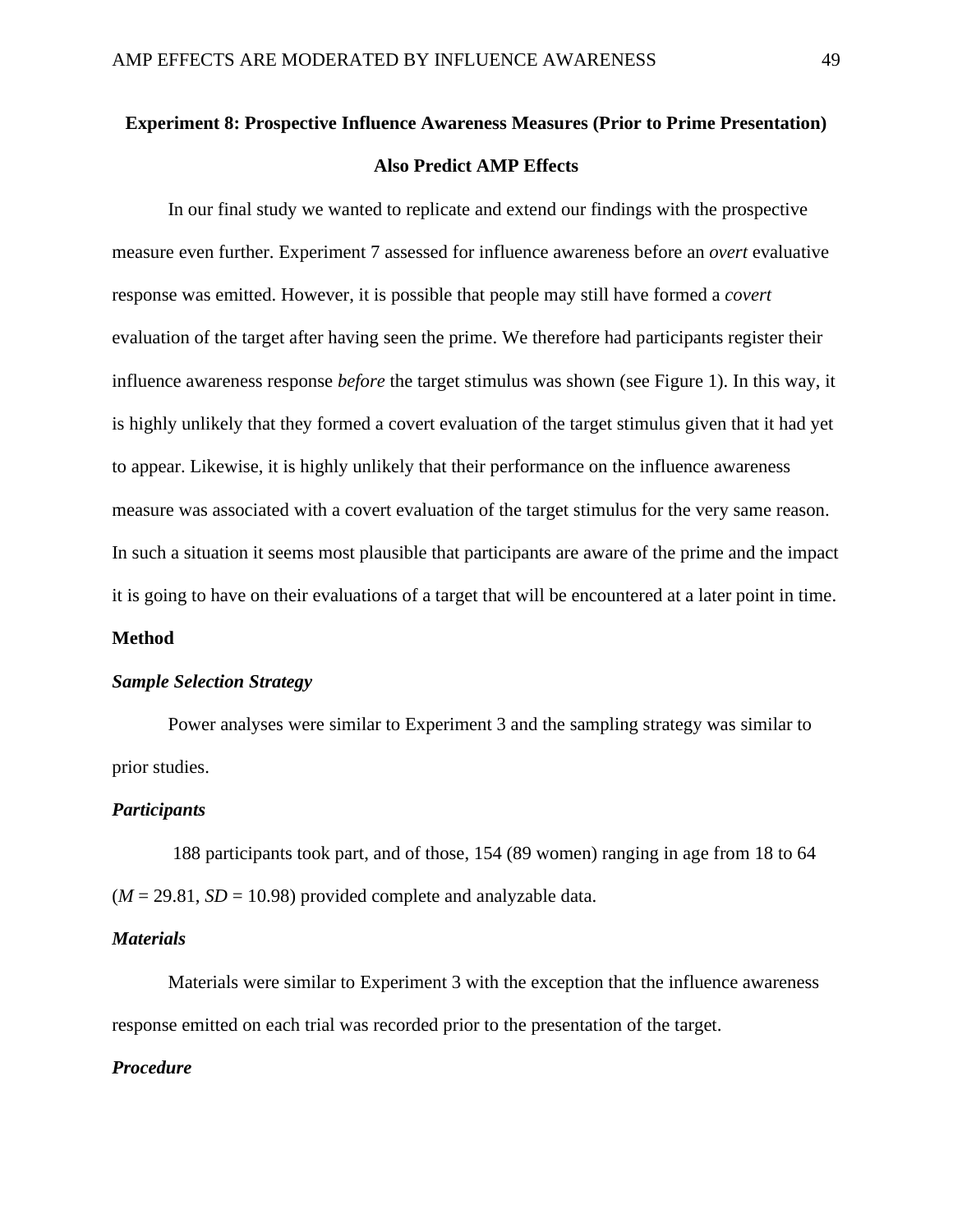## Experiment 8: Prospective Influence Awareness Measures (Prior to Prime Presentation) Also Predict AMP Effects

In our final study we wanted to replicate and extend our findings with the prospective measure even further. Experiment 7 assessed for influence awareness before an *overt* evaluative response was emitted. However, it is possible that people may still have formed a *covert* evaluation of the target after having seen the prime. We therefore had participants register their influence awareness response *before* the target stimulus was shown (see Figure 1). In this way, it is highly unlikely that they formed a covert evaluation of the target stimulus given that it had yet to appear. Likewise, it is highly unlikely that their performance on the influence awareness measure was associated with a covert evaluation of the target stimulus for the very same reason. In such a situation it seems most plausible that participants are aware of the prime and the impact it is going to have on their evaluations of a target that will be encountered at a later point in time.

### Method

#### *Sample Selection Strategy*

Power analyses were similar to Experiment 3 and the sampling strategy was similar to prior studies.

#### *Participants*

188 participants took part, and of those, 154 (89 women) ranging in age from 18 to 64 ($M$ = 29.81, $SD$ = 10.98) provided complete and analyzable data.

#### *Materials*

Materials were similar to Experiment 3 with the exception that the influence awareness response emitted on each trial was recorded prior to the presentation of the target.

#### *Procedure*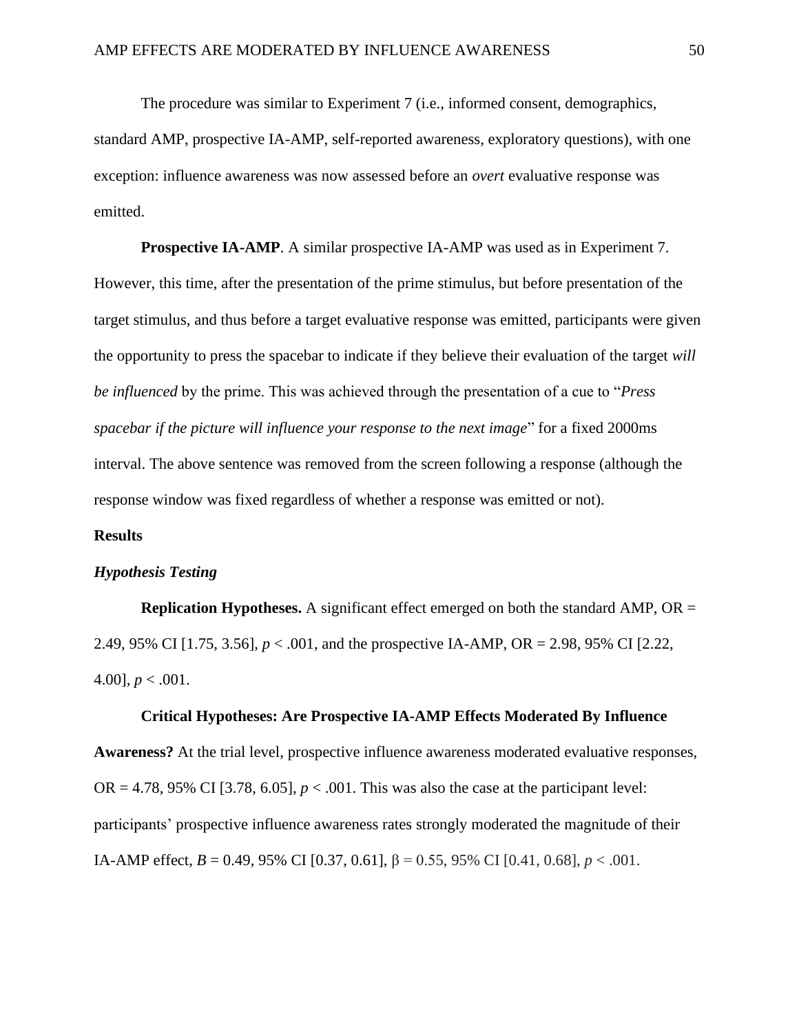The procedure was similar to Experiment 7 (i.e., informed consent, demographics, standard AMP, prospective IA-AMP, self-reported awareness, exploratory questions), with one exception: influence awareness was now assessed before an *overt* evaluative response was emitted.

**Prospective IA-AMP**. A similar prospective IA-AMP was used as in Experiment 7. However, this time, after the presentation of the prime stimulus, but before presentation of the target stimulus, and thus before a target evaluative response was emitted, participants were given the opportunity to press the spacebar to indicate if they believe their evaluation of the target *will be influenced* by the prime. This was achieved through the presentation of a cue to "*Press spacebar if the picture will influence your response to the next image*" for a fixed 2000ms interval. The above sentence was removed from the screen following a response (although the response window was fixed regardless of whether a response was emitted or not).

## Results

### *Hypothesis Testing*

**Replication Hypotheses.** A significant effect emerged on both the standard AMP, OR = 2.49, 95% CI [1.75, 3.56], $p < .001$, and the prospective IA-AMP, OR = 2.98, 95% CI [2.22, 4.00], $p < .001$.

**Critical Hypotheses: Are Prospective IA-AMP Effects Moderated By Influence Awareness?** At the trial level, prospective influence awareness moderated evaluative responses, OR = 4.78, 95% CI [3.78, 6.05], $p < .001$. This was also the case at the participant level: participants' prospective influence awareness rates strongly moderated the magnitude of their IA-AMP effect, $B = 0.49$, 95% CI [0.37, 0.61], $\beta = 0.55$, 95% CI [0.41, 0.68], $p < .001$.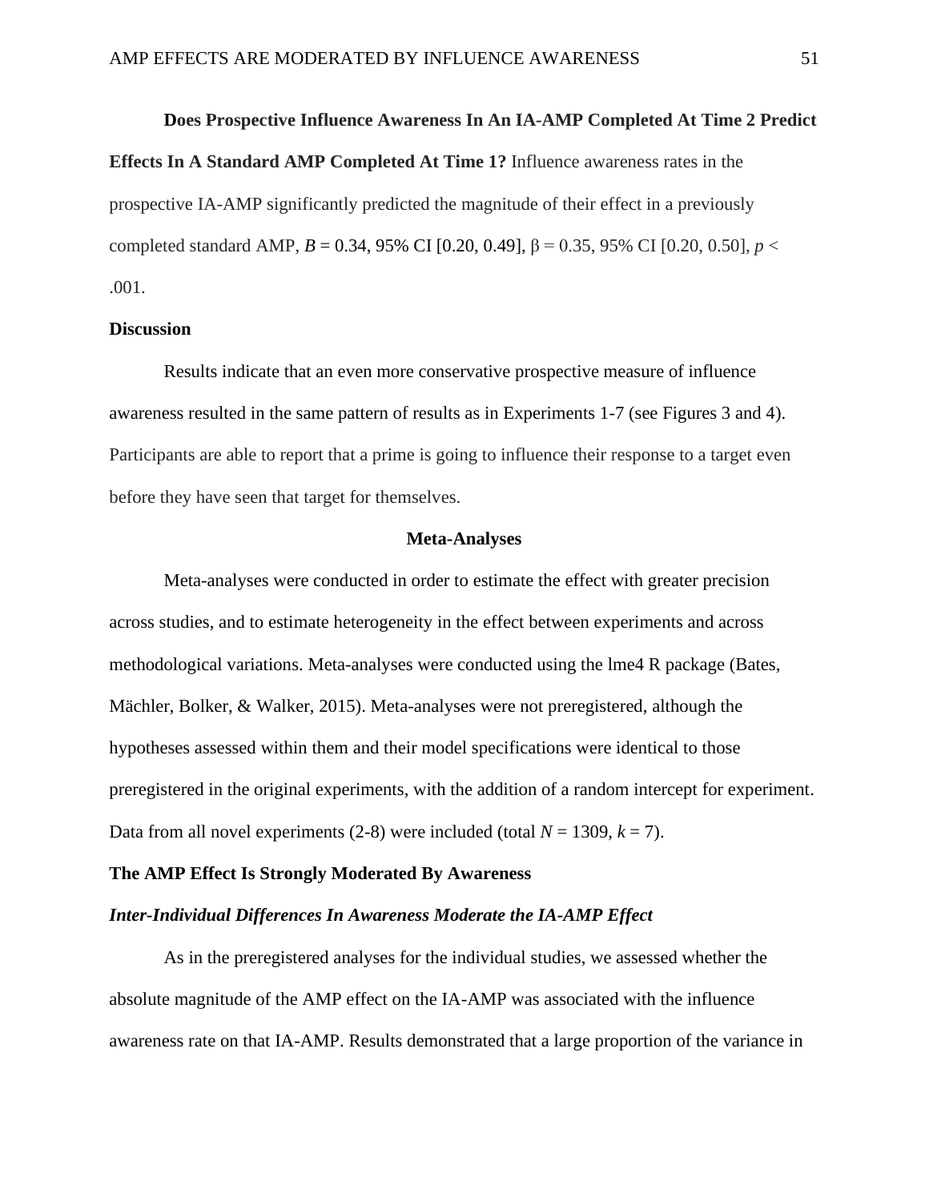**Does Prospective Influence Awareness In An IA-AMP Completed At Time 2 Predict Effects In A Standard AMP Completed At Time 1?** Influence awareness rates in the prospective IA-AMP significantly predicted the magnitude of their effect in a previously completed standard AMP, $B = 0.34$, 95% CI [0.20, 0.49], $\beta = 0.35$, 95% CI [0.20, 0.50], $p < .001$.

## Discussion

Results indicate that an even more conservative prospective measure of influence awareness resulted in the same pattern of results as in Experiments 1-7 (see Figures 3 and 4). Participants are able to report that a prime is going to influence their response to a target even before they have seen that target for themselves.

# Meta-Analyses

Meta-analyses were conducted in order to estimate the effect with greater precision across studies, and to estimate heterogeneity in the effect between experiments and across methodological variations. Meta-analyses were conducted using the lme4 R package (Bates, Mächler, Bolker, & Walker, 2015). Meta-analyses were not preregistered, although the hypotheses assessed within them and their model specifications were identical to those preregistered in the original experiments, with the addition of a random intercept for experiment. Data from all novel experiments (2-8) were included (total $N = 1309$, $k = 7$).

## The AMP Effect Is Strongly Moderated By Awareness

### *Inter-Individual Differences In Awareness Moderate the IA-AMP Effect*

As in the preregistered analyses for the individual studies, we assessed whether the absolute magnitude of the AMP effect on the IA-AMP was associated with the influence awareness rate on that IA-AMP. Results demonstrated that a large proportion of the variance in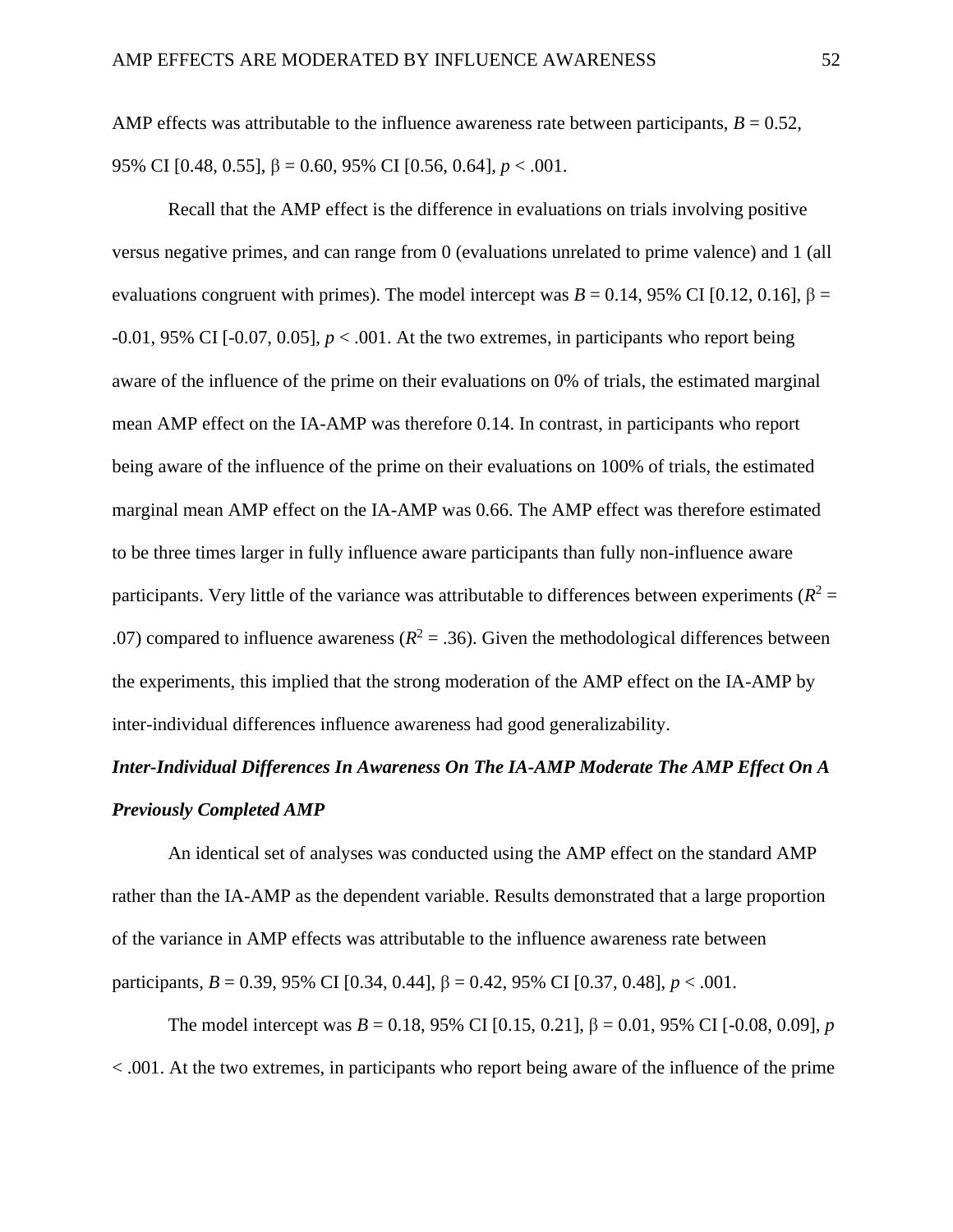AMP effects was attributable to the influence awareness rate between participants, $B = 0.52$, 95% CI [0.48, 0.55], $\beta = 0.60$, 95% CI [0.56, 0.64], $p < .001$.

Recall that the AMP effect is the difference in evaluations on trials involving positive versus negative primes, and can range from 0 (evaluations unrelated to prime valence) and 1 (all evaluations congruent with primes). The model intercept was $B = 0.14$, 95% CI [0.12, 0.16], $\beta = -0.01$, 95% CI [-0.07, 0.05], $p < .001$. At the two extremes, in participants who report being aware of the influence of the prime on their evaluations on 0% of trials, the estimated marginal mean AMP effect on the IA-AMP was therefore 0.14. In contrast, in participants who report being aware of the influence of the prime on their evaluations on 100% of trials, the estimated marginal mean AMP effect on the IA-AMP was 0.66. The AMP effect was therefore estimated to be three times larger in fully influence aware participants than fully non-influence aware participants. Very little of the variance was attributable to differences between experiments ($R^2 = .07$) compared to influence awareness ($R^2 = .36$). Given the methodological differences between the experiments, this implied that the strong moderation of the AMP effect on the IA-AMP by inter-individual differences influence awareness had good generalizability.

### *Inter-Individual Differences In Awareness On The IA-AMP Moderate The AMP Effect On A Previously Completed AMP*

An identical set of analyses was conducted using the AMP effect on the standard AMP rather than the IA-AMP as the dependent variable. Results demonstrated that a large proportion of the variance in AMP effects was attributable to the influence awareness rate between participants, $B = 0.39$, 95% CI [0.34, 0.44], $\beta = 0.42$, 95% CI [0.37, 0.48], $p < .001$.

The model intercept was $B = 0.18$, 95% CI [0.15, 0.21], $\beta = 0.01$, 95% CI [-0.08, 0.09], $p < .001$. At the two extremes, in participants who report being aware of the influence of the prime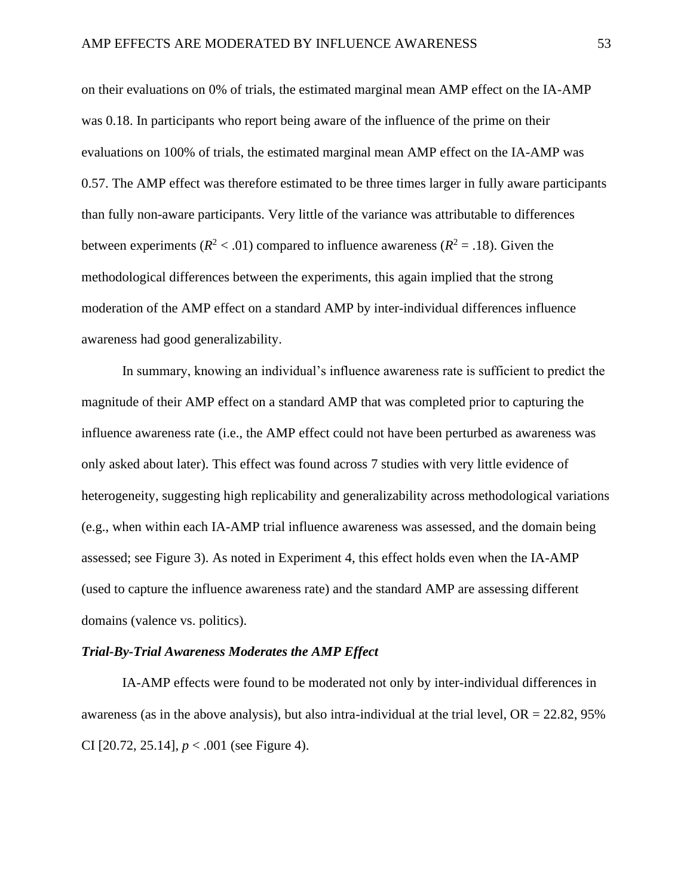on their evaluations on 0% of trials, the estimated marginal mean AMP effect on the IA-AMP was 0.18. In participants who report being aware of the influence of the prime on their evaluations on 100% of trials, the estimated marginal mean AMP effect on the IA-AMP was 0.57. The AMP effect was therefore estimated to be three times larger in fully aware participants than fully non-aware participants. Very little of the variance was attributable to differences between experiments ($R^2 < .01$) compared to influence awareness ($R^2 = .18$). Given the methodological differences between the experiments, this again implied that the strong moderation of the AMP effect on a standard AMP by inter-individual differences influence awareness had good generalizability.

In summary, knowing an individual's influence awareness rate is sufficient to predict the magnitude of their AMP effect on a standard AMP that was completed prior to capturing the influence awareness rate (i.e., the AMP effect could not have been perturbed as awareness was only asked about later). This effect was found across 7 studies with very little evidence of heterogeneity, suggesting high replicability and generalizability across methodological variations (e.g., when within each IA-AMP trial influence awareness was assessed, and the domain being assessed; see Figure 3). As noted in Experiment 4, this effect holds even when the IA-AMP (used to capture the influence awareness rate) and the standard AMP are assessing different domains (valence vs. politics).

### *Trial-By-Trial Awareness Moderates the AMP Effect*

IA-AMP effects were found to be moderated not only by inter-individual differences in awareness (as in the above analysis), but also intra-individual at the trial level, OR = 22.82, 95% CI [20.72, 25.14], $p < .001$ (see Figure 4).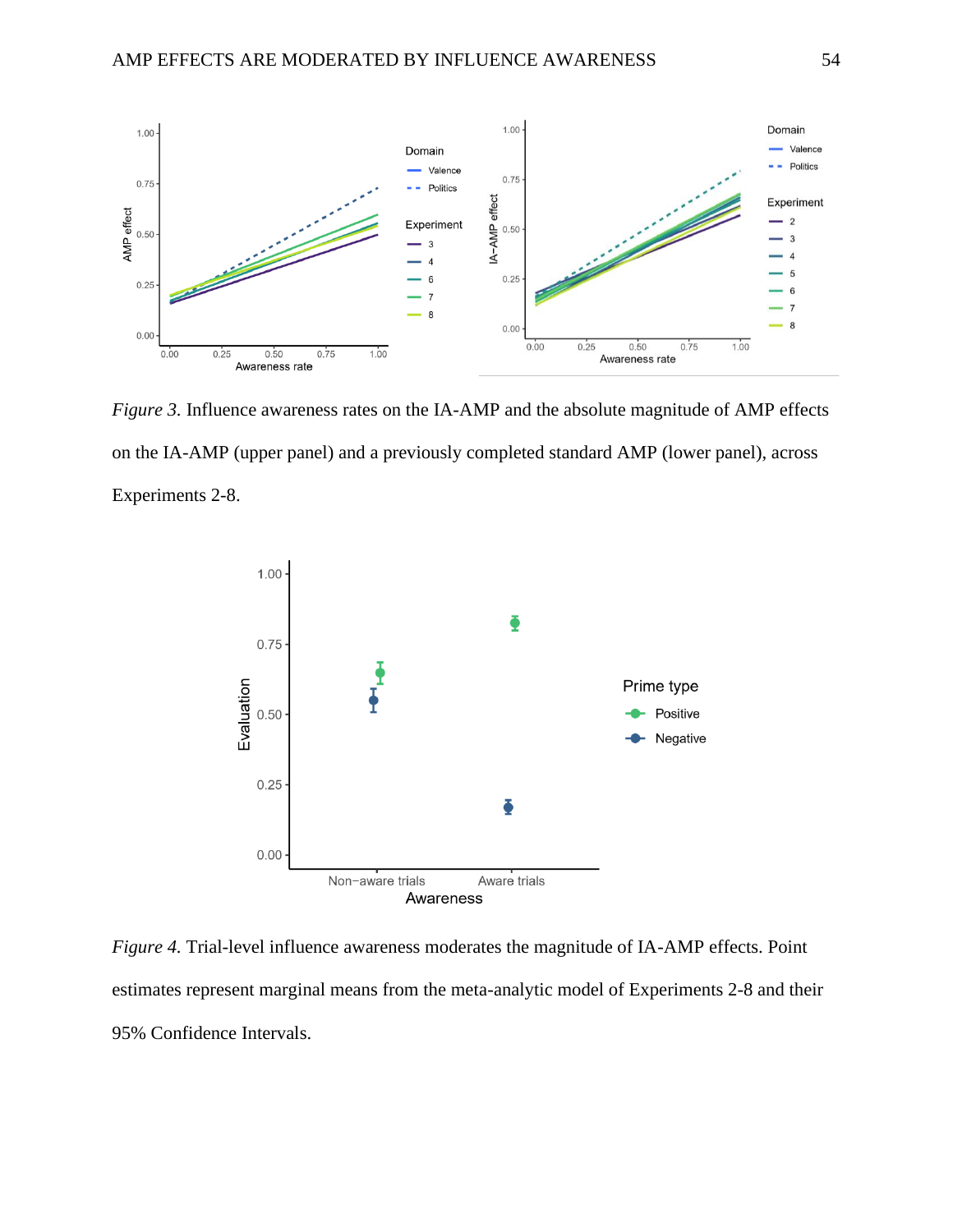*Figure 3.* Influence awareness rates on the IA-AMP and the absolute magnitude of AMP effects on the IA-AMP (upper panel) and a previously completed standard AMP (lower panel), across Experiments 2-8.

*Figure 4.* Trial-level influence awareness moderates the magnitude of IA-AMP effects. Point estimates represent marginal means from the meta-analytic model of Experiments 2-8 and their 95% Confidence Intervals.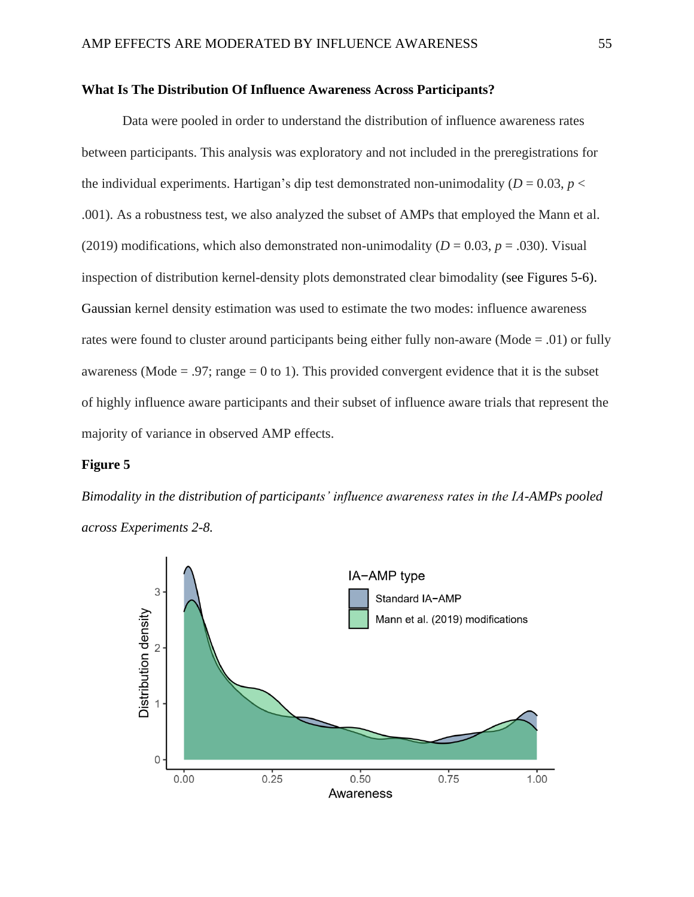**What Is The Distribution Of Influence Awareness Across Participants?**

Data were pooled in order to understand the distribution of influence awareness rates between participants. This analysis was exploratory and not included in the preregistrations for the individual experiments. Hartigan's dip test demonstrated non-unimodality ($D$ = 0.03, $p$ < .001). As a robustness test, we also analyzed the subset of AMPs that employed the Mann et al. (2019) modifications, which also demonstrated non-unimodality ($D$ = 0.03, $p$ = .030). Visual inspection of distribution kernel-density plots demonstrated clear bimodality (see Figures 5-6). Gaussian kernel density estimation was used to estimate the two modes: influence awareness rates were found to cluster around participants being either fully non-aware (Mode = .01) or fully awareness (Mode = .97; range = 0 to 1). This provided convergent evidence that it is the subset of highly influence aware participants and their subset of influence aware trials that represent the majority of variance in observed AMP effects.

**Figure 5**

*Bimodality in the distribution of participants' influence awareness rates in the IA-AMPs pooled across Experiments 2-8.*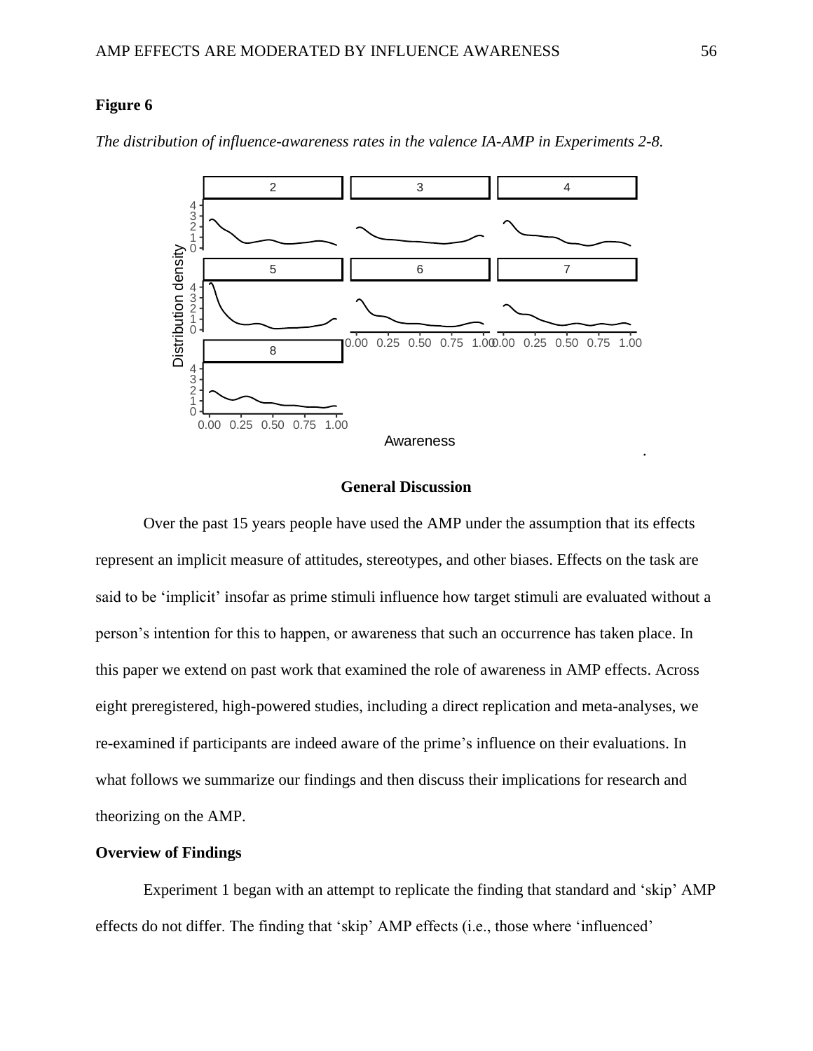**Figure 6**

*The distribution of influence-awareness rates in the valence IA-AMP in Experiments 2-8.*

# General Discussion

Over the past 15 years people have used the AMP under the assumption that its effects represent an implicit measure of attitudes, stereotypes, and other biases. Effects on the task are said to be 'implicit' insofar as prime stimuli influence how target stimuli are evaluated without a person's intention for this to happen, or awareness that such an occurrence has taken place. In this paper we extend on past work that examined the role of awareness in AMP effects. Across eight preregistered, high-powered studies, including a direct replication and meta-analyses, we re-examined if participants are indeed aware of the prime's influence on their evaluations. In what follows we summarize our findings and then discuss their implications for research and theorizing on the AMP.

## Overview of Findings

Experiment 1 began with an attempt to replicate the finding that standard and 'skip' AMP effects do not differ. The finding that 'skip' AMP effects (i.e., those where 'influenced'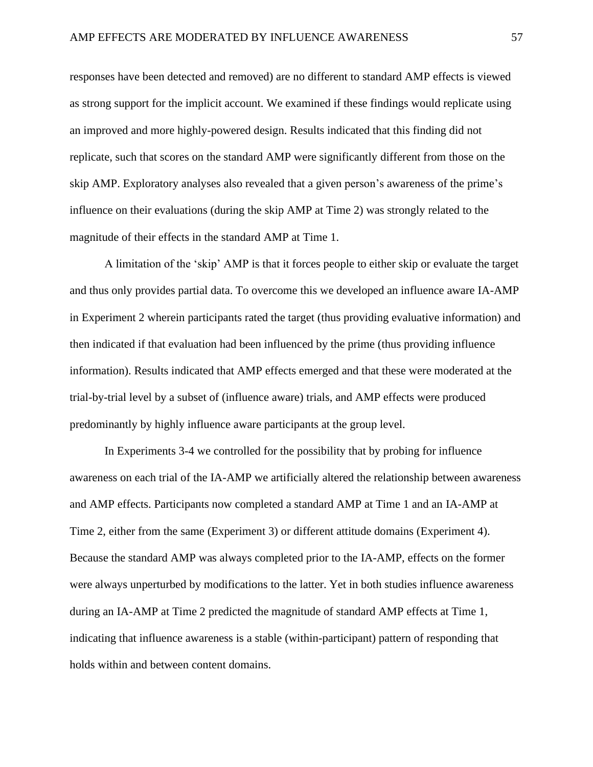responses have been detected and removed) are no different to standard AMP effects is viewed as strong support for the implicit account. We examined if these findings would replicate using an improved and more highly-powered design. Results indicated that this finding did not replicate, such that scores on the standard AMP were significantly different from those on the skip AMP. Exploratory analyses also revealed that a given person's awareness of the prime's influence on their evaluations (during the skip AMP at Time 2) was strongly related to the magnitude of their effects in the standard AMP at Time 1.

A limitation of the 'skip' AMP is that it forces people to either skip or evaluate the target and thus only provides partial data. To overcome this we developed an influence aware IA-AMP in Experiment 2 wherein participants rated the target (thus providing evaluative information) and then indicated if that evaluation had been influenced by the prime (thus providing influence information). Results indicated that AMP effects emerged and that these were moderated at the trial-by-trial level by a subset of (influence aware) trials, and AMP effects were produced predominantly by highly influence aware participants at the group level.

In Experiments 3-4 we controlled for the possibility that by probing for influence awareness on each trial of the IA-AMP we artificially altered the relationship between awareness and AMP effects. Participants now completed a standard AMP at Time 1 and an IA-AMP at Time 2, either from the same (Experiment 3) or different attitude domains (Experiment 4). Because the standard AMP was always completed prior to the IA-AMP, effects on the former were always unperturbed by modifications to the latter. Yet in both studies influence awareness during an IA-AMP at Time 2 predicted the magnitude of standard AMP effects at Time 1, indicating that influence awareness is a stable (within-participant) pattern of responding that holds within and between content domains.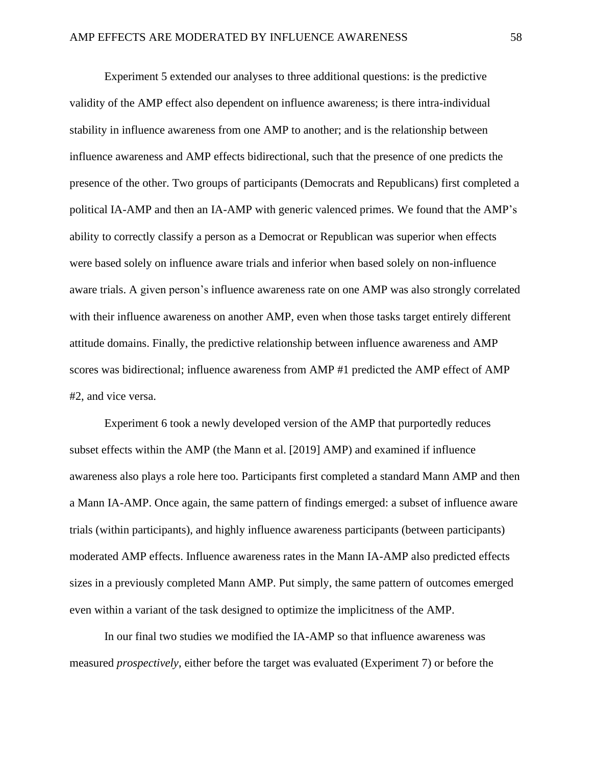Experiment 5 extended our analyses to three additional questions: is the predictive validity of the AMP effect also dependent on influence awareness; is there intra-individual stability in influence awareness from one AMP to another; and is the relationship between influence awareness and AMP effects bidirectional, such that the presence of one predicts the presence of the other. Two groups of participants (Democrats and Republicans) first completed a political IA-AMP and then an IA-AMP with generic valenced primes. We found that the AMP's ability to correctly classify a person as a Democrat or Republican was superior when effects were based solely on influence aware trials and inferior when based solely on non-influence aware trials. A given person's influence awareness rate on one AMP was also strongly correlated with their influence awareness on another AMP, even when those tasks target entirely different attitude domains. Finally, the predictive relationship between influence awareness and AMP scores was bidirectional; influence awareness from AMP #1 predicted the AMP effect of AMP #2, and vice versa.

Experiment 6 took a newly developed version of the AMP that purportedly reduces subset effects within the AMP (the Mann et al. [2019] AMP) and examined if influence awareness also plays a role here too. Participants first completed a standard Mann AMP and then a Mann IA-AMP. Once again, the same pattern of findings emerged: a subset of influence aware trials (within participants), and highly influence awareness participants (between participants) moderated AMP effects. Influence awareness rates in the Mann IA-AMP also predicted effects sizes in a previously completed Mann AMP. Put simply, the same pattern of outcomes emerged even within a variant of the task designed to optimize the implicitness of the AMP.

In our final two studies we modified the IA-AMP so that influence awareness was measured *prospectively*, either before the target was evaluated (Experiment 7) or before the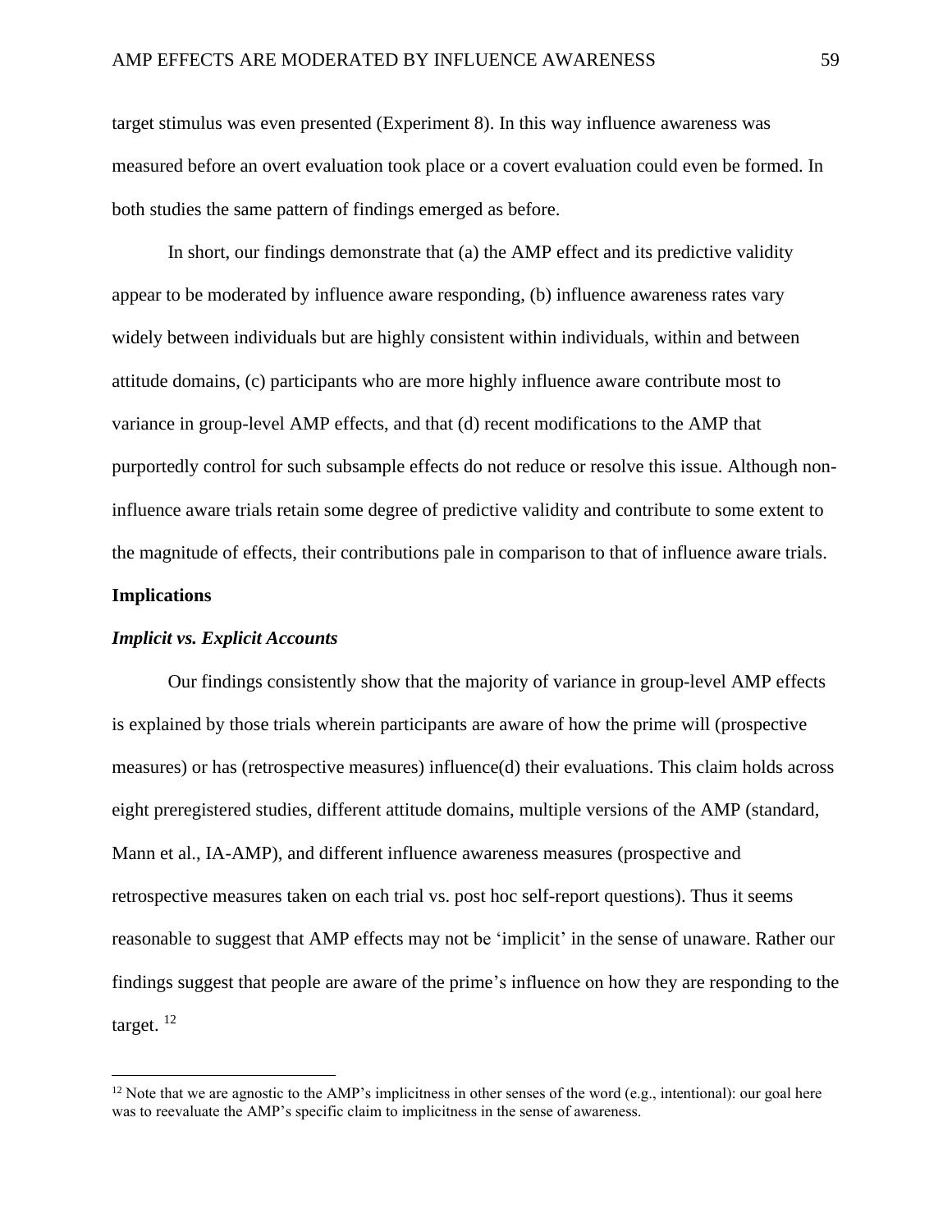target stimulus was even presented (Experiment 8). In this way influence awareness was measured before an overt evaluation took place or a covert evaluation could even be formed. In both studies the same pattern of findings emerged as before.

In short, our findings demonstrate that (a) the AMP effect and its predictive validity appear to be moderated by influence aware responding, (b) influence awareness rates vary widely between individuals but are highly consistent within individuals, within and between attitude domains, (c) participants who are more highly influence aware contribute most to variance in group-level AMP effects, and that (d) recent modifications to the AMP that purportedly control for such subsample effects do not reduce or resolve this issue. Although non-influence aware trials retain some degree of predictive validity and contribute to some extent to the magnitude of effects, their contributions pale in comparison to that of influence aware trials.

## Implications

### *Implicit vs. Explicit Accounts*

Our findings consistently show that the majority of variance in group-level AMP effects is explained by those trials wherein participants are aware of how the prime will (prospective measures) or has (retrospective measures) influence(d) their evaluations. This claim holds across eight preregistered studies, different attitude domains, multiple versions of the AMP (standard, Mann et al., IA-AMP), and different influence awareness measures (prospective and retrospective measures taken on each trial vs. post hoc self-report questions). Thus it seems reasonable to suggest that AMP effects may not be 'implicit' in the sense of unaware. Rather our findings suggest that people are aware of the prime's influence on how they are responding to the target. [12]

[12] Note that we are agnostic to the AMP's implicitness in other senses of the word (e.g., intentional): our goal here was to reevaluate the AMP's specific claim to implicitness in the sense of awareness.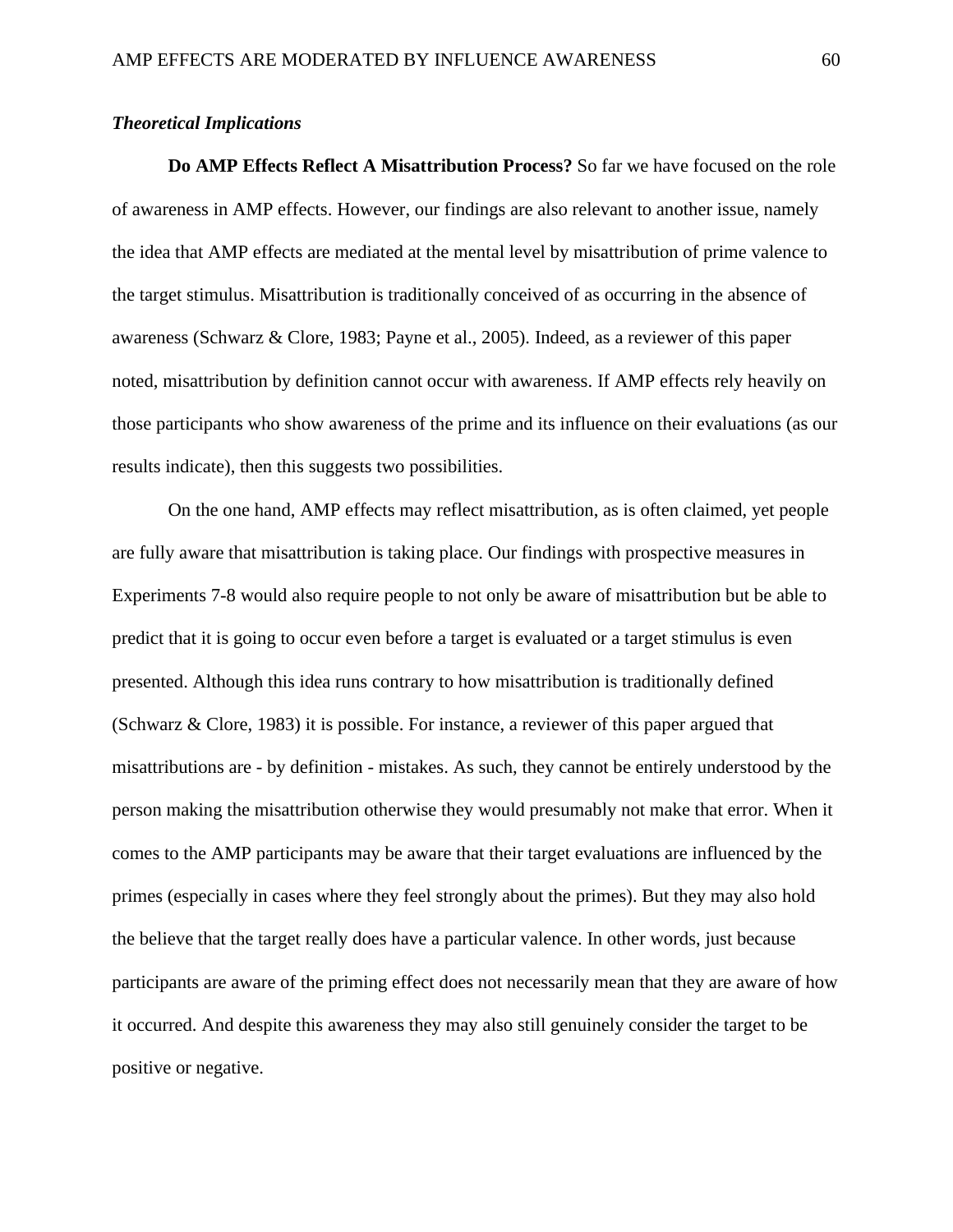### *Theoretical Implications*

**Do AMP Effects Reflect A Misattribution Process?** So far we have focused on the role of awareness in AMP effects. However, our findings are also relevant to another issue, namely the idea that AMP effects are mediated at the mental level by misattribution of prime valence to the target stimulus. Misattribution is traditionally conceived of as occurring in the absence of awareness (Schwarz & Clore, 1983; Payne et al., 2005). Indeed, as a reviewer of this paper noted, misattribution by definition cannot occur with awareness. If AMP effects rely heavily on those participants who show awareness of the prime and its influence on their evaluations (as our results indicate), then this suggests two possibilities.

On the one hand, AMP effects may reflect misattribution, as is often claimed, yet people are fully aware that misattribution is taking place. Our findings with prospective measures in Experiments 7-8 would also require people to not only be aware of misattribution but be able to predict that it is going to occur even before a target is evaluated or a target stimulus is even presented. Although this idea runs contrary to how misattribution is traditionally defined (Schwarz & Clore, 1983) it is possible. For instance, a reviewer of this paper argued that misattributions are - by definition - mistakes. As such, they cannot be entirely understood by the person making the misattribution otherwise they would presumably not make that error. When it comes to the AMP participants may be aware that their target evaluations are influenced by the primes (especially in cases where they feel strongly about the primes). But they may also hold the believe that the target really does have a particular valence. In other words, just because participants are aware of the priming effect does not necessarily mean that they are aware of how it occurred. And despite this awareness they may also still genuinely consider the target to be positive or negative.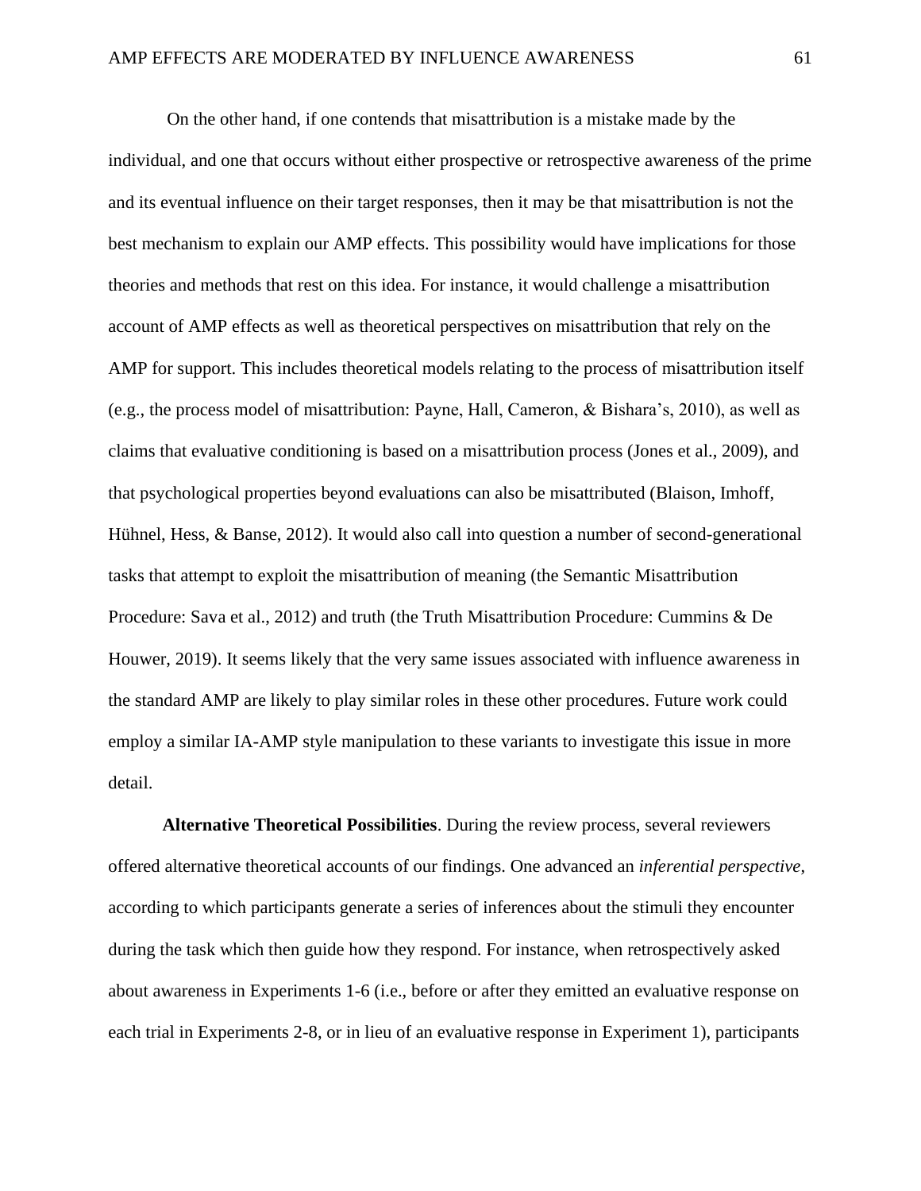On the other hand, if one contends that misattribution is a mistake made by the individual, and one that occurs without either prospective or retrospective awareness of the prime and its eventual influence on their target responses, then it may be that misattribution is not the best mechanism to explain our AMP effects. This possibility would have implications for those theories and methods that rest on this idea. For instance, it would challenge a misattribution account of AMP effects as well as theoretical perspectives on misattribution that rely on the AMP for support. This includes theoretical models relating to the process of misattribution itself (e.g., the process model of misattribution: Payne, Hall, Cameron, & Bishara's, 2010), as well as claims that evaluative conditioning is based on a misattribution process (Jones et al., 2009), and that psychological properties beyond evaluations can also be misattributed (Blaison, Imhoff, Hühnel, Hess, & Banse, 2012). It would also call into question a number of second-generational tasks that attempt to exploit the misattribution of meaning (the Semantic Misattribution Procedure: Sava et al., 2012) and truth (the Truth Misattribution Procedure: Cummins & De Houwer, 2019). It seems likely that the very same issues associated with influence awareness in the standard AMP are likely to play similar roles in these other procedures. Future work could employ a similar IA-AMP style manipulation to these variants to investigate this issue in more detail.

**Alternative Theoretical Possibilities**. During the review process, several reviewers offered alternative theoretical accounts of our findings. One advanced an *inferential perspective*, according to which participants generate a series of inferences about the stimuli they encounter during the task which then guide how they respond. For instance, when retrospectively asked about awareness in Experiments 1-6 (i.e., before or after they emitted an evaluative response on each trial in Experiments 2-8, or in lieu of an evaluative response in Experiment 1), participants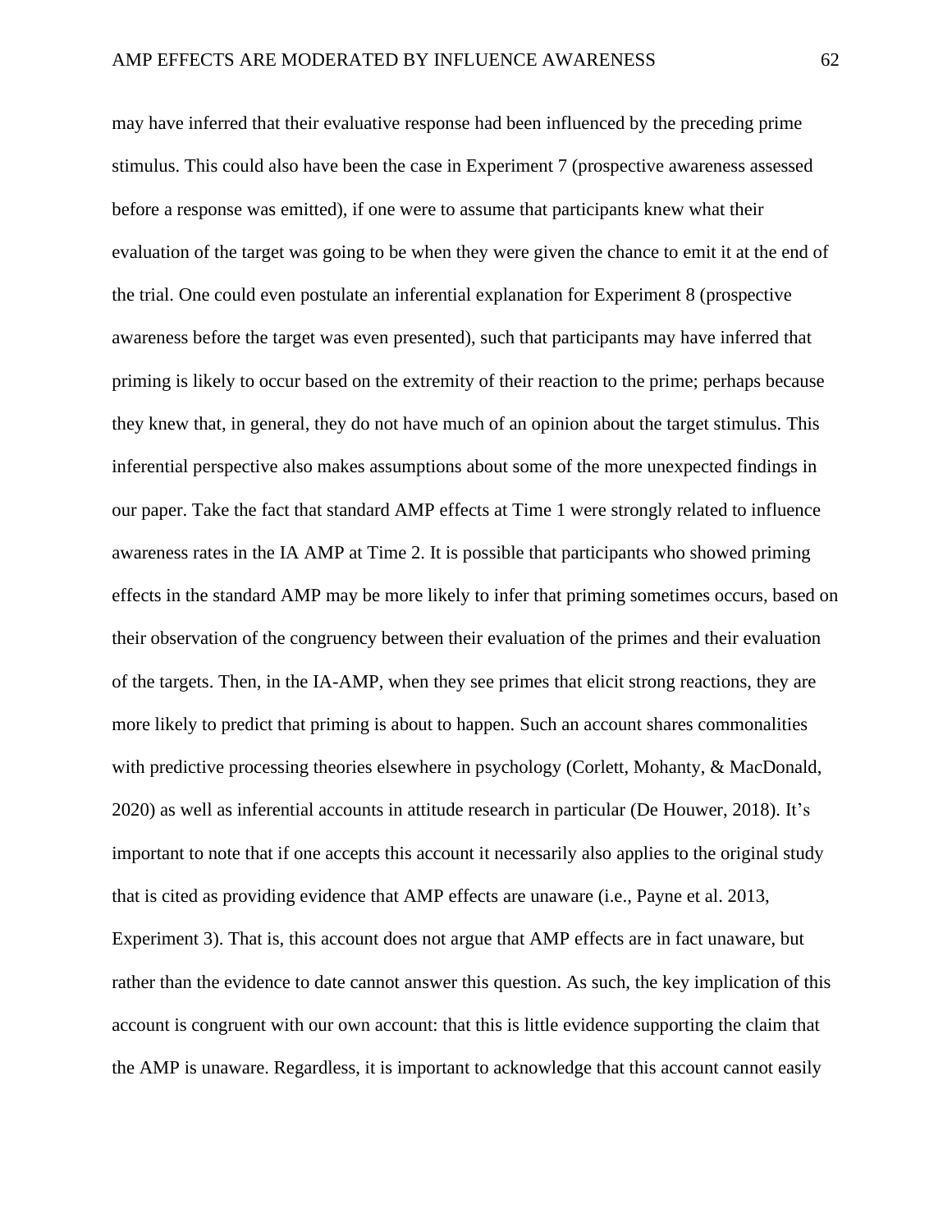may have inferred that their evaluative response had been influenced by the preceding prime stimulus. This could also have been the case in Experiment 7 (prospective awareness assessed before a response was emitted), if one were to assume that participants knew what their evaluation of the target was going to be when they were given the chance to emit it at the end of the trial. One could even postulate an inferential explanation for Experiment 8 (prospective awareness before the target was even presented), such that participants may have inferred that priming is likely to occur based on the extremity of their reaction to the prime; perhaps because they knew that, in general, they do not have much of an opinion about the target stimulus. This inferential perspective also makes assumptions about some of the more unexpected findings in our paper. Take the fact that standard AMP effects at Time 1 were strongly related to influence awareness rates in the IA AMP at Time 2. It is possible that participants who showed priming effects in the standard AMP may be more likely to infer that priming sometimes occurs, based on their observation of the congruency between their evaluation of the primes and their evaluation of the targets. Then, in the IA-AMP, when they see primes that elicit strong reactions, they are more likely to predict that priming is about to happen. Such an account shares commonalities with predictive processing theories elsewhere in psychology (Corlett, Mohanty, & MacDonald, 2020) as well as inferential accounts in attitude research in particular (De Houwer, 2018). It's important to note that if one accepts this account it necessarily also applies to the original study that is cited as providing evidence that AMP effects are unaware (i.e., Payne et al. 2013, Experiment 3). That is, this account does not argue that AMP effects are in fact unaware, but rather than the evidence to date cannot answer this question. As such, the key implication of this account is congruent with our own account: that this is little evidence supporting the claim that the AMP is unaware. Regardless, it is important to acknowledge that this account cannot easily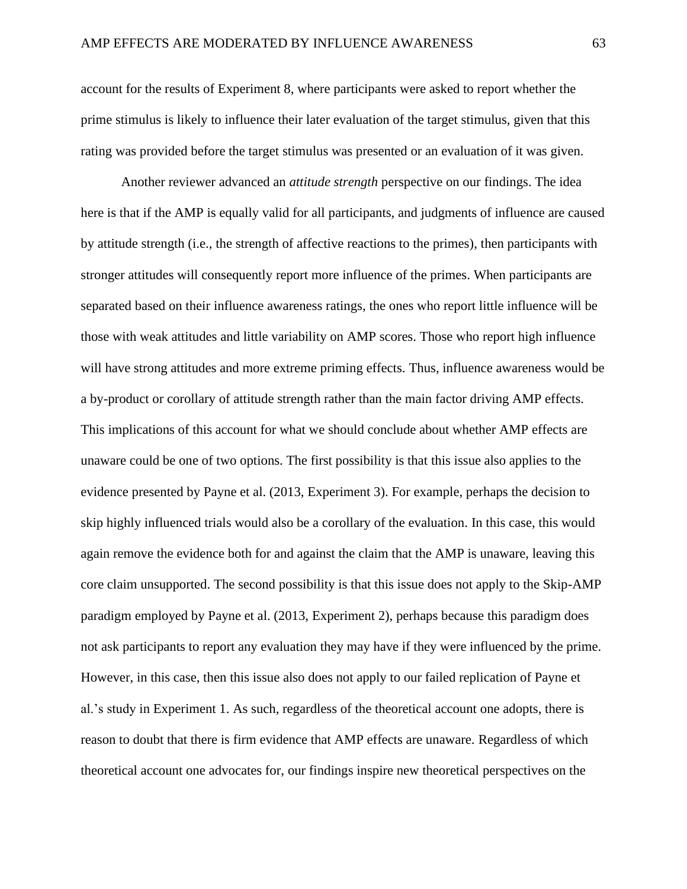account for the results of Experiment 8, where participants were asked to report whether the prime stimulus is likely to influence their later evaluation of the target stimulus, given that this rating was provided before the target stimulus was presented or an evaluation of it was given.

Another reviewer advanced an *attitude strength* perspective on our findings. The idea here is that if the AMP is equally valid for all participants, and judgments of influence are caused by attitude strength (i.e., the strength of affective reactions to the primes), then participants with stronger attitudes will consequently report more influence of the primes. When participants are separated based on their influence awareness ratings, the ones who report little influence will be those with weak attitudes and little variability on AMP scores. Those who report high influence will have strong attitudes and more extreme priming effects. Thus, influence awareness would be a by-product or corollary of attitude strength rather than the main factor driving AMP effects. This implications of this account for what we should conclude about whether AMP effects are unaware could be one of two options. The first possibility is that this issue also applies to the evidence presented by Payne et al. (2013, Experiment 3). For example, perhaps the decision to skip highly influenced trials would also be a corollary of the evaluation. In this case, this would again remove the evidence both for and against the claim that the AMP is unaware, leaving this core claim unsupported. The second possibility is that this issue does not apply to the Skip-AMP paradigm employed by Payne et al. (2013, Experiment 2), perhaps because this paradigm does not ask participants to report any evaluation they may have if they were influenced by the prime. However, in this case, then this issue also does not apply to our failed replication of Payne et al.'s study in Experiment 1. As such, regardless of the theoretical account one adopts, there is reason to doubt that there is firm evidence that AMP effects are unaware. Regardless of which theoretical account one advocates for, our findings inspire new theoretical perspectives on the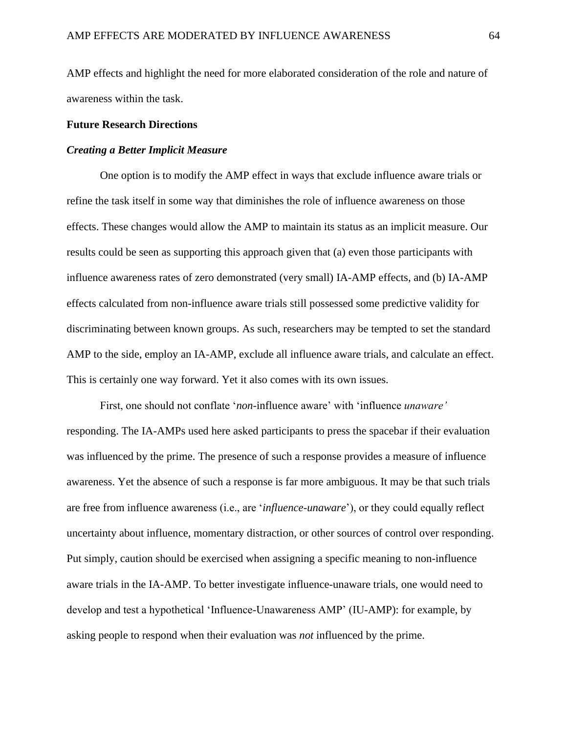AMP effects and highlight the need for more elaborated consideration of the role and nature of awareness within the task.

## Future Research Directions

### *Creating a Better Implicit Measure*

One option is to modify the AMP effect in ways that exclude influence aware trials or refine the task itself in some way that diminishes the role of influence awareness on those effects. These changes would allow the AMP to maintain its status as an implicit measure. Our results could be seen as supporting this approach given that (a) even those participants with influence awareness rates of zero demonstrated (very small) IA-AMP effects, and (b) IA-AMP effects calculated from non-influence aware trials still possessed some predictive validity for discriminating between known groups. As such, researchers may be tempted to set the standard AMP to the side, employ an IA-AMP, exclude all influence aware trials, and calculate an effect. This is certainly one way forward. Yet it also comes with its own issues.

First, one should not conflate '*non*-influence aware' with 'influence *unaware'* responding. The IA-AMPs used here asked participants to press the spacebar if their evaluation was influenced by the prime. The presence of such a response provides a measure of influence awareness. Yet the absence of such a response is far more ambiguous. It may be that such trials are free from influence awareness (i.e., are '*influence-unaware*'), or they could equally reflect uncertainty about influence, momentary distraction, or other sources of control over responding. Put simply, caution should be exercised when assigning a specific meaning to non-influence aware trials in the IA-AMP. To better investigate influence-unaware trials, one would need to develop and test a hypothetical 'Influence-Unawareness AMP' (IU-AMP): for example, by asking people to respond when their evaluation was *not* influenced by the prime.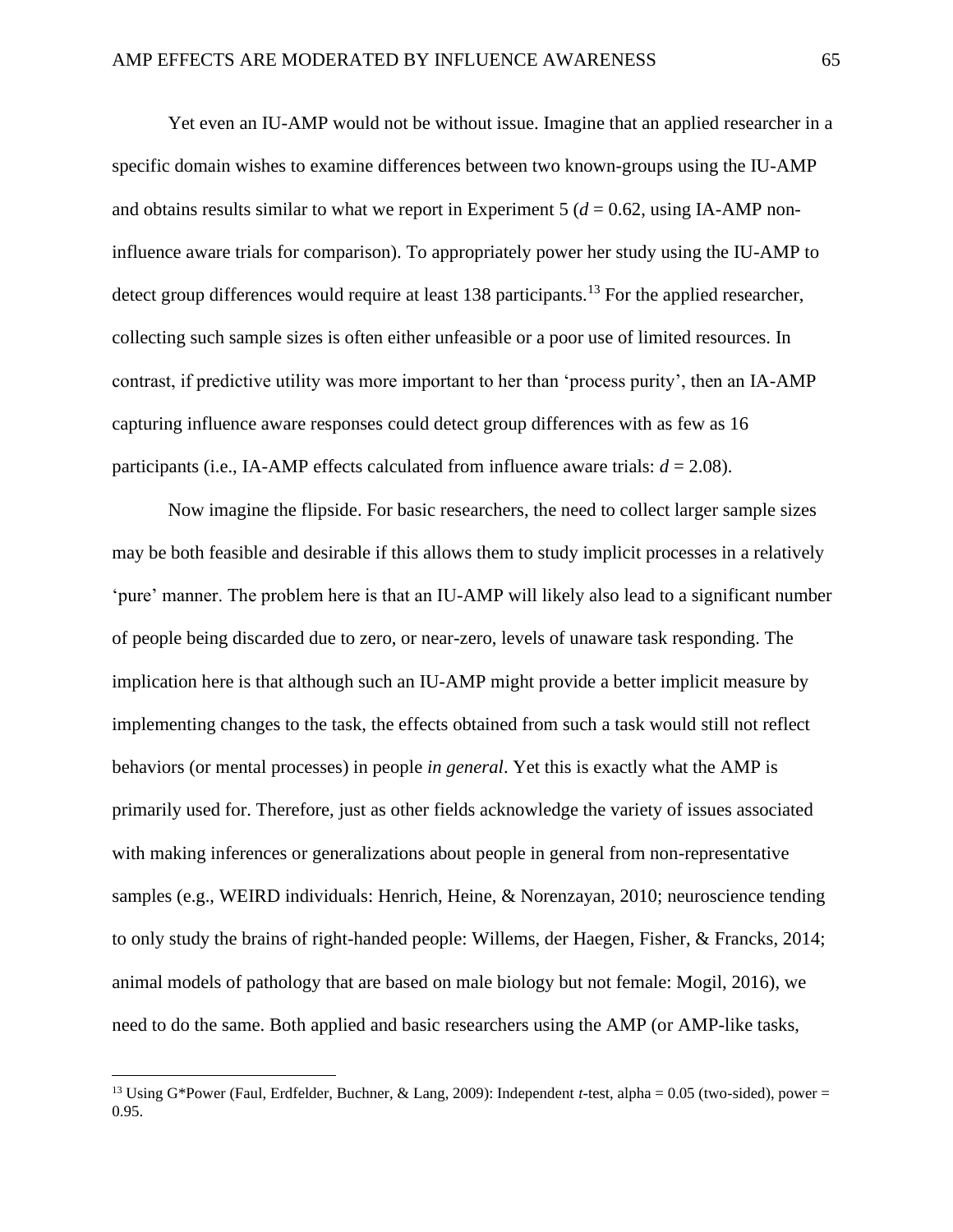Yet even an IU-AMP would not be without issue. Imagine that an applied researcher in a specific domain wishes to examine differences between two known-groups using the IU-AMP and obtains results similar to what we report in Experiment 5 ($d = 0.62$, using IA-AMP non-influence aware trials for comparison). To appropriately power her study using the IU-AMP to detect group differences would require at least 138 participants.[13] For the applied researcher, collecting such sample sizes is often either unfeasible or a poor use of limited resources. In contrast, if predictive utility was more important to her than 'process purity', then an IA-AMP capturing influence aware responses could detect group differences with as few as 16 participants (i.e., IA-AMP effects calculated from influence aware trials: $d = 2.08$).

Now imagine the flipside. For basic researchers, the need to collect larger sample sizes may be both feasible and desirable if this allows them to study implicit processes in a relatively 'pure' manner. The problem here is that an IU-AMP will likely also lead to a significant number of people being discarded due to zero, or near-zero, levels of unaware task responding. The implication here is that although such an IU-AMP might provide a better implicit measure by implementing changes to the task, the effects obtained from such a task would still not reflect behaviors (or mental processes) in people *in general*. Yet this is exactly what the AMP is primarily used for. Therefore, just as other fields acknowledge the variety of issues associated with making inferences or generalizations about people in general from non-representative samples (e.g., WEIRD individuals: Henrich, Heine, & Norenzayan, 2010; neuroscience tending to only study the brains of right-handed people: Willems, der Haegen, Fisher, & Francks, 2014; animal models of pathology that are based on male biology but not female: Mogil, 2016), we need to do the same. Both applied and basic researchers using the AMP (or AMP-like tasks,

---

[13] Using G*Power (Faul, Erdfelder, Buchner, & Lang, 2009): Independent *t*-test, alpha = 0.05 (two-sided), power = 0.95.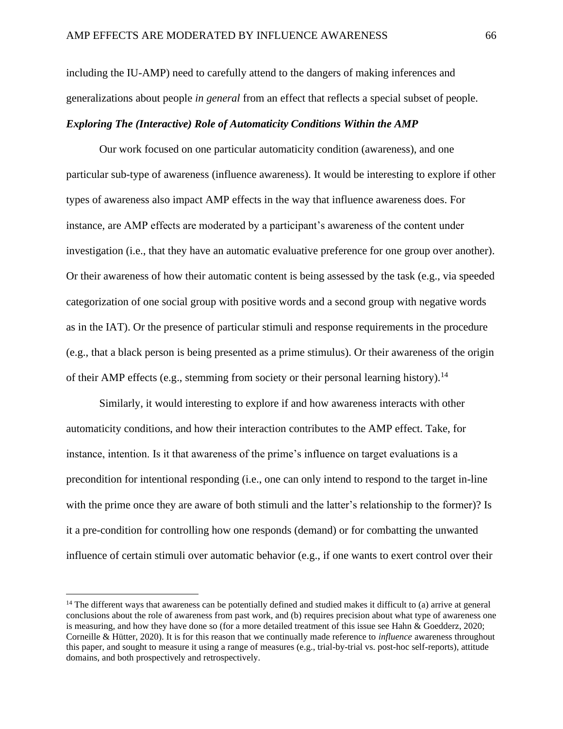including the IU-AMP) need to carefully attend to the dangers of making inferences and generalizations about people *in general* from an effect that reflects a special subset of people.

### *Exploring The (Interactive) Role of Automaticity Conditions Within the AMP*

Our work focused on one particular automaticity condition (awareness), and one particular sub-type of awareness (influence awareness). It would be interesting to explore if other types of awareness also impact AMP effects in the way that influence awareness does. For instance, are AMP effects are moderated by a participant's awareness of the content under investigation (i.e., that they have an automatic evaluative preference for one group over another). Or their awareness of how their automatic content is being assessed by the task (e.g., via speeded categorization of one social group with positive words and a second group with negative words as in the IAT). Or the presence of particular stimuli and response requirements in the procedure (e.g., that a black person is being presented as a prime stimulus). Or their awareness of the origin of their AMP effects (e.g., stemming from society or their personal learning history).[14]

Similarly, it would interesting to explore if and how awareness interacts with other automaticity conditions, and how their interaction contributes to the AMP effect. Take, for instance, intention. Is it that awareness of the prime's influence on target evaluations is a precondition for intentional responding (i.e., one can only intend to respond to the target in-line with the prime once they are aware of both stimuli and the latter's relationship to the former)? Is it a pre-condition for controlling how one responds (demand) or for combatting the unwanted influence of certain stimuli over automatic behavior (e.g., if one wants to exert control over their

[14] The different ways that awareness can be potentially defined and studied makes it difficult to (a) arrive at general conclusions about the role of awareness from past work, and (b) requires precision about what type of awareness one is measuring, and how they have done so (for a more detailed treatment of this issue see Hahn & Goedderz, 2020; Corneille & Hütter, 2020). It is for this reason that we continually made reference to *influence* awareness throughout this paper, and sought to measure it using a range of measures (e.g., trial-by-trial vs. post-hoc self-reports), attitude domains, and both prospectively and retrospectively.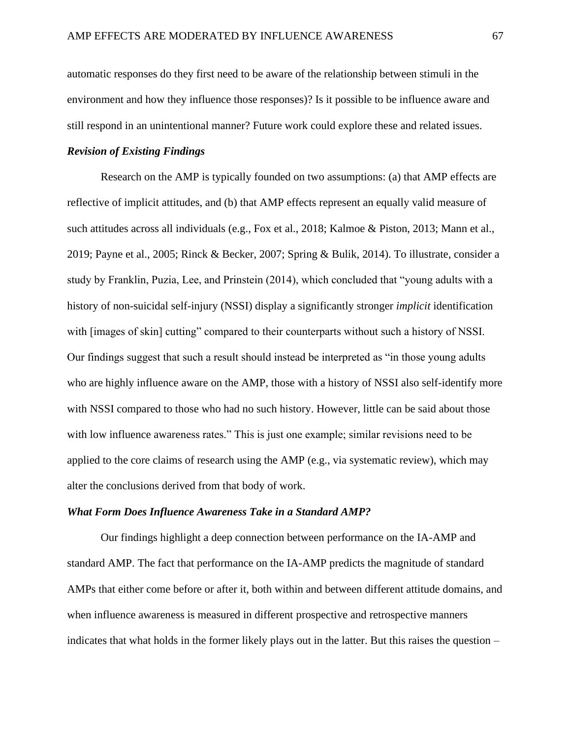automatic responses do they first need to be aware of the relationship between stimuli in the environment and how they influence those responses)? Is it possible to be influence aware and still respond in an unintentional manner? Future work could explore these and related issues.

### *Revision of Existing Findings*

Research on the AMP is typically founded on two assumptions: (a) that AMP effects are reflective of implicit attitudes, and (b) that AMP effects represent an equally valid measure of such attitudes across all individuals (e.g., Fox et al., 2018; Kalmoe & Piston, 2013; Mann et al., 2019; Payne et al., 2005; Rinck & Becker, 2007; Spring & Bulik, 2014). To illustrate, consider a study by Franklin, Puzia, Lee, and Prinstein (2014), which concluded that "young adults with a history of non-suicidal self-injury (NSSI) display a significantly stronger *implicit* identification with [images of skin] cutting" compared to their counterparts without such a history of NSSI. Our findings suggest that such a result should instead be interpreted as "in those young adults who are highly influence aware on the AMP, those with a history of NSSI also self-identify more with NSSI compared to those who had no such history. However, little can be said about those with low influence awareness rates." This is just one example; similar revisions need to be applied to the core claims of research using the AMP (e.g., via systematic review), which may alter the conclusions derived from that body of work.

### *What Form Does Influence Awareness Take in a Standard AMP?*

Our findings highlight a deep connection between performance on the IA-AMP and standard AMP. The fact that performance on the IA-AMP predicts the magnitude of standard AMPs that either come before or after it, both within and between different attitude domains, and when influence awareness is measured in different prospective and retrospective manners indicates that what holds in the former likely plays out in the latter. But this raises the question –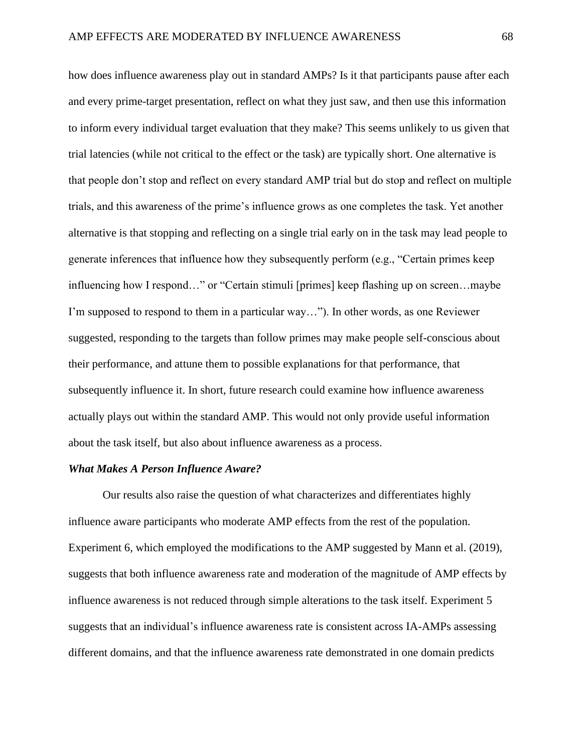how does influence awareness play out in standard AMPs? Is it that participants pause after each and every prime-target presentation, reflect on what they just saw, and then use this information to inform every individual target evaluation that they make? This seems unlikely to us given that trial latencies (while not critical to the effect or the task) are typically short. One alternative is that people don't stop and reflect on every standard AMP trial but do stop and reflect on multiple trials, and this awareness of the prime's influence grows as one completes the task. Yet another alternative is that stopping and reflecting on a single trial early on in the task may lead people to generate inferences that influence how they subsequently perform (e.g., "Certain primes keep influencing how I respond…" or "Certain stimuli [primes] keep flashing up on screen…maybe I'm supposed to respond to them in a particular way…"). In other words, as one Reviewer suggested, responding to the targets than follow primes may make people self-conscious about their performance, and attune them to possible explanations for that performance, that subsequently influence it. In short, future research could examine how influence awareness actually plays out within the standard AMP. This would not only provide useful information about the task itself, but also about influence awareness as a process.

### *What Makes A Person Influence Aware?*

Our results also raise the question of what characterizes and differentiates highly influence aware participants who moderate AMP effects from the rest of the population. Experiment 6, which employed the modifications to the AMP suggested by Mann et al. (2019), suggests that both influence awareness rate and moderation of the magnitude of AMP effects by influence awareness is not reduced through simple alterations to the task itself. Experiment 5 suggests that an individual's influence awareness rate is consistent across IA-AMPs assessing different domains, and that the influence awareness rate demonstrated in one domain predicts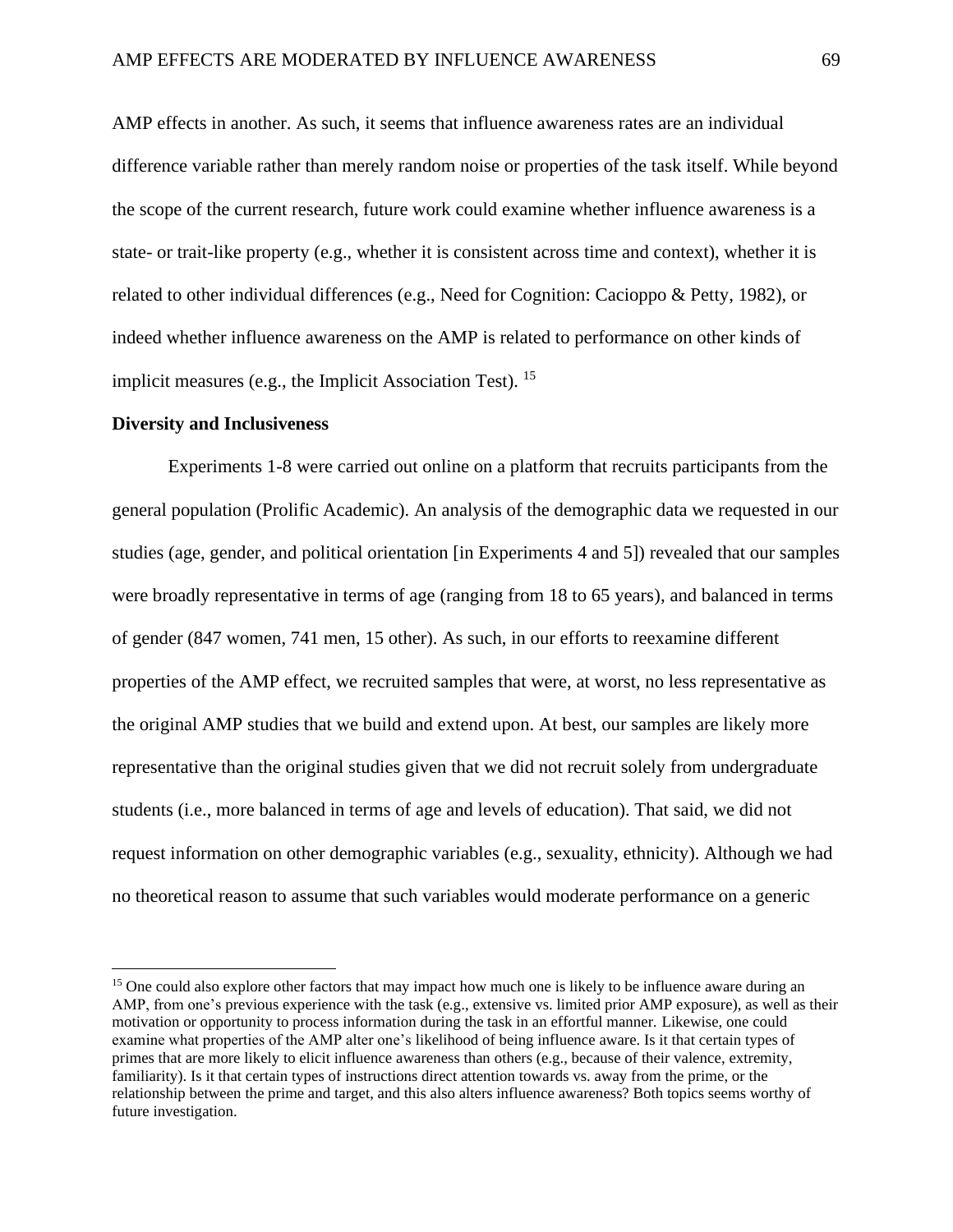AMP effects in another. As such, it seems that influence awareness rates are an individual difference variable rather than merely random noise or properties of the task itself. While beyond the scope of the current research, future work could examine whether influence awareness is a state- or trait-like property (e.g., whether it is consistent across time and context), whether it is related to other individual differences (e.g., Need for Cognition: Cacioppo & Petty, 1982), or indeed whether influence awareness on the AMP is related to performance on other kinds of implicit measures (e.g., the Implicit Association Test). [15]

### Diversity and Inclusiveness

Experiments 1-8 were carried out online on a platform that recruits participants from the general population (Prolific Academic). An analysis of the demographic data we requested in our studies (age, gender, and political orientation [in Experiments 4 and 5]) revealed that our samples were broadly representative in terms of age (ranging from 18 to 65 years), and balanced in terms of gender (847 women, 741 men, 15 other). As such, in our efforts to reexamine different properties of the AMP effect, we recruited samples that were, at worst, no less representative as the original AMP studies that we build and extend upon. At best, our samples are likely more representative than the original studies given that we did not recruit solely from undergraduate students (i.e., more balanced in terms of age and levels of education). That said, we did not request information on other demographic variables (e.g., sexuality, ethnicity). Although we had no theoretical reason to assume that such variables would moderate performance on a generic

[15] One could also explore other factors that may impact how much one is likely to be influence aware during an AMP, from one's previous experience with the task (e.g., extensive vs. limited prior AMP exposure), as well as their motivation or opportunity to process information during the task in an effortful manner. Likewise, one could examine what properties of the AMP alter one's likelihood of being influence aware. Is it that certain types of primes that are more likely to elicit influence awareness than others (e.g., because of their valence, extremity, familiarity). Is it that certain types of instructions direct attention towards vs. away from the prime, or the relationship between the prime and target, and this also alters influence awareness? Both topics seems worthy of future investigation.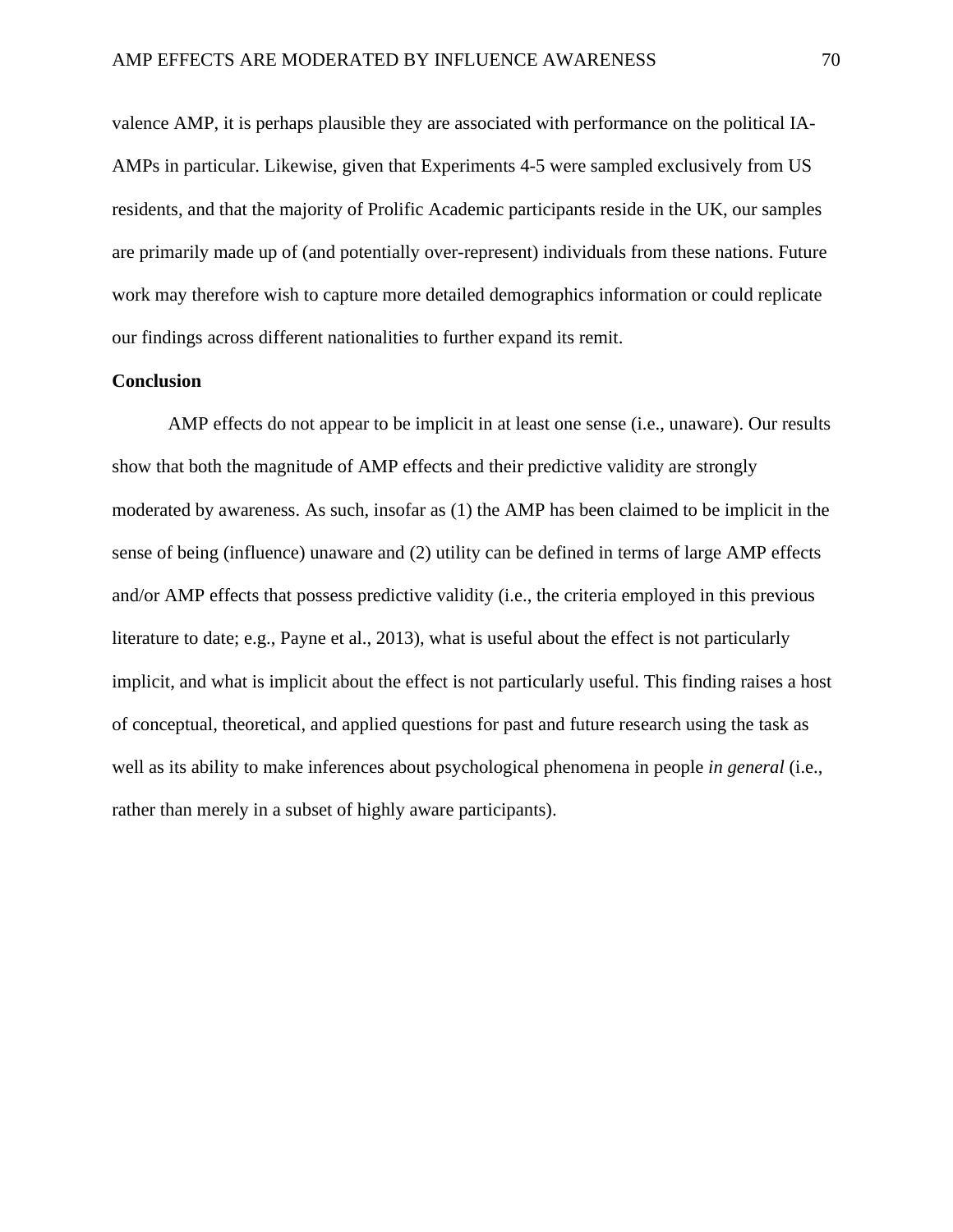valence AMP, it is perhaps plausible they are associated with performance on the political IA-AMPs in particular. Likewise, given that Experiments 4-5 were sampled exclusively from US residents, and that the majority of Prolific Academic participants reside in the UK, our samples are primarily made up of (and potentially over-represent) individuals from these nations. Future work may therefore wish to capture more detailed demographics information or could replicate our findings across different nationalities to further expand its remit.

**Conclusion**

AMP effects do not appear to be implicit in at least one sense (i.e., unaware). Our results show that both the magnitude of AMP effects and their predictive validity are strongly moderated by awareness. As such, insofar as (1) the AMP has been claimed to be implicit in the sense of being (influence) unaware and (2) utility can be defined in terms of large AMP effects and/or AMP effects that possess predictive validity (i.e., the criteria employed in this previous literature to date; e.g., Payne et al., 2013), what is useful about the effect is not particularly implicit, and what is implicit about the effect is not particularly useful. This finding raises a host of conceptual, theoretical, and applied questions for past and future research using the task as well as its ability to make inferences about psychological phenomena in people *in general* (i.e., rather than merely in a subset of highly aware participants).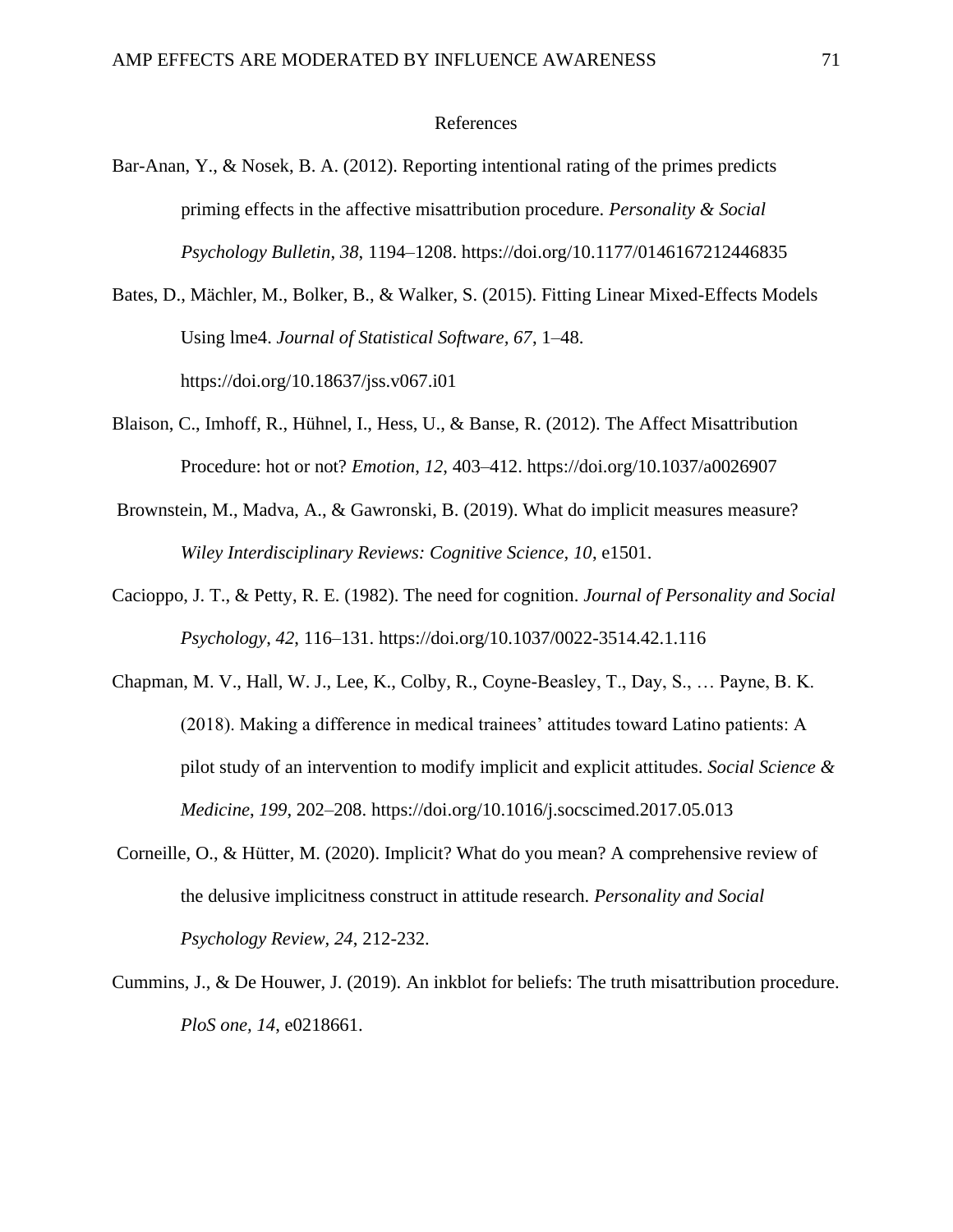# References

Bar-Anan, Y., & Nosek, B. A. (2012). Reporting intentional rating of the primes predicts priming effects in the affective misattribution procedure. *Personality & Social Psychology Bulletin*, *38*, 1194–1208. https://doi.org/10.1177/0146167212446835

Bates, D., Mächler, M., Bolker, B., & Walker, S. (2015). Fitting Linear Mixed-Effects Models Using lme4. *Journal of Statistical Software, 67*, 1–48. https://doi.org/10.18637/jss.v067.i01

Blaison, C., Imhoff, R., Hühnel, I., Hess, U., & Banse, R. (2012). The Affect Misattribution Procedure: hot or not? *Emotion, 12*, 403–412. https://doi.org/10.1037/a0026907

Brownstein, M., Madva, A., & Gawronski, B. (2019). What do implicit measures measure? *Wiley Interdisciplinary Reviews: Cognitive Science*, *10*, e1501.

Cacioppo, J. T., & Petty, R. E. (1982). The need for cognition. *Journal of Personality and Social Psychology, 42*, 116–131. https://doi.org/10.1037/0022-3514.42.1.116

Chapman, M. V., Hall, W. J., Lee, K., Colby, R., Coyne-Beasley, T., Day, S., … Payne, B. K. (2018). Making a difference in medical trainees' attitudes toward Latino patients: A pilot study of an intervention to modify implicit and explicit attitudes. *Social Science & Medicine*, *199*, 202–208. https://doi.org/10.1016/j.socscimed.2017.05.013

Corneille, O., & Hütter, M. (2020). Implicit? What do you mean? A comprehensive review of the delusive implicitness construct in attitude research. *Personality and Social Psychology Review, 24*, 212-232.

Cummins, J., & De Houwer, J. (2019). An inkblot for beliefs: The truth misattribution procedure. *PloS one, 14*, e0218661.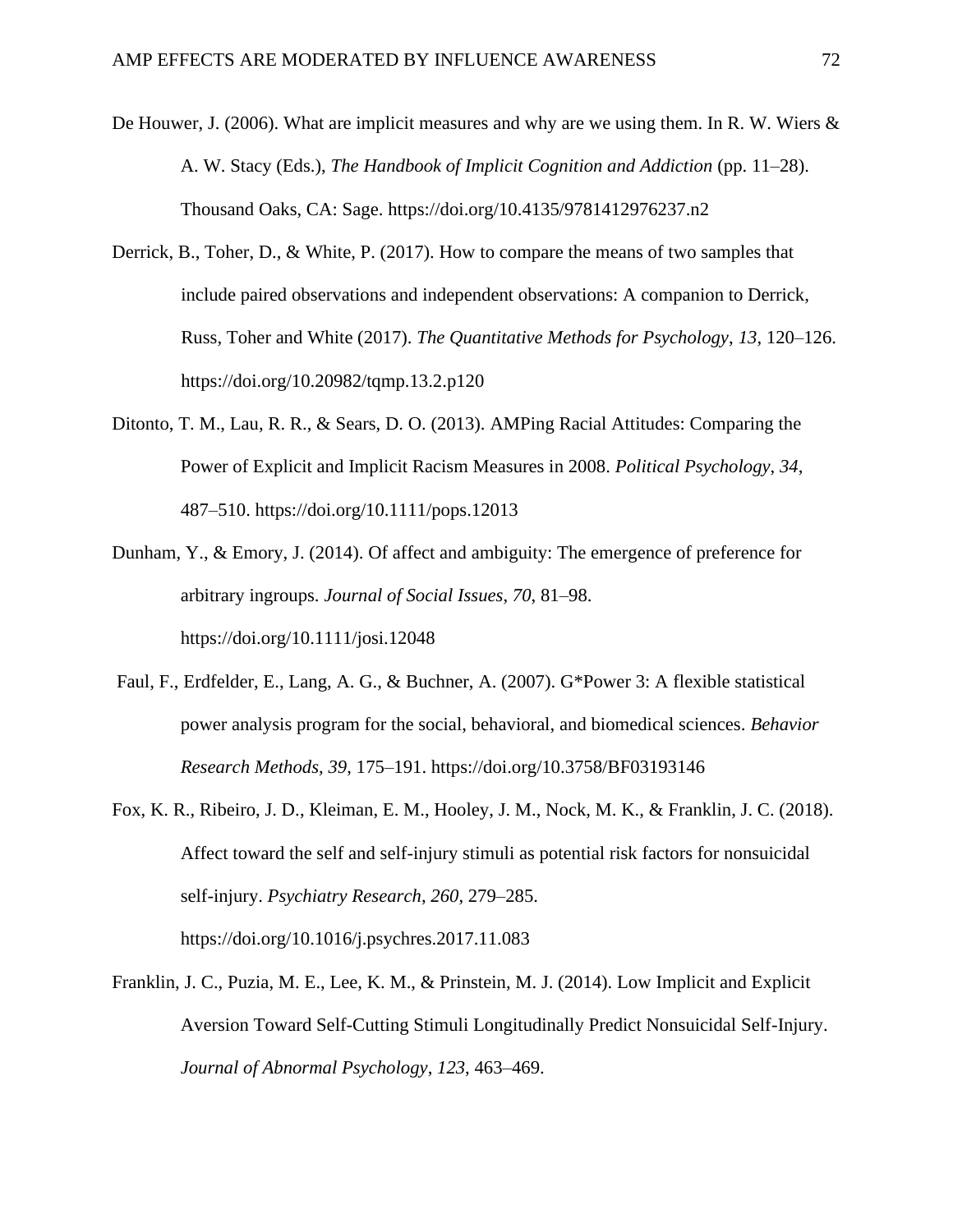De Houwer, J. (2006). What are implicit measures and why are we using them. In R. W. Wiers & A. W. Stacy (Eds.), *The Handbook of Implicit Cognition and Addiction* (pp. 11–28). Thousand Oaks, CA: Sage. https://doi.org/10.4135/9781412976237.n2

Derrick, B., Toher, D., & White, P. (2017). How to compare the means of two samples that include paired observations and independent observations: A companion to Derrick, Russ, Toher and White (2017). *The Quantitative Methods for Psychology*, *13*, 120–126. https://doi.org/10.20982/tqmp.13.2.p120

Ditonto, T. M., Lau, R. R., & Sears, D. O. (2013). AMPing Racial Attitudes: Comparing the Power of Explicit and Implicit Racism Measures in 2008. *Political Psychology*, *34*, 487–510. https://doi.org/10.1111/pops.12013

Dunham, Y., & Emory, J. (2014). Of affect and ambiguity: The emergence of preference for arbitrary ingroups. *Journal of Social Issues*, *70*, 81–98. https://doi.org/10.1111/josi.12048

Faul, F., Erdfelder, E., Lang, A. G., & Buchner, A. (2007). G*Power 3: A flexible statistical power analysis program for the social, behavioral, and biomedical sciences. *Behavior Research Methods*, *39*, 175–191. https://doi.org/10.3758/BF03193146

Fox, K. R., Ribeiro, J. D., Kleiman, E. M., Hooley, J. M., Nock, M. K., & Franklin, J. C. (2018). Affect toward the self and self-injury stimuli as potential risk factors for nonsuicidal self-injury. *Psychiatry Research*, *260*, 279–285. https://doi.org/10.1016/j.psychres.2017.11.083

Franklin, J. C., Puzia, M. E., Lee, K. M., & Prinstein, M. J. (2014). Low Implicit and Explicit Aversion Toward Self-Cutting Stimuli Longitudinally Predict Nonsuicidal Self-Injury. *Journal of Abnormal Psychology*, *123*, 463–469.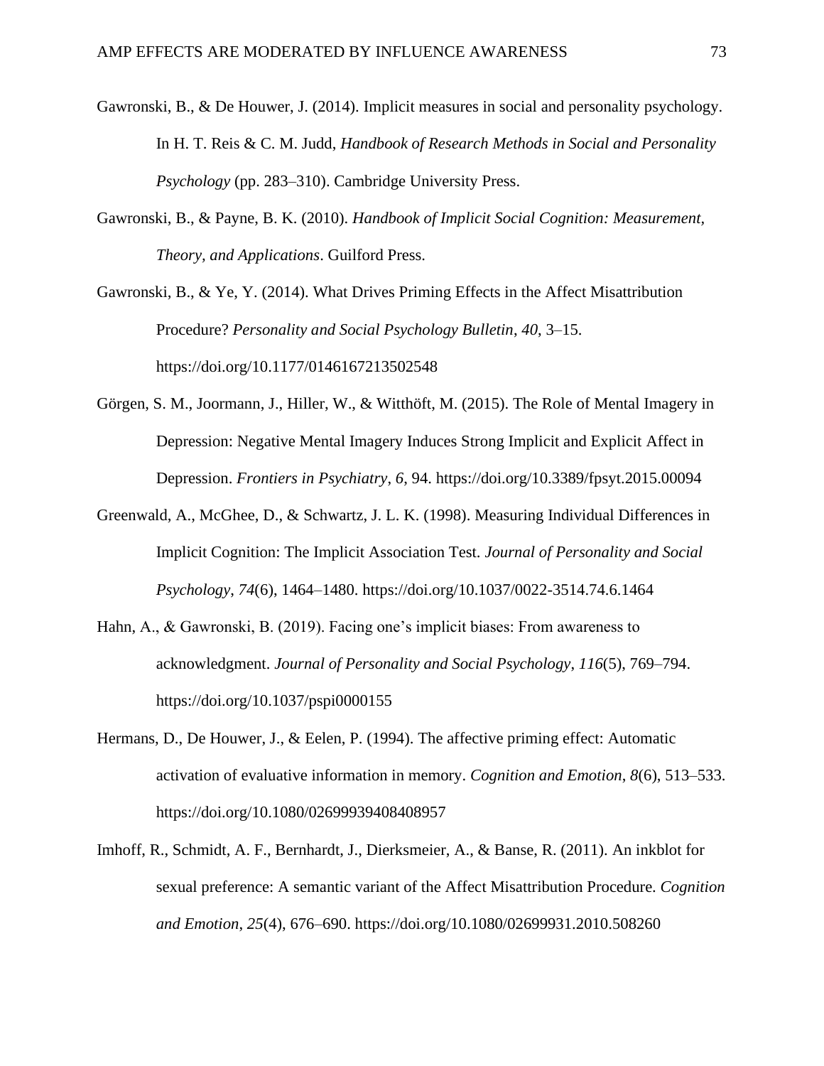Gawronski, B., & De Houwer, J. (2014). Implicit measures in social and personality psychology. In H. T. Reis & C. M. Judd, *Handbook of Research Methods in Social and Personality Psychology* (pp. 283–310). Cambridge University Press.

Gawronski, B., & Payne, B. K. (2010). *Handbook of Implicit Social Cognition: Measurement, Theory, and Applications*. Guilford Press.

Gawronski, B., & Ye, Y. (2014). What Drives Priming Effects in the Affect Misattribution Procedure? *Personality and Social Psychology Bulletin*, *40*, 3–15. https://doi.org/10.1177/0146167213502548

Görgen, S. M., Joormann, J., Hiller, W., & Witthöft, M. (2015). The Role of Mental Imagery in Depression: Negative Mental Imagery Induces Strong Implicit and Explicit Affect in Depression. *Frontiers in Psychiatry*, *6*, 94. https://doi.org/10.3389/fpsyt.2015.00094

Greenwald, A., McGhee, D., & Schwartz, J. L. K. (1998). Measuring Individual Differences in Implicit Cognition: The Implicit Association Test. *Journal of Personality and Social Psychology*, *74*(6), 1464–1480. https://doi.org/10.1037/0022-3514.74.6.1464

Hahn, A., & Gawronski, B. (2019). Facing one's implicit biases: From awareness to acknowledgment. *Journal of Personality and Social Psychology*, *116*(5), 769–794. https://doi.org/10.1037/pspi0000155

Hermans, D., De Houwer, J., & Eelen, P. (1994). The affective priming effect: Automatic activation of evaluative information in memory. *Cognition and Emotion*, *8*(6), 513–533. https://doi.org/10.1080/02699939408408957

Imhoff, R., Schmidt, A. F., Bernhardt, J., Dierksmeier, A., & Banse, R. (2011). An inkblot for sexual preference: A semantic variant of the Affect Misattribution Procedure. *Cognition and Emotion*, *25*(4), 676–690. https://doi.org/10.1080/02699931.2010.508260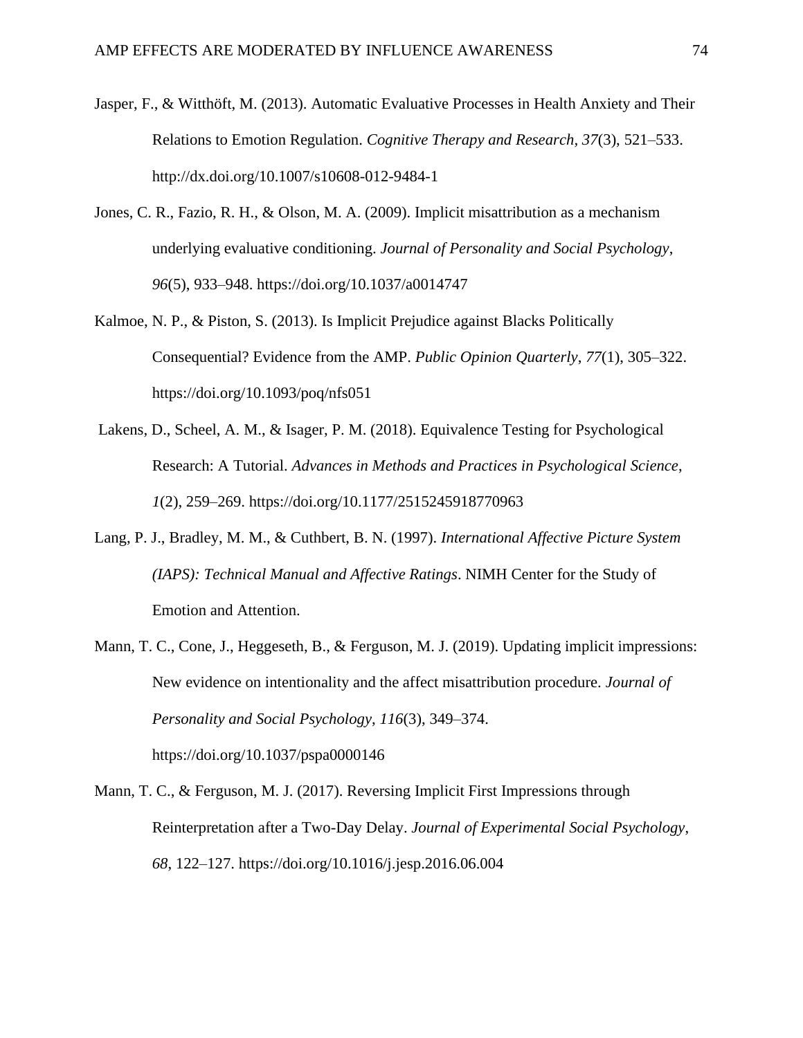Jasper, F., & Witthöft, M. (2013). Automatic Evaluative Processes in Health Anxiety and Their Relations to Emotion Regulation. *Cognitive Therapy and Research*, *37*(3), 521–533. http://dx.doi.org/10.1007/s10608-012-9484-1

Jones, C. R., Fazio, R. H., & Olson, M. A. (2009). Implicit misattribution as a mechanism underlying evaluative conditioning. *Journal of Personality and Social Psychology*, *96*(5), 933–948. https://doi.org/10.1037/a0014747

Kalmoe, N. P., & Piston, S. (2013). Is Implicit Prejudice against Blacks Politically Consequential? Evidence from the AMP. *Public Opinion Quarterly*, *77*(1), 305–322. https://doi.org/10.1093/poq/nfs051

Lakens, D., Scheel, A. M., & Isager, P. M. (2018). Equivalence Testing for Psychological Research: A Tutorial. *Advances in Methods and Practices in Psychological Science*, *1*(2), 259–269. https://doi.org/10.1177/2515245918770963

Lang, P. J., Bradley, M. M., & Cuthbert, B. N. (1997). *International Affective Picture System (IAPS): Technical Manual and Affective Ratings*. NIMH Center for the Study of Emotion and Attention.

Mann, T. C., Cone, J., Heggeseth, B., & Ferguson, M. J. (2019). Updating implicit impressions: New evidence on intentionality and the affect misattribution procedure. *Journal of Personality and Social Psychology*, *116*(3), 349–374. https://doi.org/10.1037/pspa0000146

Mann, T. C., & Ferguson, M. J. (2017). Reversing Implicit First Impressions through Reinterpretation after a Two-Day Delay. *Journal of Experimental Social Psychology*, *68*, 122–127. https://doi.org/10.1016/j.jesp.2016.06.004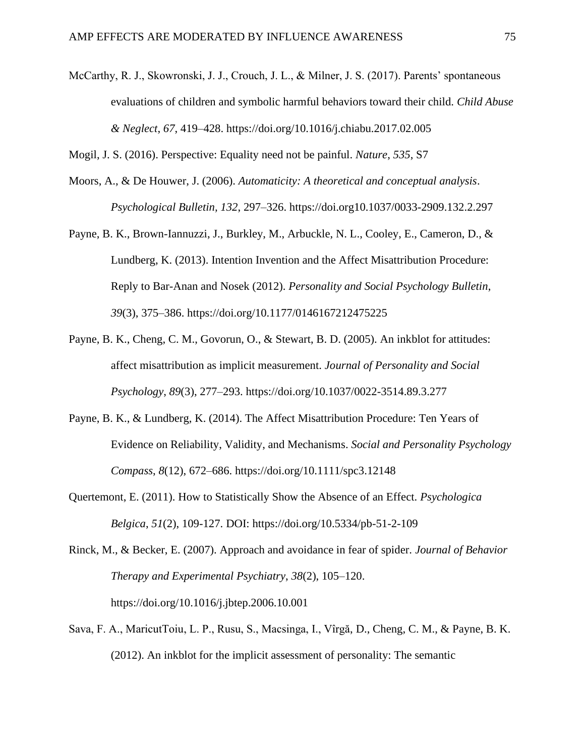McCarthy, R. J., Skowronski, J. J., Crouch, J. L., & Milner, J. S. (2017). Parents' spontaneous evaluations of children and symbolic harmful behaviors toward their child. *Child Abuse & Neglect*, *67*, 419–428. https://doi.org/10.1016/j.chiabu.2017.02.005

Mogil, J. S. (2016). Perspective: Equality need not be painful. *Nature*, *535*, S7

Moors, A., & De Houwer, J. (2006). *Automaticity: A theoretical and conceptual analysis*. *Psychological Bulletin, 132*, 297–326. https://doi.org10.1037/0033-2909.132.2.297

Payne, B. K., Brown-Iannuzzi, J., Burkley, M., Arbuckle, N. L., Cooley, E., Cameron, D., & Lundberg, K. (2013). Intention Invention and the Affect Misattribution Procedure: Reply to Bar-Anan and Nosek (2012). *Personality and Social Psychology Bulletin*, *39*(3), 375–386. https://doi.org/10.1177/0146167212475225

Payne, B. K., Cheng, C. M., Govorun, O., & Stewart, B. D. (2005). An inkblot for attitudes: affect misattribution as implicit measurement. *Journal of Personality and Social Psychology*, *89*(3), 277–293. https://doi.org/10.1037/0022-3514.89.3.277

Payne, B. K., & Lundberg, K. (2014). The Affect Misattribution Procedure: Ten Years of Evidence on Reliability, Validity, and Mechanisms. *Social and Personality Psychology Compass*, *8*(12), 672–686. https://doi.org/10.1111/spc3.12148

Quertemont, E. (2011). How to Statistically Show the Absence of an Effect. *Psychologica Belgica*, *51*(2), 109-127. DOI: https://doi.org/10.5334/pb-51-2-109

Rinck, M., & Becker, E. (2007). Approach and avoidance in fear of spider. *Journal of Behavior Therapy and Experimental Psychiatry*, *38*(2), 105–120. https://doi.org/10.1016/j.jbtep.2006.10.001

Sava, F. A., MaricutToiu, L. P., Rusu, S., Macsinga, I., Vîrgă, D., Cheng, C. M., & Payne, B. K. (2012). An inkblot for the implicit assessment of personality: The semantic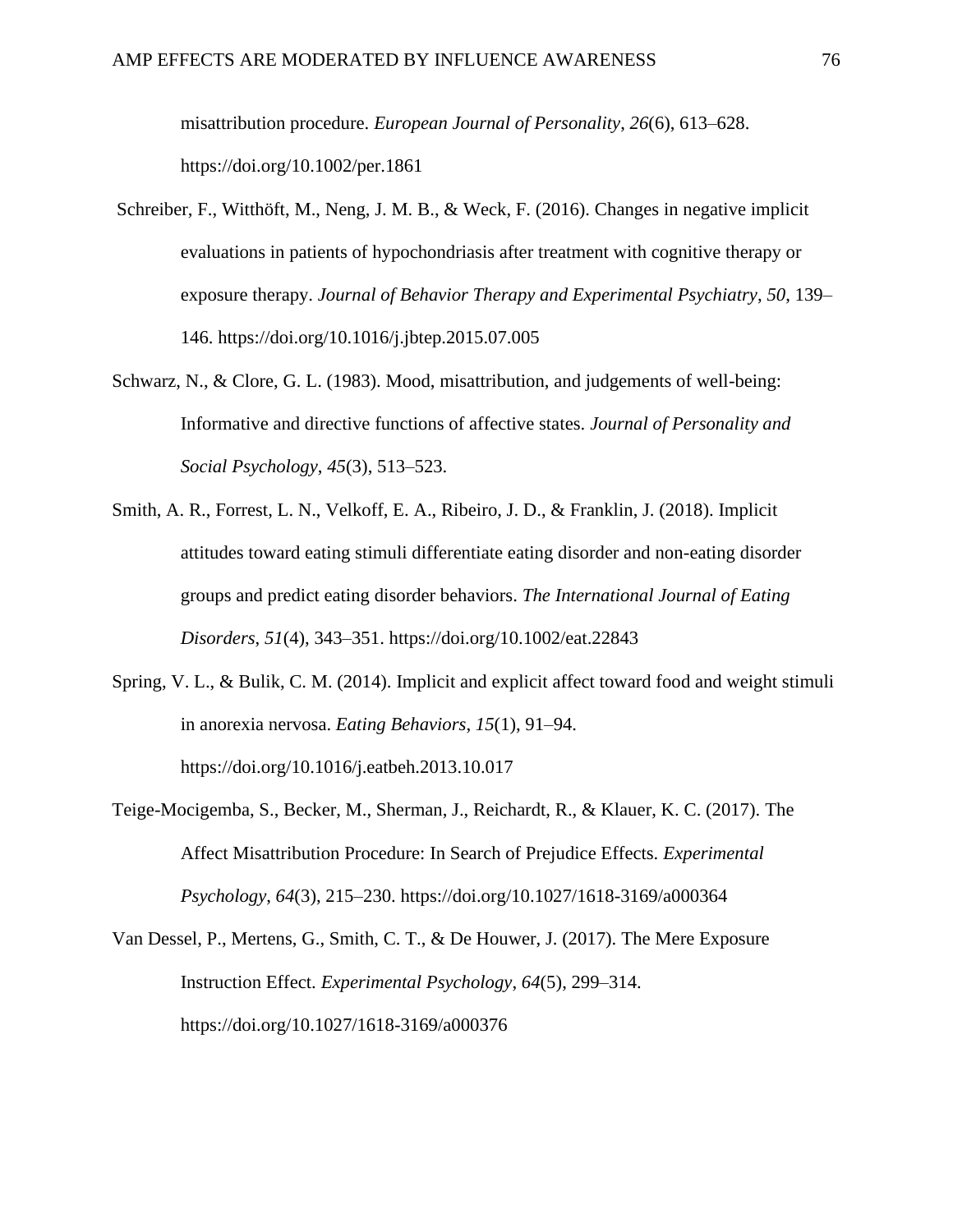misattribution procedure. *European Journal of Personality*, *26*(6), 613–628. https://doi.org/10.1002/per.1861

Schreiber, F., Witthöft, M., Neng, J. M. B., & Weck, F. (2016). Changes in negative implicit evaluations in patients of hypochondriasis after treatment with cognitive therapy or exposure therapy. *Journal of Behavior Therapy and Experimental Psychiatry*, *50*, 139–146. https://doi.org/10.1016/j.jbtep.2015.07.005

Schwarz, N., & Clore, G. L. (1983). Mood, misattribution, and judgements of well-being: Informative and directive functions of affective states. *Journal of Personality and Social Psychology*, *45*(3), 513–523.

Smith, A. R., Forrest, L. N., Velkoff, E. A., Ribeiro, J. D., & Franklin, J. (2018). Implicit attitudes toward eating stimuli differentiate eating disorder and non-eating disorder groups and predict eating disorder behaviors. *The International Journal of Eating Disorders*, *51*(4), 343–351. https://doi.org/10.1002/eat.22843

Spring, V. L., & Bulik, C. M. (2014). Implicit and explicit affect toward food and weight stimuli in anorexia nervosa. *Eating Behaviors*, *15*(1), 91–94. https://doi.org/10.1016/j.eatbeh.2013.10.017

Teige-Mocigemba, S., Becker, M., Sherman, J., Reichardt, R., & Klauer, K. C. (2017). The Affect Misattribution Procedure: In Search of Prejudice Effects. *Experimental Psychology*, *64*(3), 215–230. https://doi.org/10.1027/1618-3169/a000364

Van Dessel, P., Mertens, G., Smith, C. T., & De Houwer, J. (2017). The Mere Exposure Instruction Effect. *Experimental Psychology*, *64*(5), 299–314. https://doi.org/10.1027/1618-3169/a000376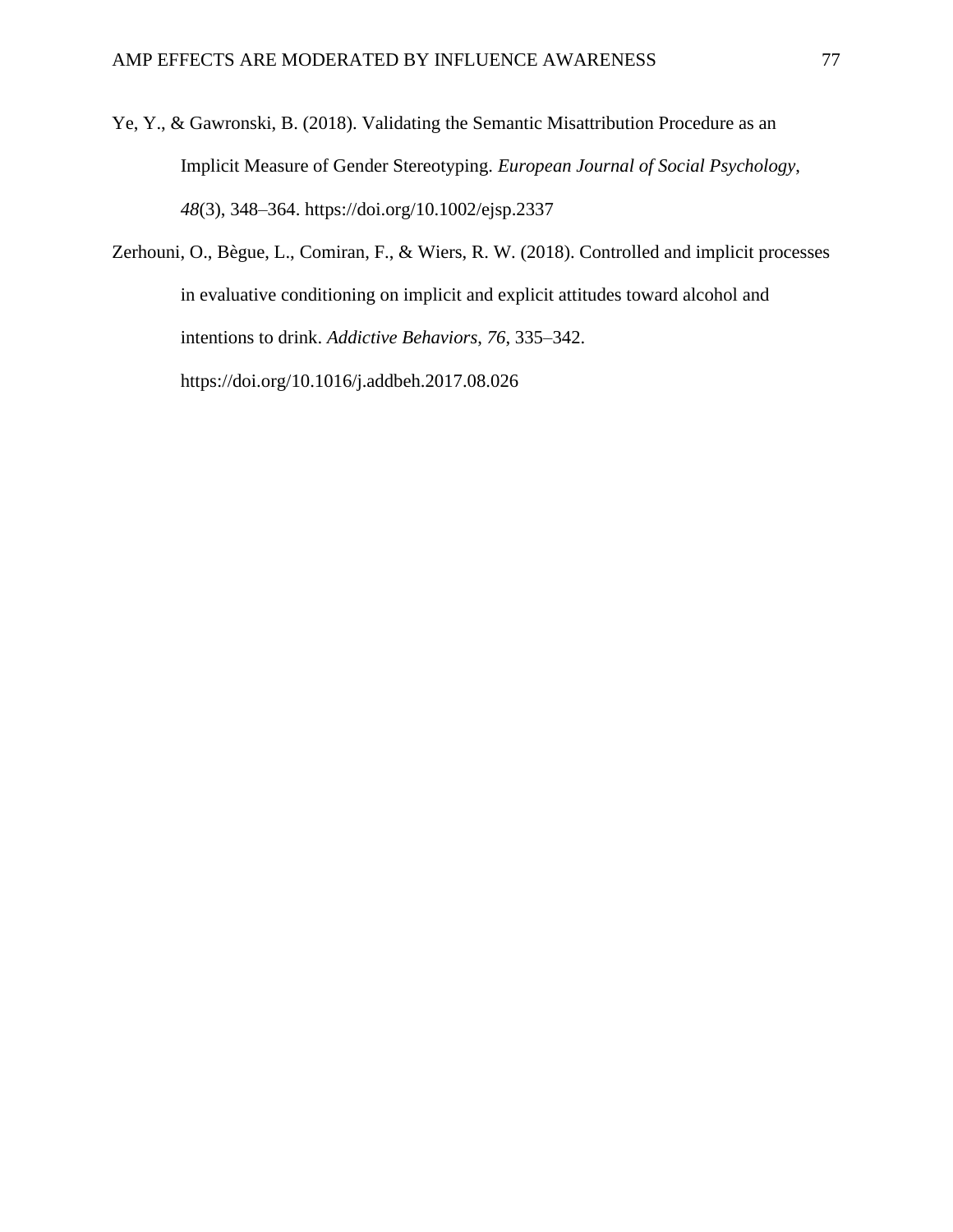Ye, Y., & Gawronski, B. (2018). Validating the Semantic Misattribution Procedure as an Implicit Measure of Gender Stereotyping. *European Journal of Social Psychology*, *48*(3), 348–364. https://doi.org/10.1002/ejsp.2337

Zerhouni, O., Bègue, L., Comiran, F., & Wiers, R. W. (2018). Controlled and implicit processes in evaluative conditioning on implicit and explicit attitudes toward alcohol and intentions to drink. *Addictive Behaviors*, *76*, 335–342. https://doi.org/10.1016/j.addbeh.2017.08.026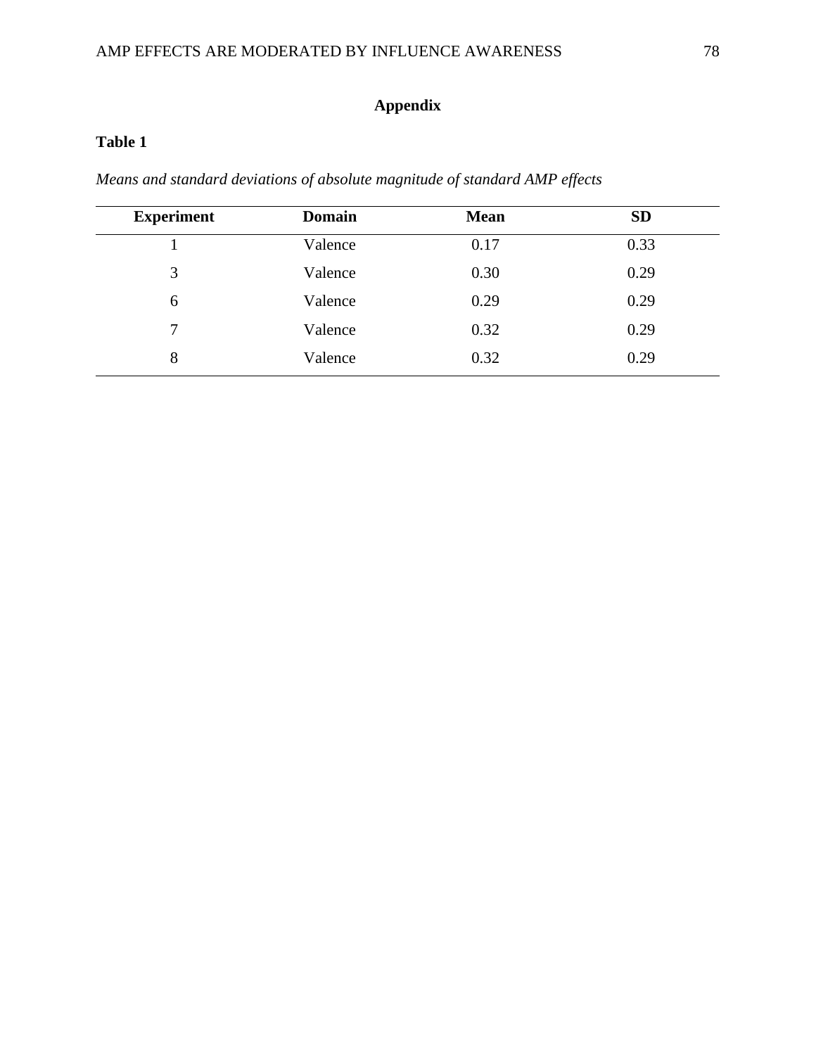# Appendix

**Table 1**

*Means and standard deviations of absolute magnitude of standard AMP effects*

| Experiment | Domain | Mean | SD |
|---|---|---|---|
| 1 | Valence | 0.17 | 0.33 |
| 3 | Valence | 0.30 | 0.29 |
| 6 | Valence | 0.29 | 0.29 |
| 7 | Valence | 0.32 | 0.29 |
| 8 | Valence | 0.32 | 0.29 |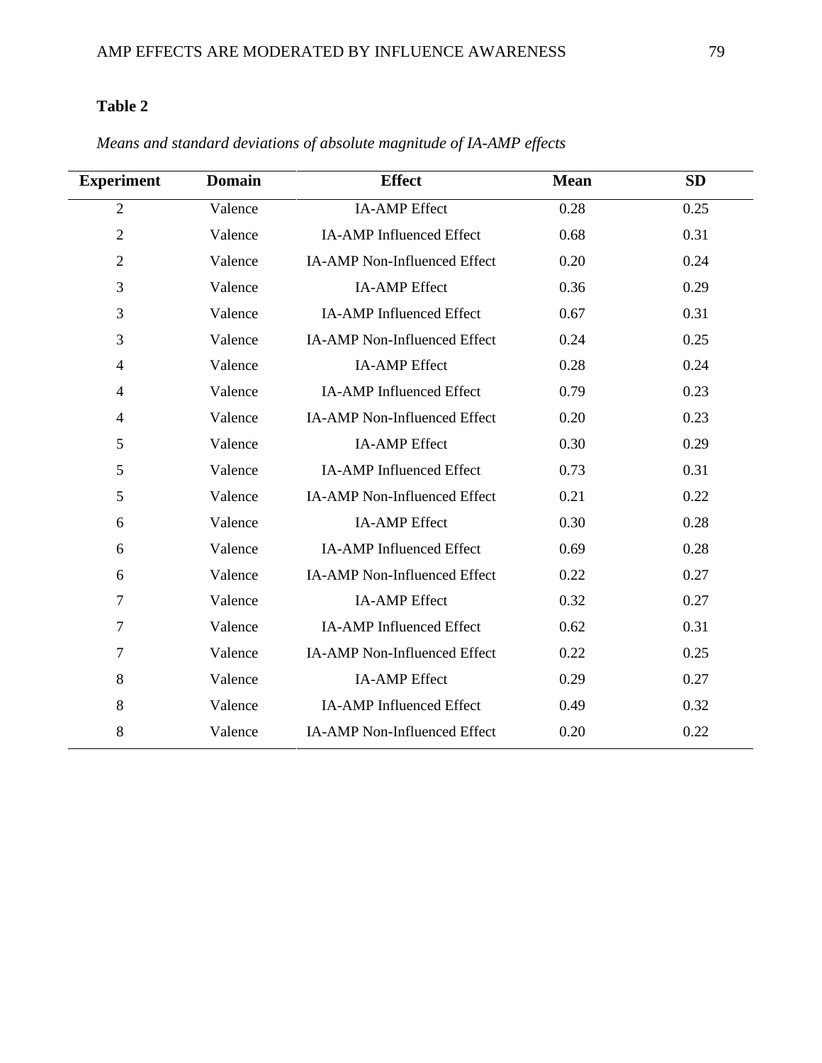**Table 2**

*Means and standard deviations of absolute magnitude of IA-AMP effects*

| Experiment | Domain | Effect | Mean | SD |
|---|---|---|---|---|
| 2 | Valence | IA-AMP Effect | 0.28 | 0.25 |
| 2 | Valence | IA-AMP Influenced Effect | 0.68 | 0.31 |
| 2 | Valence | IA-AMP Non-Influenced Effect | 0.20 | 0.24 |
| 3 | Valence | IA-AMP Effect | 0.36 | 0.29 |
| 3 | Valence | IA-AMP Influenced Effect | 0.67 | 0.31 |
| 3 | Valence | IA-AMP Non-Influenced Effect | 0.24 | 0.25 |
| 4 | Valence | IA-AMP Effect | 0.28 | 0.24 |
| 4 | Valence | IA-AMP Influenced Effect | 0.79 | 0.23 |
| 4 | Valence | IA-AMP Non-Influenced Effect | 0.20 | 0.23 |
| 5 | Valence | IA-AMP Effect | 0.30 | 0.29 |
| 5 | Valence | IA-AMP Influenced Effect | 0.73 | 0.31 |
| 5 | Valence | IA-AMP Non-Influenced Effect | 0.21 | 0.22 |
| 6 | Valence | IA-AMP Effect | 0.30 | 0.28 |
| 6 | Valence | IA-AMP Influenced Effect | 0.69 | 0.28 |
| 6 | Valence | IA-AMP Non-Influenced Effect | 0.22 | 0.27 |
| 7 | Valence | IA-AMP Effect | 0.32 | 0.27 |
| 7 | Valence | IA-AMP Influenced Effect | 0.62 | 0.31 |
| 7 | Valence | IA-AMP Non-Influenced Effect | 0.22 | 0.25 |
| 8 | Valence | IA-AMP Effect | 0.29 | 0.27 |
| 8 | Valence | IA-AMP Influenced Effect | 0.49 | 0.32 |
| 8 | Valence | IA-AMP Non-Influenced Effect | 0.20 | 0.22 |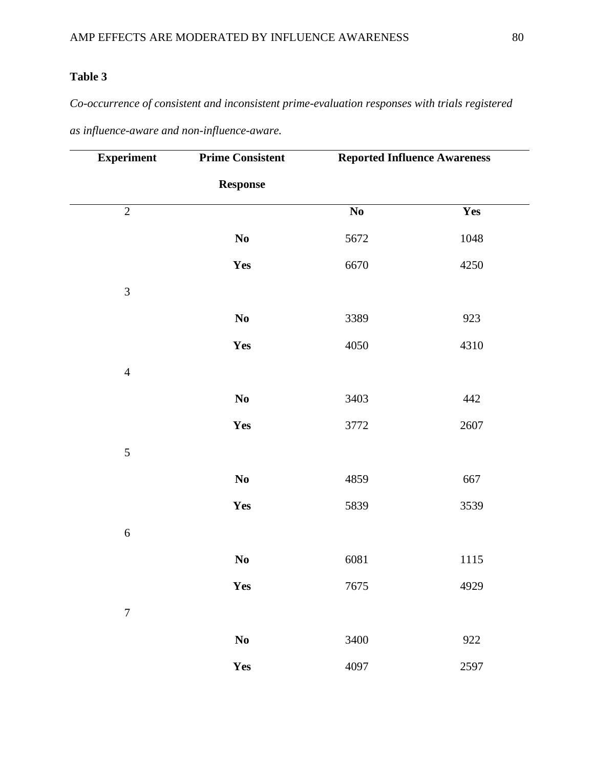**Table 3**

*Co-occurrence of consistent and inconsistent prime-evaluation responses with trials registered as influence-aware and non-influence-aware.*

| Experiment | Prime Consistent Response | Reported Influence Awareness | |
|---|---|---|---|
| 2 | | **No** | **Yes** |
| | **No** | 5672 | 1048 |
| | **Yes** | 6670 | 4250 |
| 3 | | | |
| | **No** | 3389 | 923 |
| | **Yes** | 4050 | 4310 |
| 4 | | | |
| | **No** | 3403 | 442 |
| | **Yes** | 3772 | 2607 |
| 5 | | | |
| | **No** | 4859 | 667 |
| | **Yes** | 5839 | 3539 |
| 6 | | | |
| | **No** | 6081 | 1115 |
| | **Yes** | 7675 | 4929 |
| 7 | | | |
| | **No** | 3400 | 922 |
| | **Yes** | 4097 | 2597 |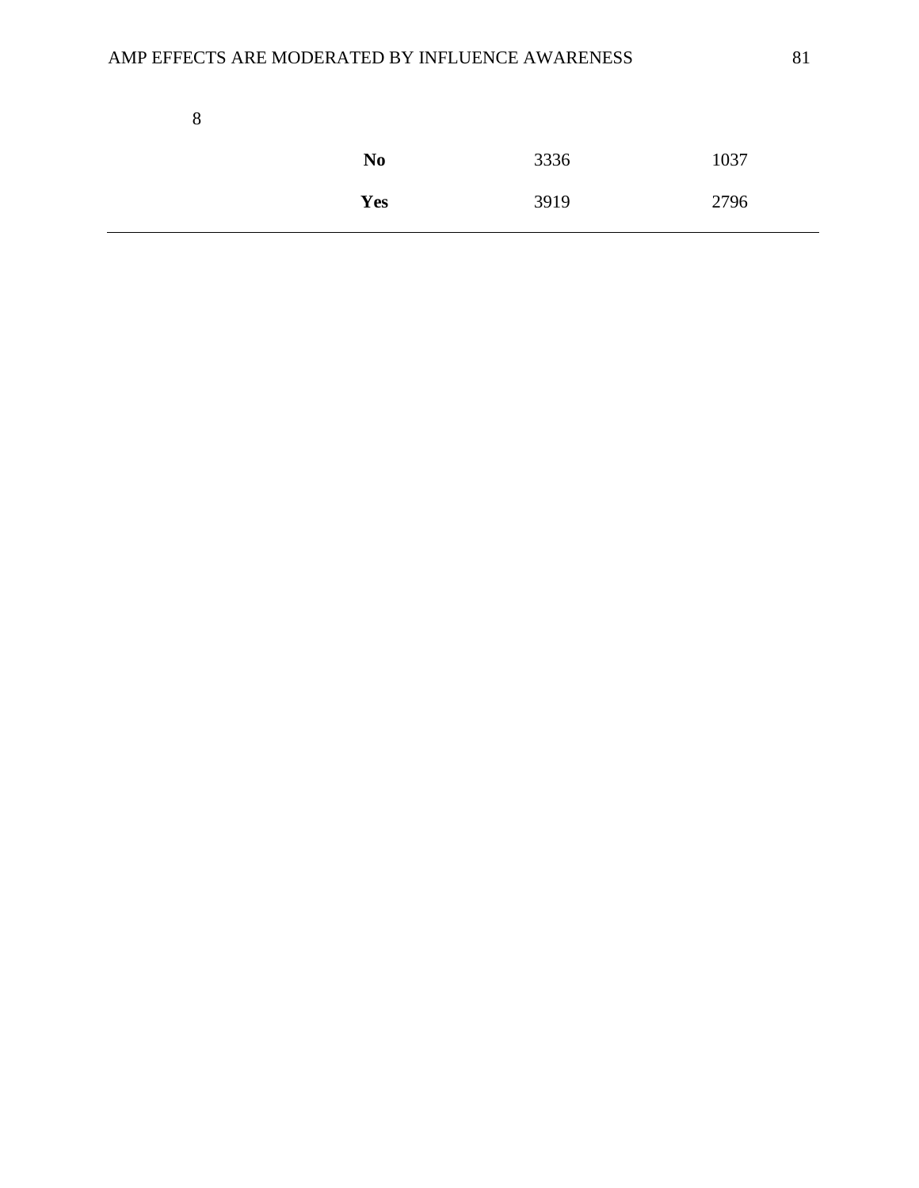| | | | |
|---|---|---|---|
| 8 | | | |
| | **No** | 3336 | 1037 |
| | **Yes** | 3919 | 2796 |